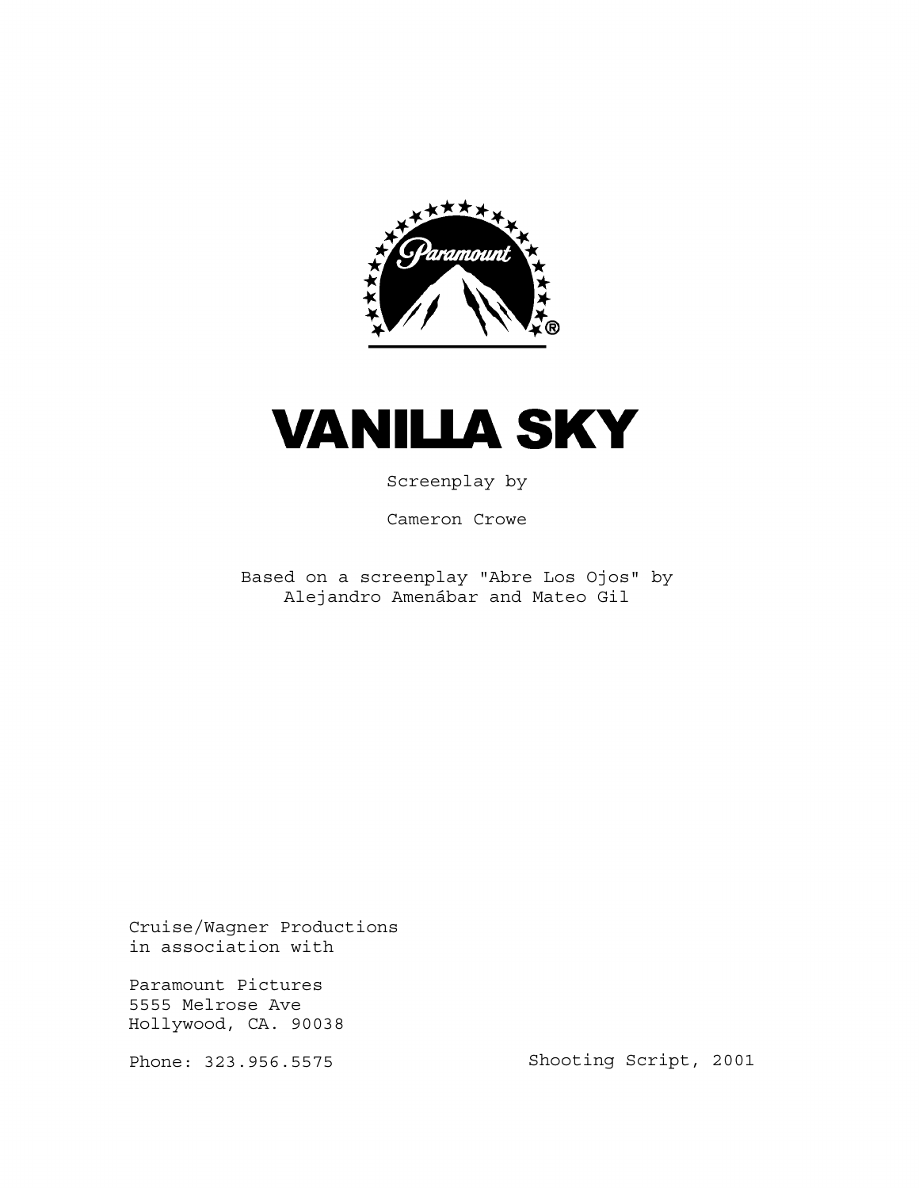# VANILLA SKY

Screenplay by

Cameron Crowe

Based on a screenplay "Abre Los Ojos" by
Alejandro Amenábar and Mateo Gil

Cruise/Wagner Productions
in association with

Paramount Pictures
5555 Melrose Ave
Hollywood, CA. 90038

Phone: 323.956.5575

Shooting Script, 2001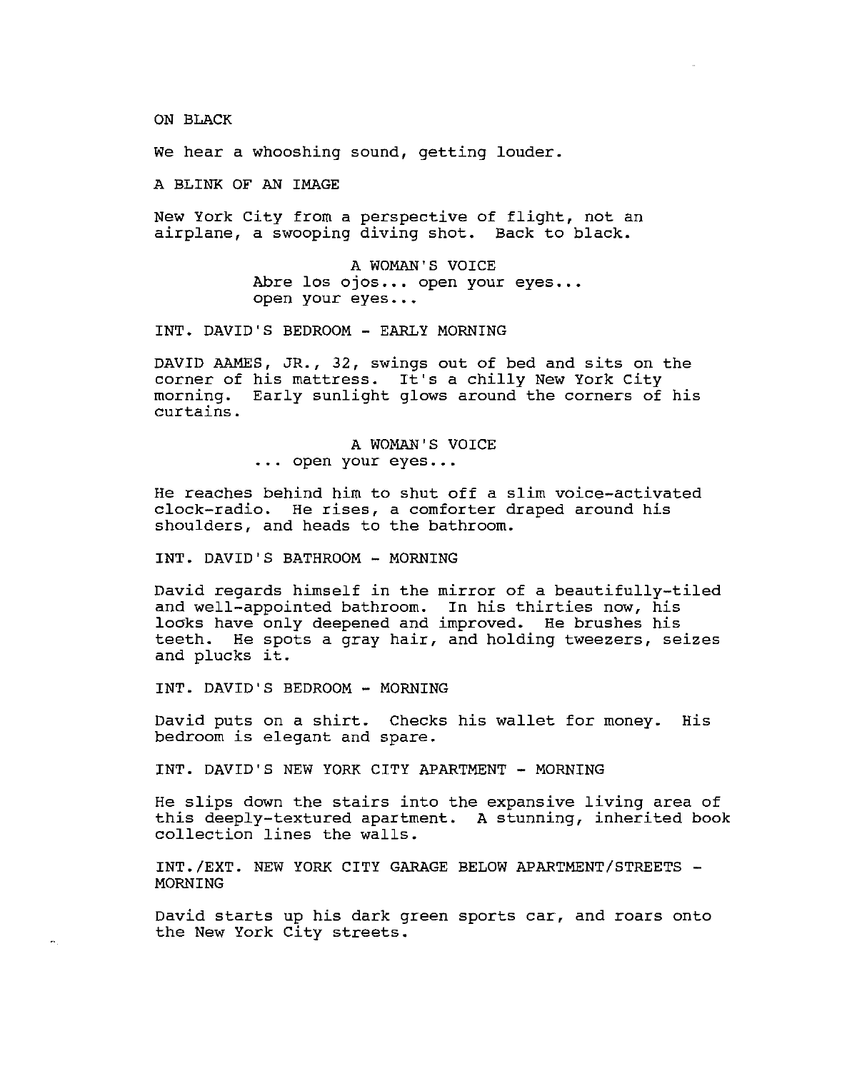ON BLACK

We hear a whooshing sound, getting louder.

A BLINK OF AN IMAGE

New York City from a perspective of flight, not an airplane, a swooping diving shot. Back to black.

A WOMAN'S VOICE
Abre los ojos... open your eyes... open your eyes...

INT. DAVID'S BEDROOM - EARLY MORNING

DAVID AAMES, JR., 32, swings out of bed and sits on the corner of his mattress. It's a chilly New York City morning. Early sunlight glows around the corners of his curtains.

A WOMAN'S VOICE
... open your eyes...

He reaches behind him to shut off a slim voice-activated clock-radio. He rises, a comforter draped around his shoulders, and heads to the bathroom.

INT. DAVID'S BATHROOM - MORNING

David regards himself in the mirror of a beautifully-tiled and well-appointed bathroom. In his thirties now, his looks have only deepened and improved. He brushes his teeth. He spots a gray hair, and holding tweezers, seizes and plucks it.

INT. DAVID'S BEDROOM - MORNING

David puts on a shirt. Checks his wallet for money. His bedroom is elegant and spare.

INT. DAVID'S NEW YORK CITY APARTMENT - MORNING

He slips down the stairs into the expansive living area of this deeply-textured apartment. A stunning, inherited book collection lines the walls.

INT./EXT. NEW YORK CITY GARAGE BELOW APARTMENT/STREETS - MORNING

David starts up his dark green sports car, and roars onto the New York City streets.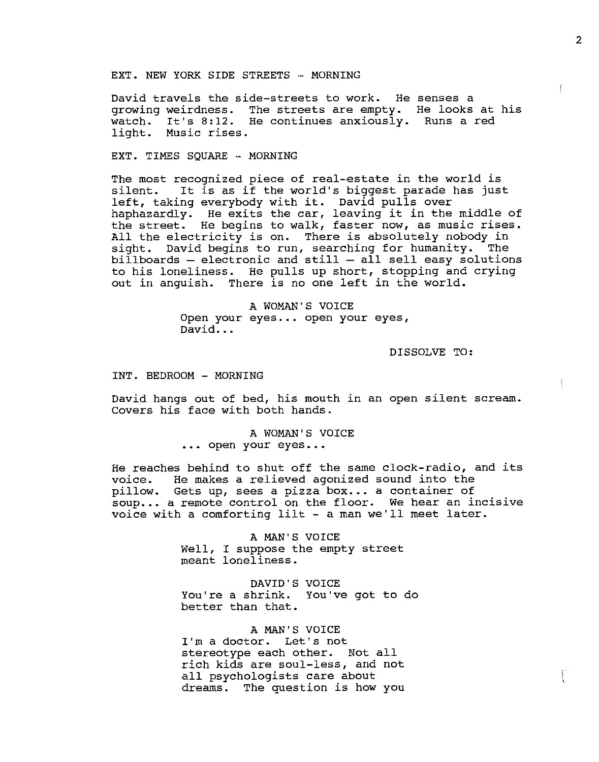EXT. NEW YORK SIDE STREETS -- MORNING

David travels the side-streets to work. He senses a growing weirdness. The streets are empty. He looks at his watch. It's 8:12. He continues anxiously. Runs a red light. Music rises.

EXT. TIMES SQUARE -- MORNING

The most recognized piece of real-estate in the world is silent. It is as if the world's biggest parade has just left, taking everybody with it. David pulls over haphazardly. He exits the car, leaving it in the middle of the street. He begins to walk, faster now, as music rises. All the electricity is on. There is absolutely nobody in sight. David begins to run, searching for humanity. The billboards – electronic and still – all sell easy solutions to his loneliness. He pulls up short, stopping and crying out in anguish. There is no one left in the world.

A WOMAN'S VOICE
Open your eyes... open your eyes, David...

DISSOLVE TO:

INT. BEDROOM - MORNING

David hangs out of bed, his mouth in an open silent scream. Covers his face with both hands.

A WOMAN'S VOICE
... open your eyes...

He reaches behind to shut off the same clock-radio, and its voice. He makes a relieved agonized sound into the pillow. Gets up, sees a pizza box... a container of soup... a remote control on the floor. We hear an incisive voice with a comforting lilt - a man we'll meet later.

A MAN'S VOICE
Well, I suppose the empty street meant loneliness.

DAVID'S VOICE
You're a shrink. You've got to do better than that.

A MAN'S VOICE
I'm a doctor. Let's not stereotype each other. Not all rich kids are soul-less, and not all psychologists care about dreams. The question is how you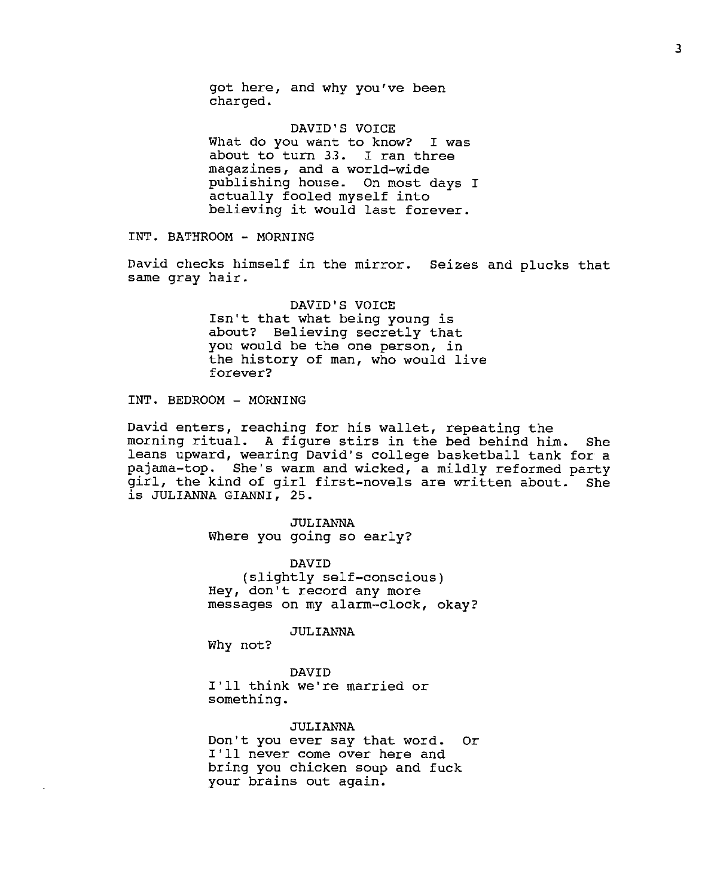got here, and why you've been charged.

DAVID'S VOICE

What do you want to know? I was about to turn 33. I ran three magazines, and a world-wide publishing house. On most days I actually fooled myself into believing it would last forever.

INT. BATHROOM - MORNING

David checks himself in the mirror. Seizes and plucks that same gray hair.

DAVID'S VOICE

Isn't that what being young is about? Believing secretly that you would be the one person, in the history of man, who would live forever?

INT. BEDROOM - MORNING

David enters, reaching for his wallet, repeating the morning ritual. A figure stirs in the bed behind him. She leans upward, wearing David's college basketball tank for a pajama-top. She's warm and wicked, a mildly reformed party girl, the kind of girl first-novels are written about. She is JULIANNA GIANNI, 25.

JULIANNA

Where you going so early?

DAVID

(slightly self-conscious)

Hey, don't record any more messages on my alarm-clock, okay?

JULIANNA

Why not?

DAVID

I'll think we're married or something.

JULIANNA

Don't you ever say that word. Or I'll never come over here and bring you chicken soup and fuck your brains out again.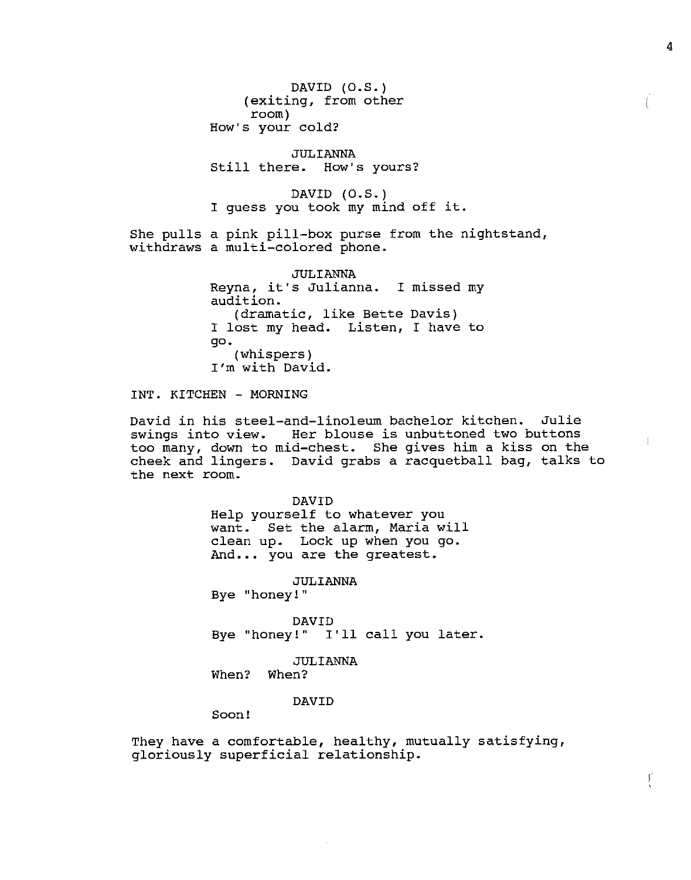DAVID (O.S.)
(exiting, from other room)
How's your cold?

JULIANNA
Still there. How's yours?

DAVID (O.S.)
I guess you took my mind off it.

She pulls a pink pill-box purse from the nightstand, withdraws a multi-colored phone.

JULIANNA
Reyna, it's Julianna. I missed my audition.
(dramatic, like Bette Davis)
I lost my head. Listen, I have to go.
(whispers)
I'm with David.

INT. KITCHEN - MORNING

David in his steel-and-linoleum bachelor kitchen. Julie swings into view. Her blouse is unbuttoned two buttons too many, down to mid-chest. She gives him a kiss on the cheek and lingers. David grabs a racquetball bag, talks to the next room.

DAVID
Help yourself to whatever you want. Set the alarm, Maria will clean up. Lock up when you go. And... you are the greatest.

JULIANNA
Bye "honey!"

DAVID
Bye "honey!" I'll call you later.

JULIANNA
When? When?

DAVID
Soon!

They have a comfortable, healthy, mutually satisfying, gloriously superficial relationship.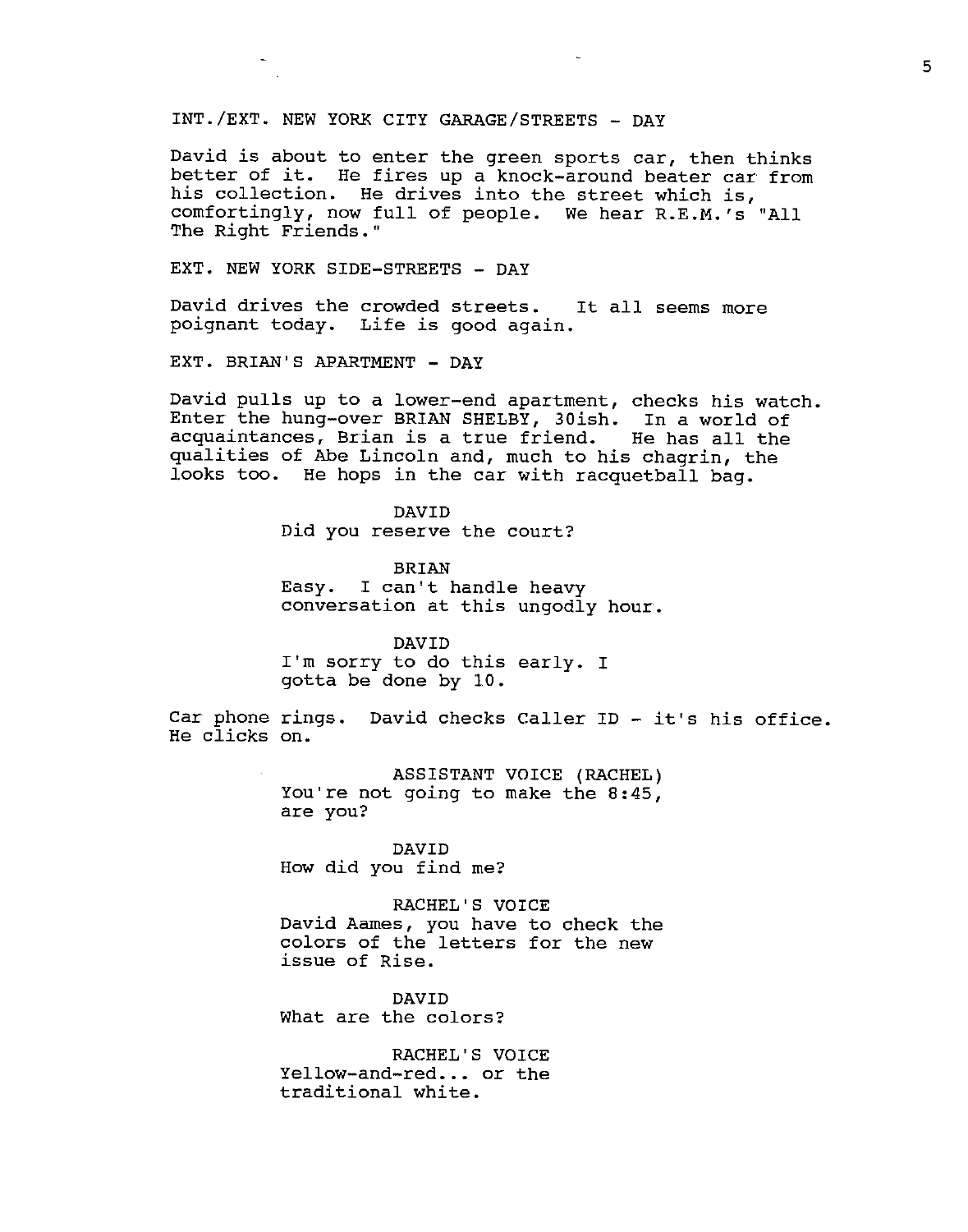INT./EXT. NEW YORK CITY GARAGE/STREETS - DAY

David is about to enter the green sports car, then thinks better of it. He fires up a knock-around beater car from his collection. He drives into the street which is, comfortingly, now full of people. We hear R.E.M.'s "All The Right Friends."

EXT. NEW YORK SIDE-STREETS - DAY

David drives the crowded streets. It all seems more poignant today. Life is good again.

EXT. BRIAN'S APARTMENT - DAY

David pulls up to a lower-end apartment, checks his watch. Enter the hung-over BRIAN SHELBY, 30ish. In a world of acquaintances, Brian is a true friend. He has all the qualities of Abe Lincoln and, much to his chagrin, the looks too. He hops in the car with racquetball bag.

DAVID
Did you reserve the court?

BRIAN
Easy. I can't handle heavy conversation at this ungodly hour.

DAVID
I'm sorry to do this early. I gotta be done by 10.

Car phone rings. David checks Caller ID - it's his office. He clicks on.

ASSISTANT VOICE (RACHEL)
You're not going to make the 8:45, are you?

DAVID
How did you find me?

RACHEL'S VOICE
David Aames, you have to check the colors of the letters for the new issue of Rise.

DAVID
What are the colors?

RACHEL'S VOICE
Yellow-and-red... or the traditional white.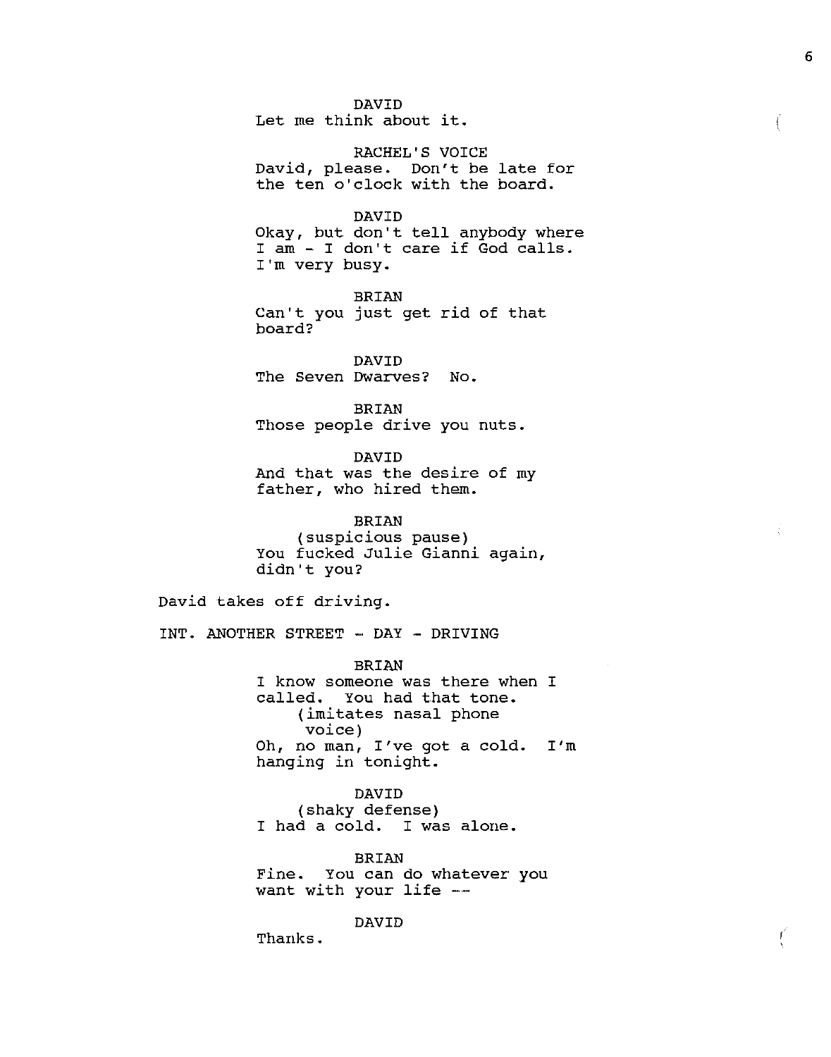DAVID
Let me think about it.

RACHEL'S VOICE
David, please. Don't be late for the ten o'clock with the board.

DAVID
Okay, but don't tell anybody where I am - I don't care if God calls. I'm very busy.

BRIAN
Can't you just get rid of that board?

DAVID
The Seven Dwarves? No.

BRIAN
Those people drive you nuts.

DAVID
And that was the desire of my father, who hired them.

BRIAN
(suspicious pause)
You fucked Julie Gianni again, didn't you?

David takes off driving.

INT. ANOTHER STREET - DAY - DRIVING

BRIAN
I know someone was there when I called. You had that tone.
(imitates nasal phone voice)
Oh, no man, I've got a cold. I'm hanging in tonight.

DAVID
(shaky defense)
I had a cold. I was alone.

BRIAN
Fine. You can do whatever you want with your life --

DAVID
Thanks.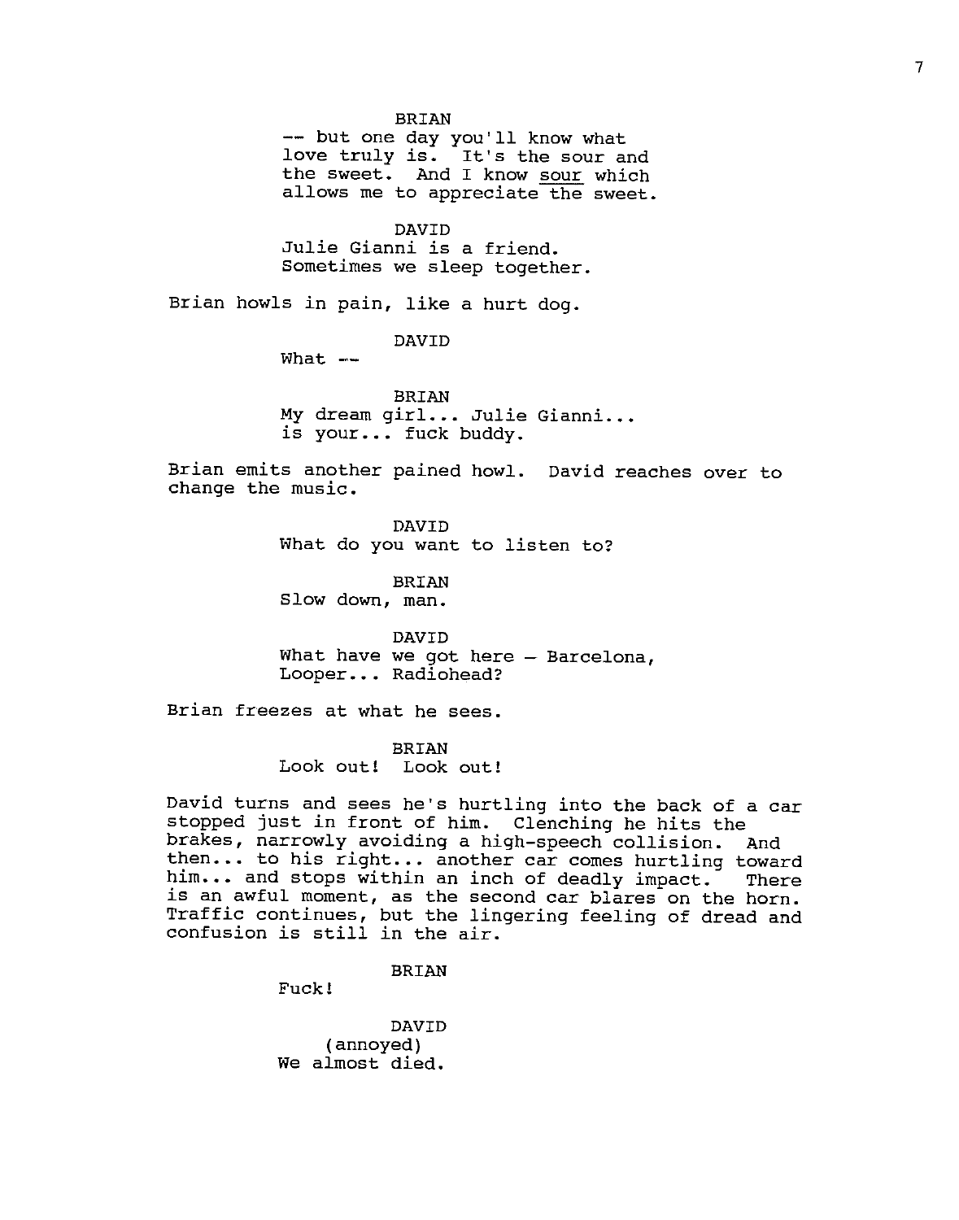BRIAN

-- but one day you'll know what love truly is. It's the sour and the sweet. And I know sour which allows me to appreciate the sweet.

DAVID

Julie Gianni is a friend. Sometimes we sleep together.

Brian howls in pain, like a hurt dog.

DAVID

What --

BRIAN

My dream girl... Julie Gianni... is your... fuck buddy.

Brian emits another pained howl. David reaches over to change the music.

DAVID

What do you want to listen to?

BRIAN

Slow down, man.

DAVID

What have we got here – Barcelona, Looper... Radiohead?

Brian freezes at what he sees.

BRIAN

Look out! Look out!

David turns and sees he's hurtling into the back of a car stopped just in front of him. Clenching he hits the brakes, narrowly avoiding a high-speech collision. And then... to his right... another car comes hurtling toward him... and stops within an inch of deadly impact. There is an awful moment, as the second car blares on the horn. Traffic continues, but the lingering feeling of dread and confusion is still in the air.

BRIAN

Fuck!

DAVID

(annoyed)

We almost died.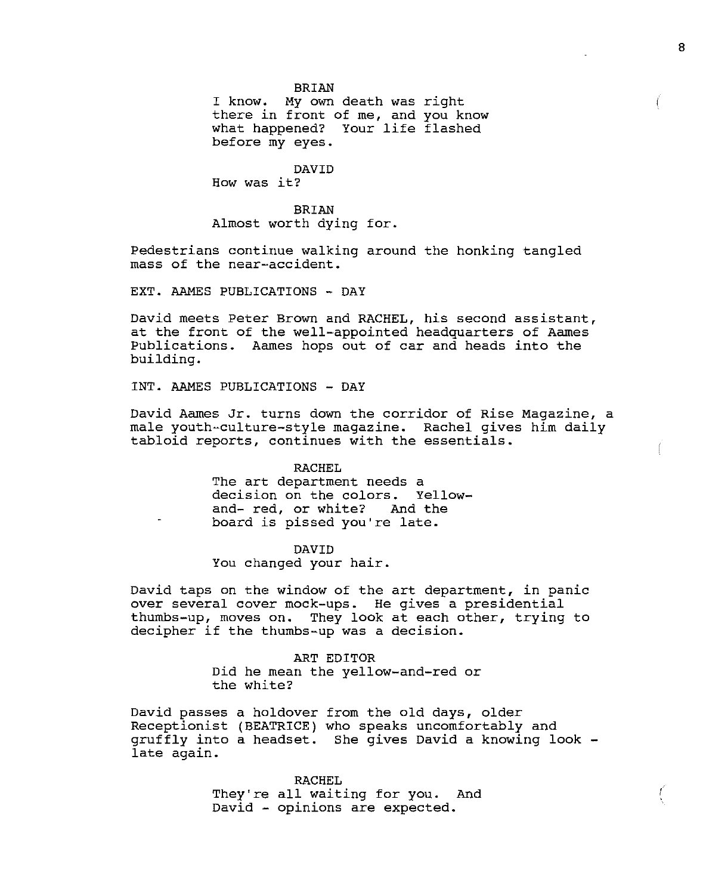BRIAN
I know. My own death was right there in front of me, and you know what happened? Your life flashed before my eyes.

DAVID
How was it?

BRIAN
Almost worth dying for.

Pedestrians continue walking around the honking tangled mass of the near-accident.

EXT. AAMES PUBLICATIONS - DAY

David meets Peter Brown and RACHEL, his second assistant, at the front of the well-appointed headquarters of Aames Publications. Aames hops out of car and heads into the building.

INT. AAMES PUBLICATIONS - DAY

David Aames Jr. turns down the corridor of Rise Magazine, a male youth-culture-style magazine. Rachel gives him daily tabloid reports, continues with the essentials.

RACHEL
The art department needs a decision on the colors. Yellow-and- red, or white? And the board is pissed you're late.

DAVID
You changed your hair.

David taps on the window of the art department, in panic over several cover mock-ups. He gives a presidential thumbs-up, moves on. They look at each other, trying to decipher if the thumbs-up was a decision.

ART EDITOR
Did he mean the yellow-and-red or the white?

David passes a holdover from the old days, older Receptionist (BEATRICE) who speaks uncomfortably and gruffly into a headset. She gives David a knowing look - late again.

RACHEL
They're all waiting for you. And David - opinions are expected.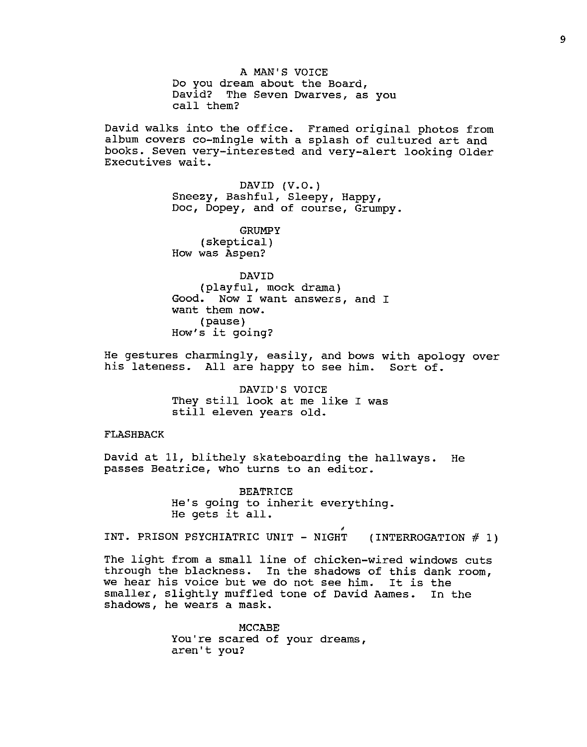A MAN'S VOICE
Do you dream about the Board, David? The Seven Dwarves, as you call them?

David walks into the office. Framed original photos from album covers co-mingle with a splash of cultured art and books. Seven very-interested and very-alert looking Older Executives wait.

DAVID (V.O.)
Sneezy, Bashful, Sleepy, Happy, Doc, Dopey, and of course, Grumpy.

GRUMPY
(skeptical)
How was Aspen?

DAVID
(playful, mock drama)
Good. Now I want answers, and I want them now.
(pause)
How's it going?

He gestures charmingly, easily, and bows with apology over his lateness. All are happy to see him. Sort of.

DAVID'S VOICE
They still look at me like I was still eleven years old.

FLASHBACK

David at 11, blithely skateboarding the hallways. He passes Beatrice, who turns to an editor.

BEATRICE
He's going to inherit everything. He gets it all.

INT. PRISON PSYCHIATRIC UNIT - NIGHT (INTERROGATION # 1)

The light from a small line of chicken-wired windows cuts through the blackness. In the shadows of this dank room, we hear his voice but we do not see him. It is the smaller, slightly muffled tone of David Aames. In the shadows, he wears a mask.

MCCABE
You're scared of your dreams, aren't you?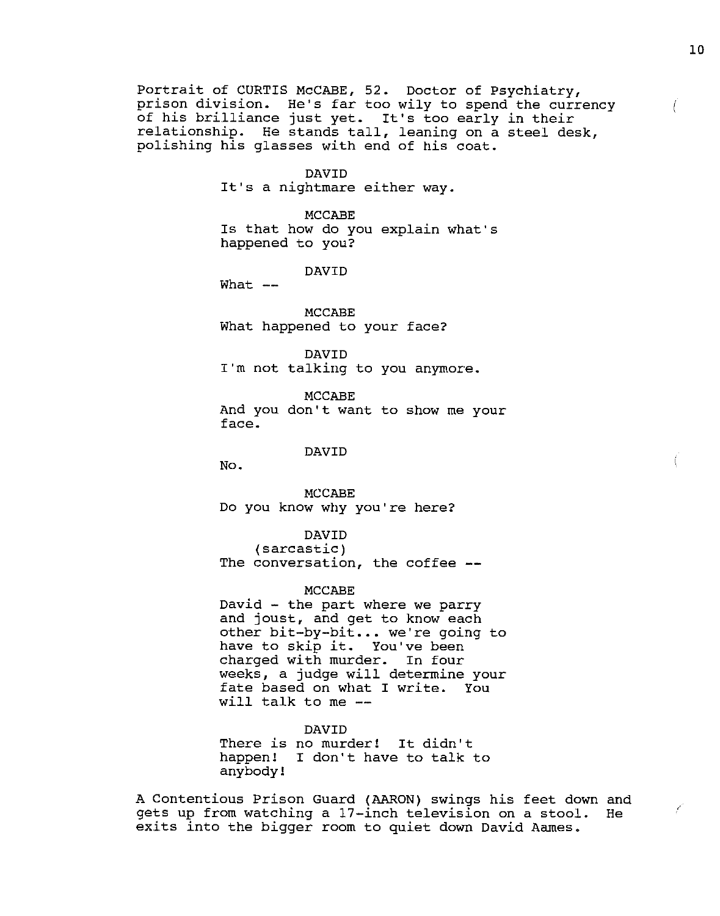Portrait of CURTIS McCABE, 52. Doctor of Psychiatry, prison division. He's far too wily to spend the currency of his brilliance just yet. It's too early in their relationship. He stands tall, leaning on a steel desk, polishing his glasses with end of his coat.

DAVID
It's a nightmare either way.

MCCABE
Is that how do you explain what's happened to you?

DAVID
What --

MCCABE
What happened to your face?

DAVID
I'm not talking to you anymore.

MCCABE
And you don't want to show me your face.

DAVID
No.

MCCABE
Do you know why you're here?

DAVID
(sarcastic)
The conversation, the coffee --

MCCABE
David - the part where we parry and joust, and get to know each other bit-by-bit... we're going to have to skip it. You've been charged with murder. In four weeks, a judge will determine your fate based on what I write. You will talk to me --

DAVID
There is no murder! It didn't happen! I don't have to talk to anybody!

A Contentious Prison Guard (AARON) swings his feet down and gets up from watching a 17-inch television on a stool. He exits into the bigger room to quiet down David Aames.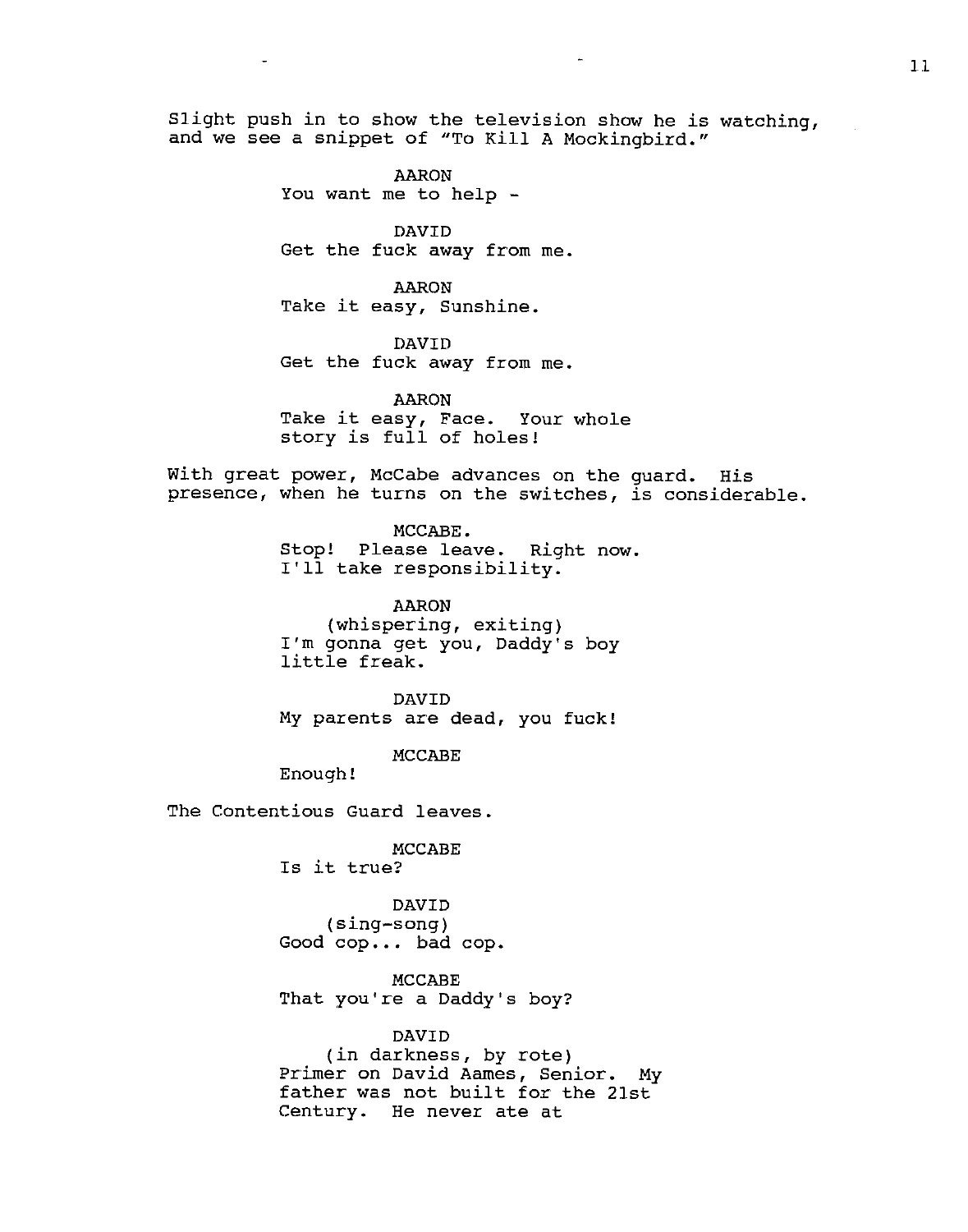Slight push in to show the television show he is watching, and we see a snippet of "To Kill A Mockingbird."

AARON
You want me to help -

DAVID
Get the fuck away from me.

AARON
Take it easy, Sunshine.

DAVID
Get the fuck away from me.

AARON
Take it easy, Face. Your whole story is full of holes!

With great power, McCabe advances on the guard. His presence, when he turns on the switches, is considerable.

MCCABE.
Stop! Please leave. Right now. I'll take responsibility.

AARON
(whispering, exiting)
I'm gonna get you, Daddy's boy little freak.

DAVID
My parents are dead, you fuck!

MCCABE
Enough!

The Contentious Guard leaves.

MCCABE
Is it true?

DAVID
(sing-song)
Good cop... bad cop.

MCCABE
That you're a Daddy's boy?

DAVID
(in darkness, by rote)
Primer on David Aames, Senior. My father was not built for the 21st Century. He never ate at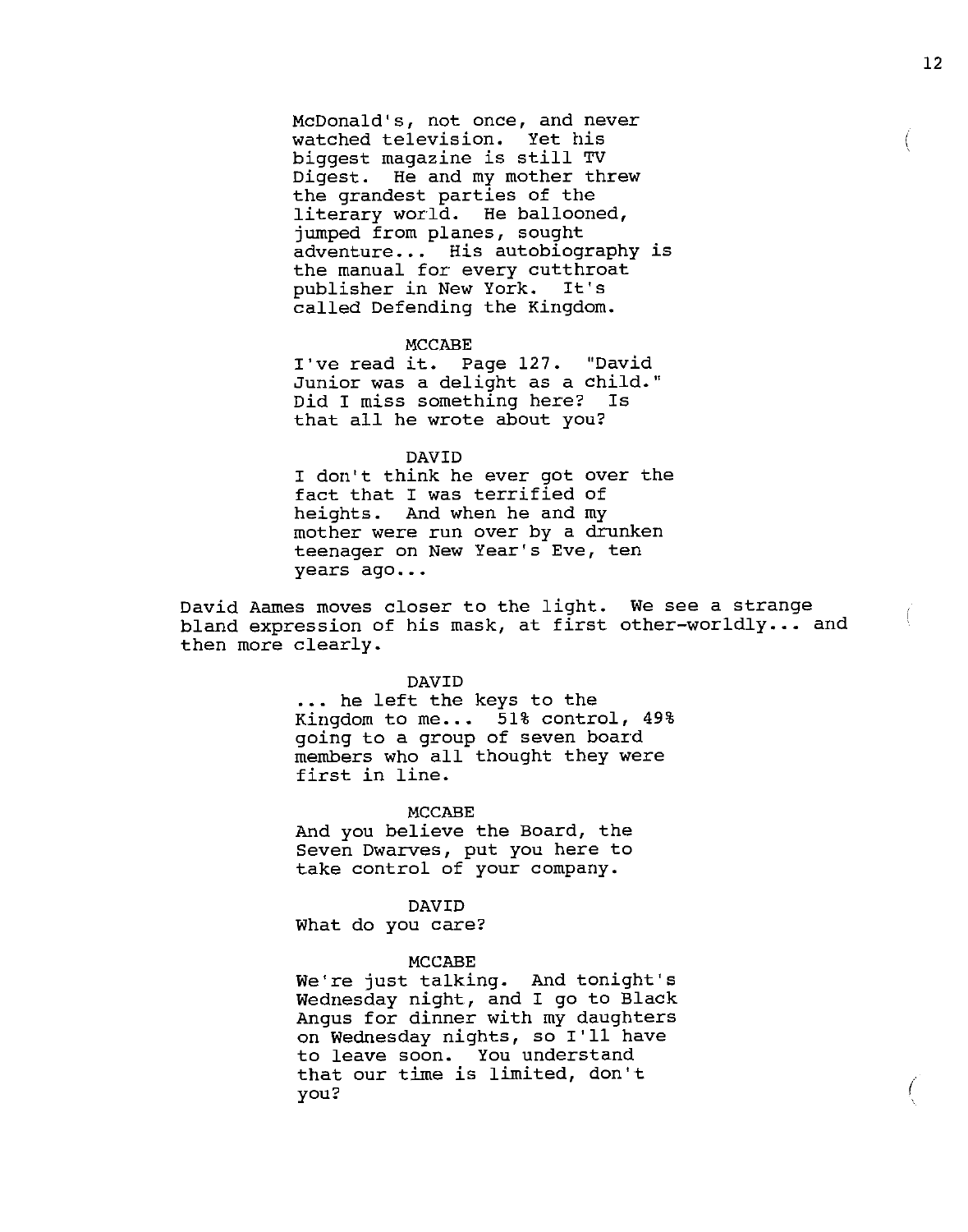McDonald's, not once, and never watched television. Yet his biggest magazine is still TV Digest. He and my mother threw the grandest parties of the literary world. He ballooned, jumped from planes, sought adventure... His autobiography is the manual for every cutthroat publisher in New York. It's called Defending the Kingdom.

MCCABE

I've read it. Page 127. "David Junior was a delight as a child." Did I miss something here? Is that all he wrote about you?

DAVID

I don't think he ever got over the fact that I was terrified of heights. And when he and my mother were run over by a drunken teenager on New Year's Eve, ten years ago...

David Aames moves closer to the light. We see a strange bland expression of his mask, at first other-worldly... and then more clearly.

DAVID

... he left the keys to the Kingdom to me... 51% control, 49% going to a group of seven board members who all thought they were first in line.

MCCABE

And you believe the Board, the Seven Dwarves, put you here to take control of your company.

DAVID

What do you care?

MCCABE

We're just talking. And tonight's Wednesday night, and I go to Black Angus for dinner with my daughters on Wednesday nights, so I'll have to leave soon. You understand that our time is limited, don't you?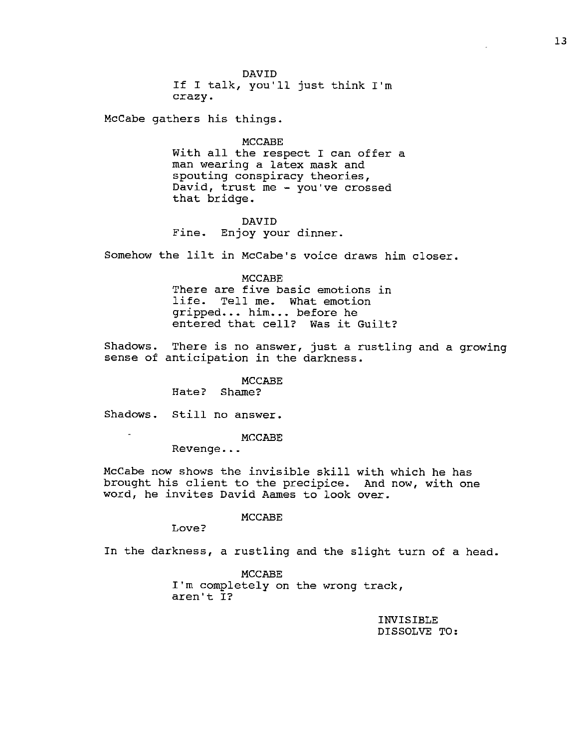DAVID
If I talk, you'll just think I'm crazy.

McCabe gathers his things.

MCCABE
With all the respect I can offer a man wearing a latex mask and spouting conspiracy theories, David, trust me - you've crossed that bridge.

DAVID
Fine. Enjoy your dinner.

Somehow the lilt in McCabe's voice draws him closer.

MCCABE
There are five basic emotions in life. Tell me. What emotion gripped... him... before he entered that cell? Was it Guilt?

Shadows. There is no answer, just a rustling and a growing sense of anticipation in the darkness.

MCCABE
Hate? Shame?

Shadows. Still no answer.

MCCABE
Revenge...

McCabe now shows the invisible skill with which he has brought his client to the precipice. And now, with one word, he invites David Aames to look over.

MCCABE
Love?

In the darkness, a rustling and the slight turn of a head.

MCCABE
I'm completely on the wrong track, aren't I?

INVISIBLE DISSOLVE TO: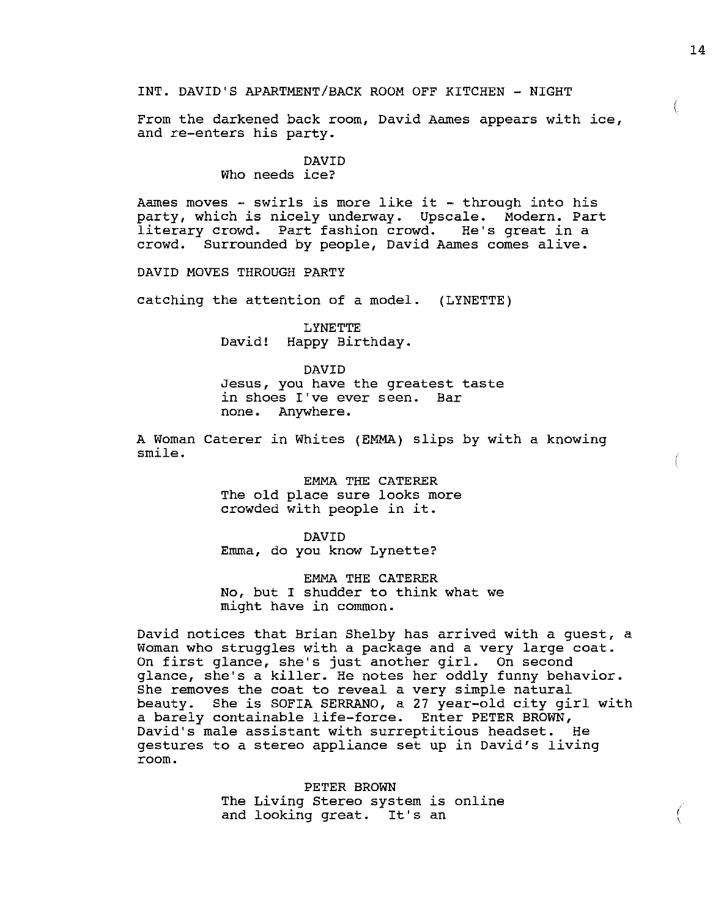INT. DAVID'S APARTMENT/BACK ROOM OFF KITCHEN - NIGHT

From the darkened back room, David Aames appears with ice, and re-enters his party.

DAVID
Who needs ice?

Aames moves - swirls is more like it - through into his party, which is nicely underway. Upscale. Modern. Part literary crowd. Part fashion crowd. He's great in a crowd. Surrounded by people, David Aames comes alive.

DAVID MOVES THROUGH PARTY

catching the attention of a model. (LYNETTE)

LYNETTE
David! Happy Birthday.

DAVID
Jesus, you have the greatest taste in shoes I've ever seen. Bar none. Anywhere.

A Woman Caterer in Whites (EMMA) slips by with a knowing smile.

EMMA THE CATERER
The old place sure looks more crowded with people in it.

DAVID
Emma, do you know Lynette?

EMMA THE CATERER
No, but I shudder to think what we might have in common.

David notices that Brian Shelby has arrived with a guest, a Woman who struggles with a package and a very large coat. On first glance, she's just another girl. On second glance, she's a killer. He notes her oddly funny behavior. She removes the coat to reveal a very simple natural beauty. She is SOFIA SERRANO, a 27 year-old city girl with a barely containable life-force. Enter PETER BROWN, David's male assistant with surreptitious headset. He gestures to a stereo appliance set up in David's living room.

PETER BROWN
The Living Stereo system is online and looking great. It's an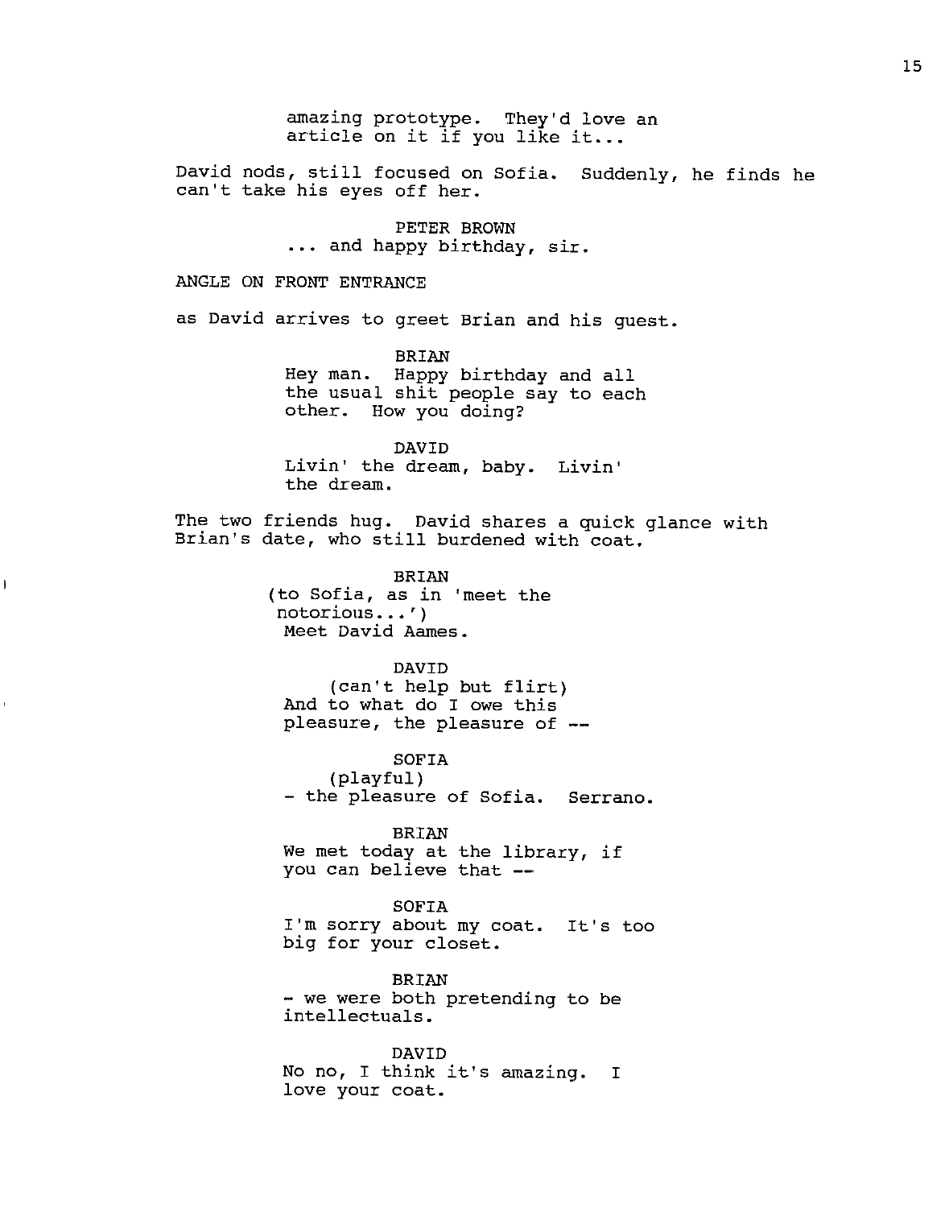amazing prototype. They'd love an article on it if you like it...

David nods, still focused on Sofia. Suddenly, he finds he can't take his eyes off her.

PETER BROWN
... and happy birthday, sir.

ANGLE ON FRONT ENTRANCE

as David arrives to greet Brian and his guest.

BRIAN
Hey man. Happy birthday and all the usual shit people say to each other. How you doing?

DAVID
Livin' the dream, baby. Livin' the dream.

The two friends hug. David shares a quick glance with Brian's date, who still burdened with coat.

BRIAN
(to Sofia, as in 'meet the notorious...')
Meet David Aames.

DAVID
(can't help but flirt)
And to what do I owe this pleasure, the pleasure of --

SOFIA
(playful)
- the pleasure of Sofia. Serrano.

BRIAN
We met today at the library, if you can believe that --

SOFIA
I'm sorry about my coat. It's too big for your closet.

BRIAN
- we were both pretending to be intellectuals.

DAVID
No no, I think it's amazing. I love your coat.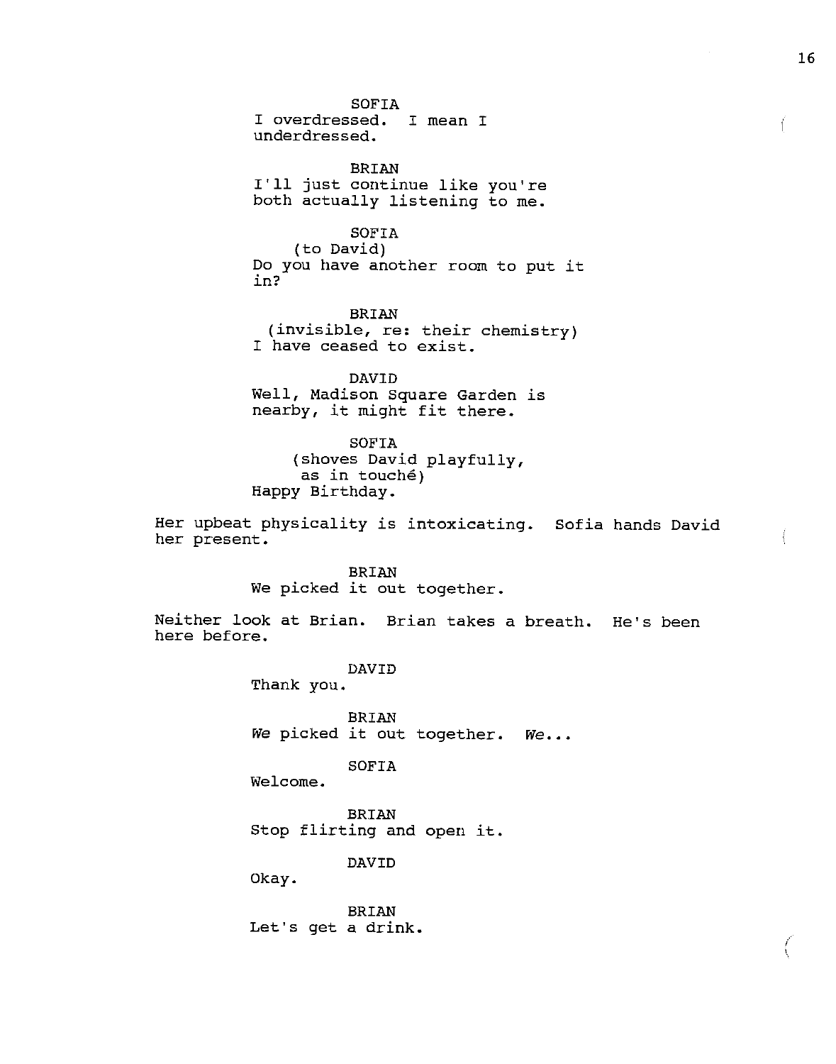SOFIA
I overdressed. I mean I underdressed.

BRIAN
I'll just continue like you're both actually listening to me.

SOFIA
(to David)
Do you have another room to put it in?

BRIAN
(invisible, re: their chemistry)
I have ceased to exist.

DAVID
Well, Madison Square Garden is nearby, it might fit there.

SOFIA
(shoves David playfully, as in touché)
Happy Birthday.

Her upbeat physicality is intoxicating. Sofia hands David her present.

BRIAN
We picked it out together.

Neither look at Brian. Brian takes a breath. He's been here before.

DAVID
Thank you.

BRIAN
*We* picked it out together. *We...*

SOFIA
Welcome.

BRIAN
Stop flirting and open it.

DAVID
Okay.

BRIAN
Let's get a drink.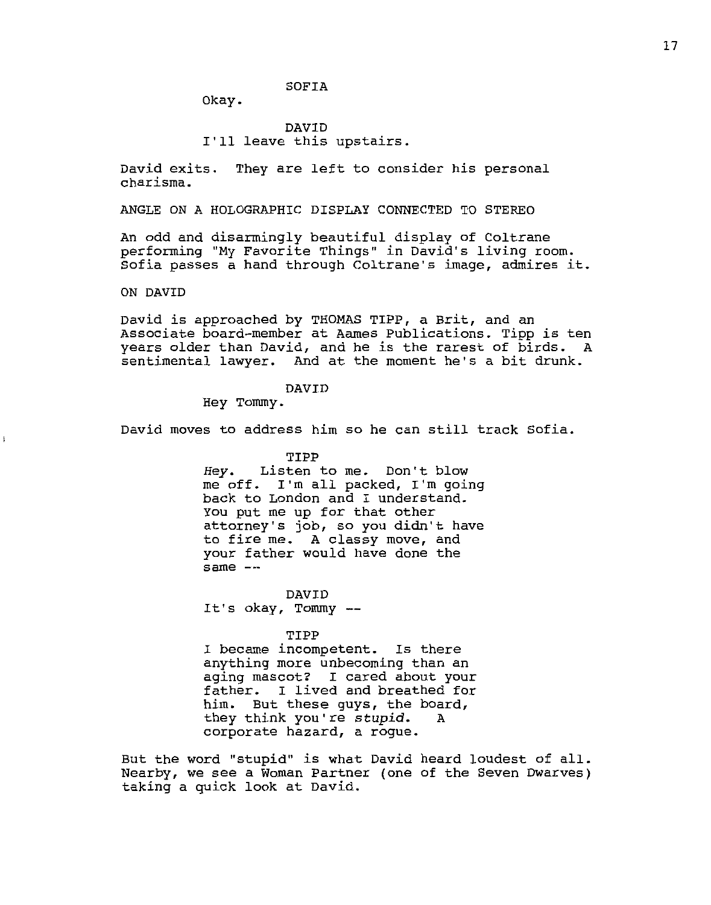SOFIA

Okay.

DAVID

I'll leave this upstairs.

David exits. They are left to consider his personal charisma.

ANGLE ON A HOLOGRAPHIC DISPLAY CONNECTED TO STEREO

An odd and disarmingly beautiful display of Coltrane performing "My Favorite Things" in David's living room. Sofia passes a hand through Coltrane's image, admires it.

ON DAVID

David is approached by THOMAS TIPP, a Brit, and an Associate board-member at Aames Publications. Tipp is ten years older than David, and he is the rarest of birds. A sentimental lawyer. And at the moment he's a bit drunk.

DAVID

Hey Tommy.

David moves to address him so he can still track Sofia.

TIPP

*Hey.* Listen to me. Don't blow me off. I'm all packed, I'm going back to London and I understand. You put me up for that other attorney's job, so you didn't have to fire me. A classy move, and your father would have done the same --

DAVID

It's okay, Tommy --

TIPP

I became incompetent. Is there anything more unbecoming than an aging mascot? I cared about your father. I lived and breathed for him. But these guys, the board, they think you're *stupid*. A corporate hazard, a rogue.

But the word "stupid" is what David heard loudest of all. Nearby, we see a Woman Partner (one of the Seven Dwarves) taking a quick look at David.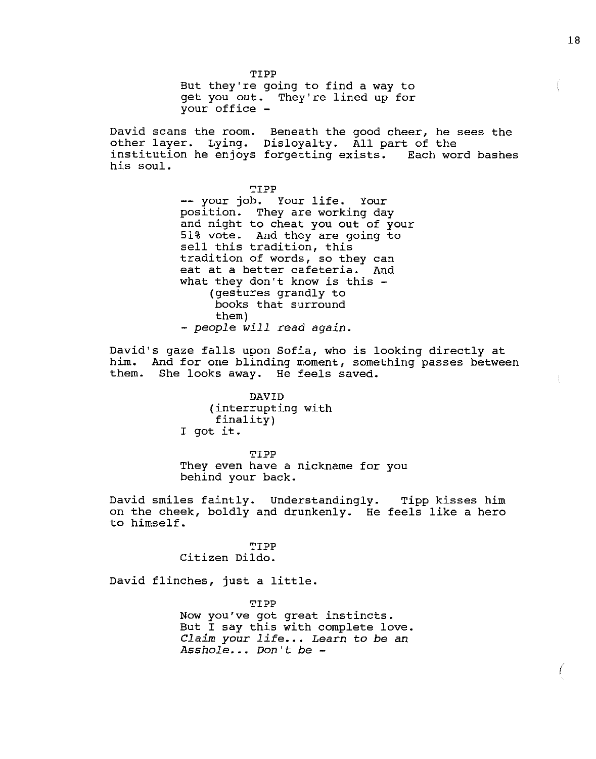TIPP

But they're going to find a way to get you *out*. They're lined up for your office -

David scans the room. Beneath the good cheer, he sees the other layer. Lying. Disloyalty. All part of the institution he enjoys forgetting exists. Each word bashes his soul.

TIPP

-- your job. Your life. Your position. They are working day and night to cheat you out of your 51% vote. And they are going to sell this tradition, this tradition of words, so they can eat at a better cafeteria. And what they don't know is this -

(gestures grandly to books that surround them)

- *people will read again.*

David's gaze falls upon Sofia, who is looking directly at him. And for one blinding moment, something passes between them. She looks away. He feels saved.

DAVID

(interrupting with finality)

I got it.

TIPP

They even have a nickname for you behind your back.

David smiles faintly. Understandingly. Tipp kisses him on the cheek, boldly and drunkenly. He feels like a hero to himself.

TIPP

Citizen Dildo.

David flinches, just a little.

TIPP

Now you've got great instincts. But I say this with complete love. *Claim your life... Learn to be an Asshole... Don't be -*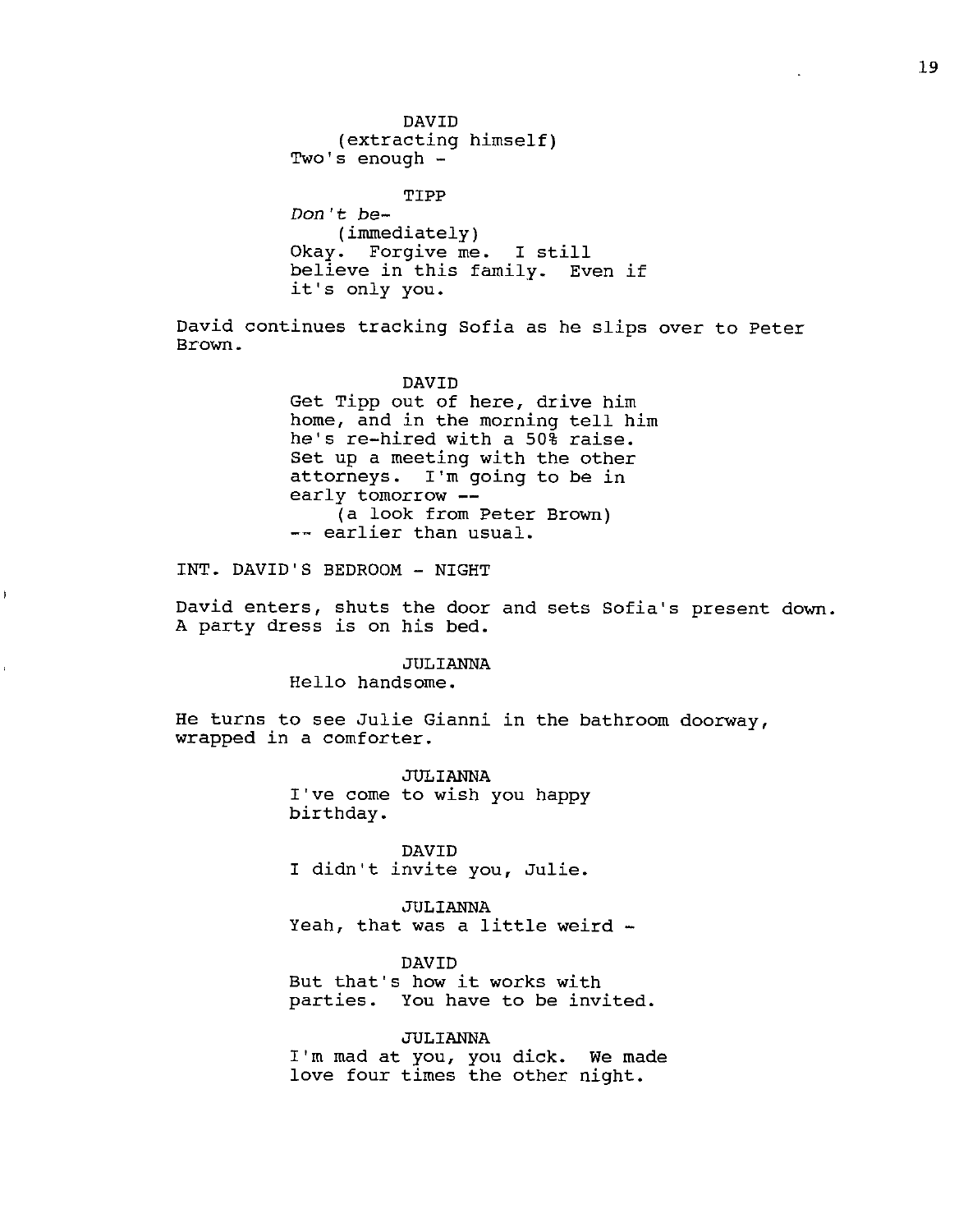DAVID
(extracting himself)
Two's enough -

TIPP
*Don't be-*
(immediately)
Okay. Forgive me. I still believe in this family. Even if it's only you.

David continues tracking Sofia as he slips over to Peter Brown.

DAVID
Get Tipp out of here, drive him home, and in the morning tell him he's re-hired with a 50% raise. Set up a meeting with the other attorneys. I'm going to be in early tomorrow --
(a look from Peter Brown)
-- earlier than usual.

INT. DAVID'S BEDROOM - NIGHT

David enters, shuts the door and sets Sofia's present down. A party dress is on his bed.

JULIANNA
Hello handsome.

He turns to see Julie Gianni in the bathroom doorway, wrapped in a comforter.

JULIANNA
I've come to wish you happy birthday.

DAVID
I didn't invite you, Julie.

JULIANNA
Yeah, that was a little weird -

DAVID
But that's how it works with parties. You have to be invited.

JULIANNA
I'm mad at you, you dick. We made love four times the other night.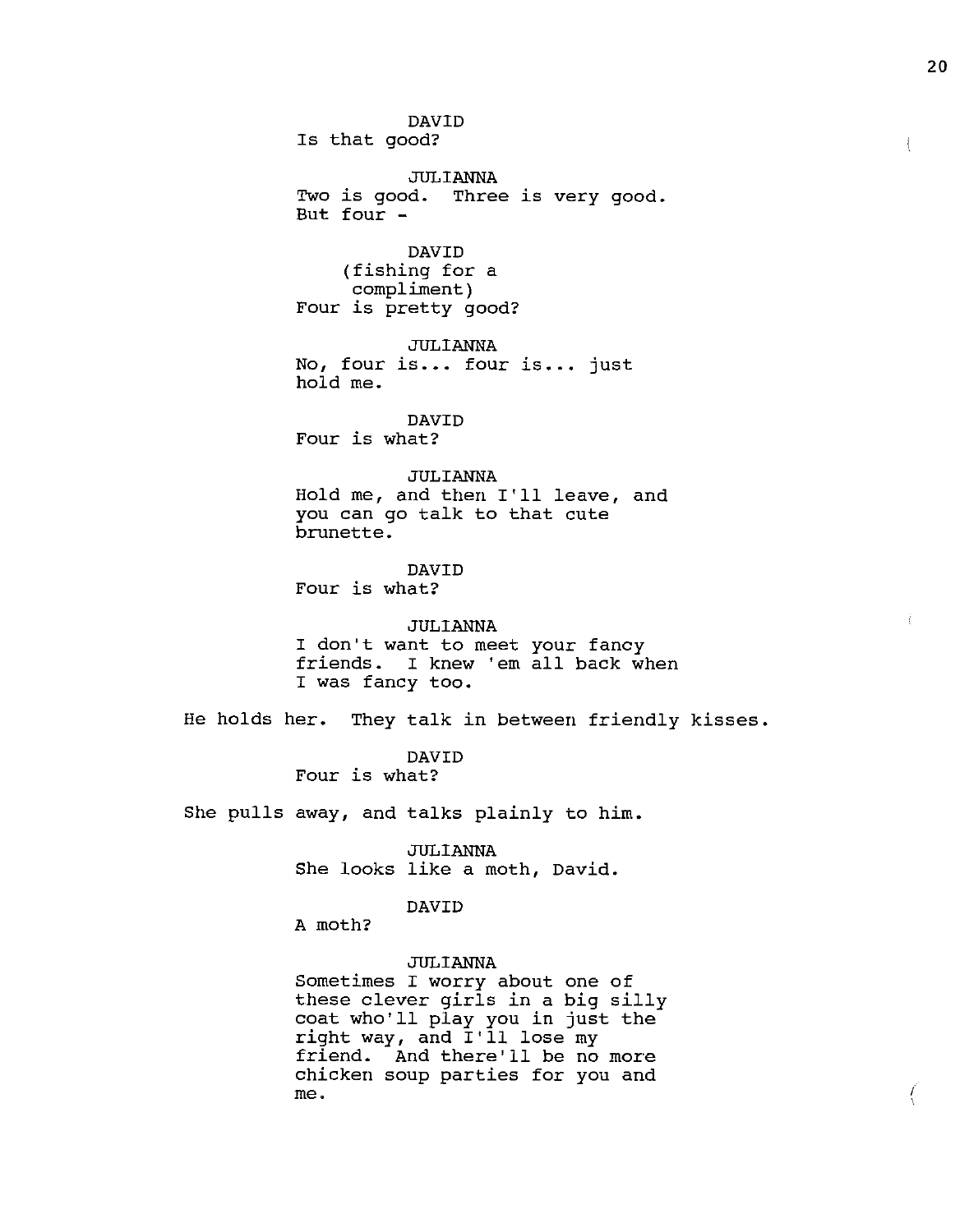DAVID
Is that good?

JULIANNA
Two is good. Three is very good.
But four -

DAVID
(fishing for a
compliment)
Four is pretty good?

JULIANNA
No, four is... four is... just
hold me.

DAVID
Four is what?

JULIANNA
Hold me, and then I'll leave, and
you can go talk to that cute
brunette.

DAVID
Four is what?

JULIANNA
I don't want to meet your fancy
friends. I knew 'em all back when
I was fancy too.

He holds her. They talk in between friendly kisses.

DAVID
Four is what?

She pulls away, and talks plainly to him.

JULIANNA
She looks like a moth, David.

DAVID
A moth?

JULIANNA
Sometimes I worry about one of
these clever girls in a big silly
coat who'll play you in just the
right way, and I'll lose my
friend. And there'll be no more
chicken soup parties for you and
me.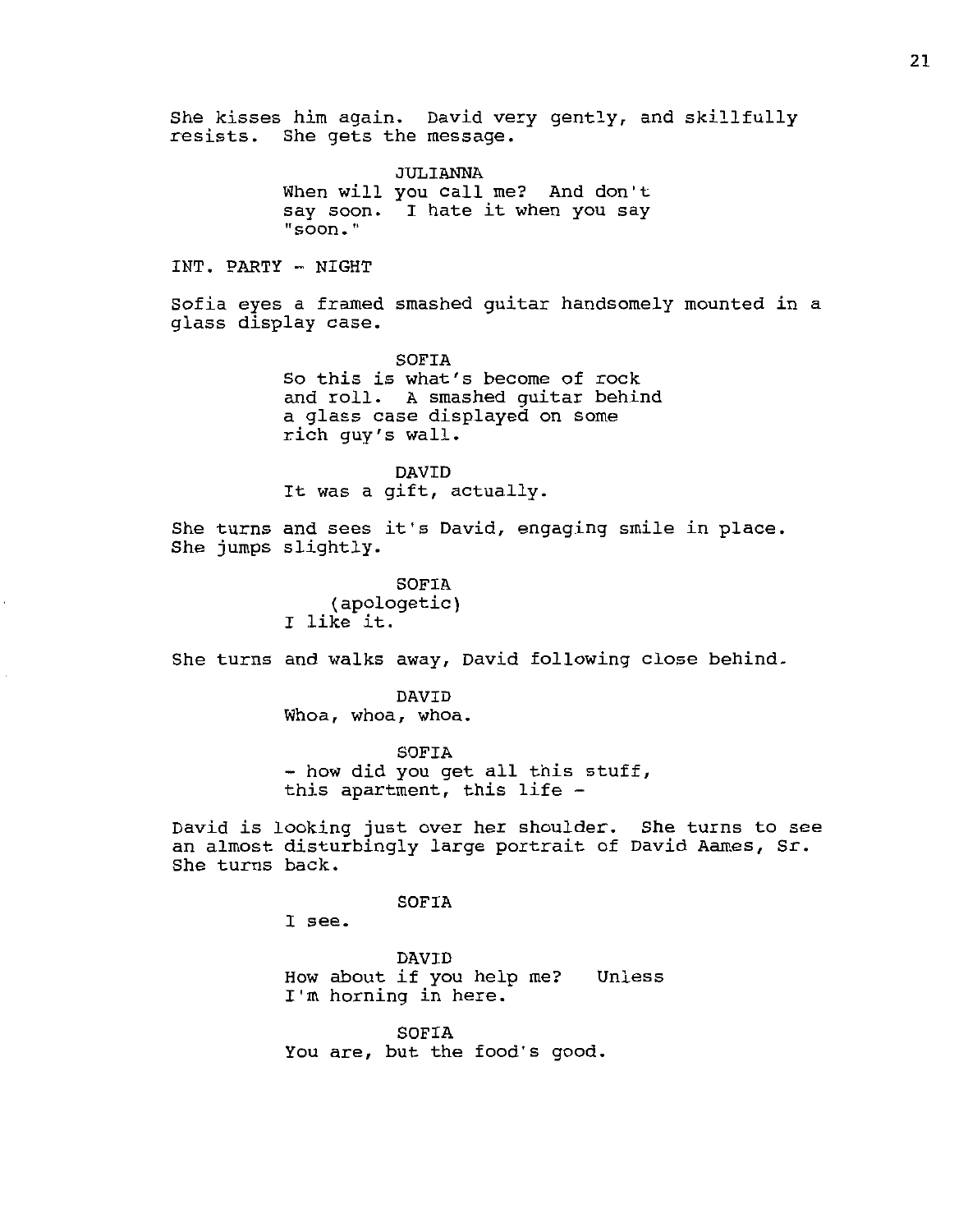She kisses him again. David very gently, and skillfully resists. She gets the message.

JULIANNA
When will you call me? And don't say soon. I hate it when you say "soon."

INT. PARTY - NIGHT

Sofia eyes a framed smashed guitar handsomely mounted in a glass display case.

SOFIA
So this is what's become of rock and roll. A smashed guitar behind a glass case displayed on some rich guy's wall.

DAVID
It was a gift, actually.

She turns and sees it's David, engaging smile in place. She jumps slightly.

SOFIA
(apologetic)
I like it.

She turns and walks away, David following close behind.

DAVID
Whoa, whoa, whoa.

SOFIA
- how did you get all this stuff, this apartment, this life -

David is looking just over her shoulder. She turns to see an almost disturbingly large portrait of David Aames, Sr. She turns back.

SOFIA
I see.

DAVID
How about if you help me? Unless I'm horning in here.

SOFIA
You are, but the food's good.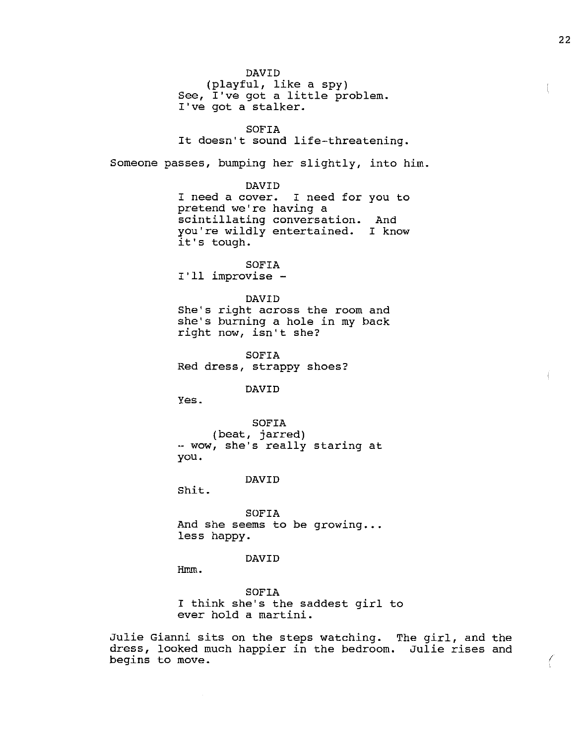DAVID
(playful, like a spy)
See, I've got a little problem.
I've got a stalker.

SOFIA
It doesn't sound life-threatening.

Someone passes, bumping her slightly, into him.

DAVID
I need a cover. I need for you to
pretend we're having a
scintillating conversation. And
you're wildly entertained. I know
it's tough.

SOFIA
I'll improvise -

DAVID
She's right across the room and
she's burning a hole in my back
right now, isn't she?

SOFIA
Red dress, strappy shoes?

DAVID
Yes.

SOFIA
(beat, jarred)
-- wow, she's really staring at
you.

DAVID
Shit.

SOFIA
And she seems to be growing...
less happy.

DAVID
Hmm.

SOFIA
I think she's the saddest girl to
ever hold a martini.

Julie Gianni sits on the steps watching. The girl, and the
dress, looked much happier in the bedroom. Julie rises and
begins to move.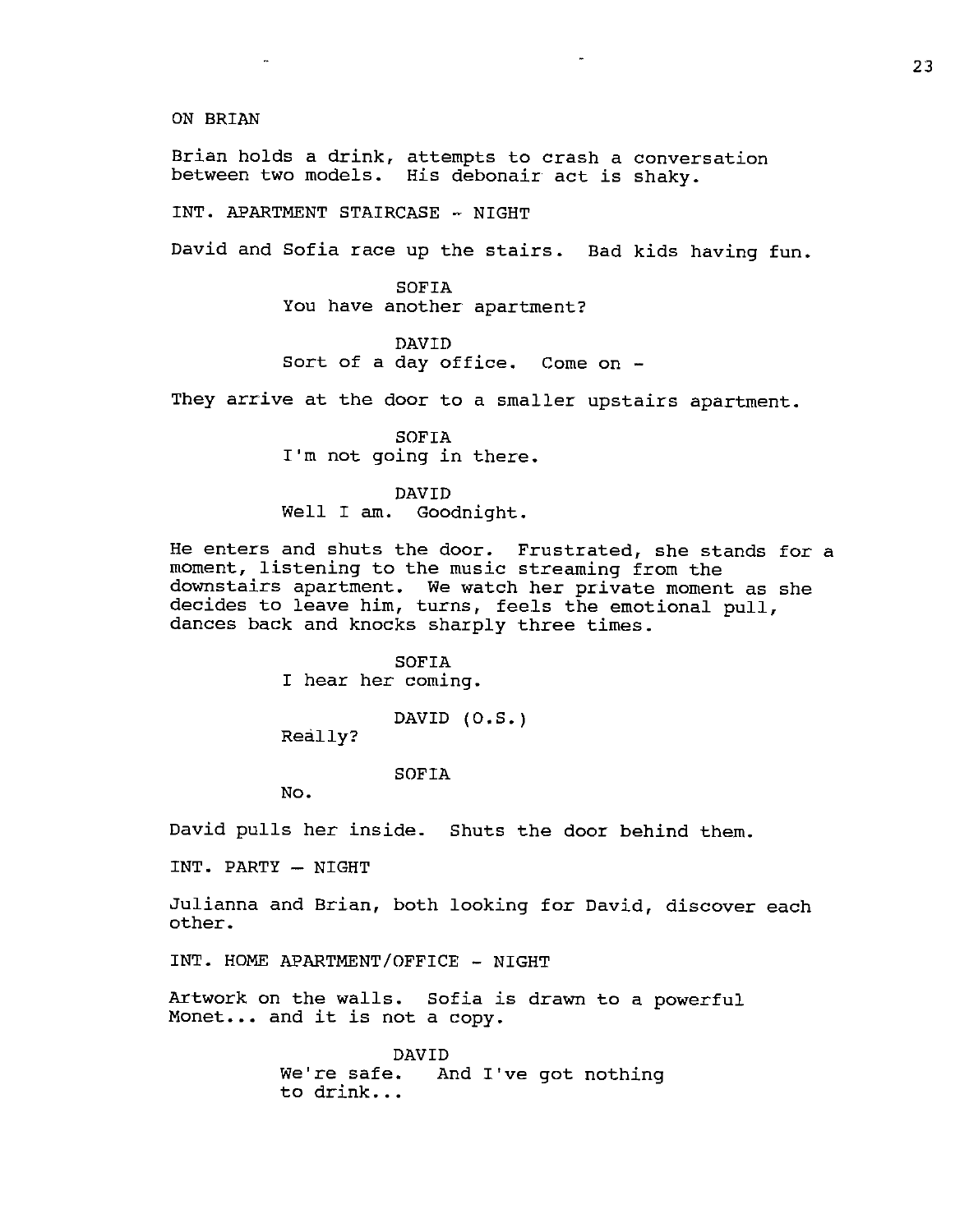ON BRIAN

Brian holds a drink, attempts to crash a conversation between two models. His debonair act is shaky.

INT. APARTMENT STAIRCASE - NIGHT

David and Sofia race up the stairs. Bad kids having fun.

SOFIA
You have another apartment?

DAVID
Sort of a day office. Come on -

They arrive at the door to a smaller upstairs apartment.

SOFIA
I'm not going in there.

DAVID
Well I am. Goodnight.

He enters and shuts the door. Frustrated, she stands for a moment, listening to the music streaming from the downstairs apartment. We watch her private moment as she decides to leave him, turns, feels the emotional pull, dances back and knocks sharply three times.

SOFIA
I hear her coming.

DAVID (O.S.)
Really?

SOFIA
No.

David pulls her inside. Shuts the door behind them.

INT. PARTY - NIGHT

Julianna and Brian, both looking for David, discover each other.

INT. HOME APARTMENT/OFFICE - NIGHT

Artwork on the walls. Sofia is drawn to a powerful Monet... and it is not a copy.

DAVID
We're safe. And I've got nothing to drink...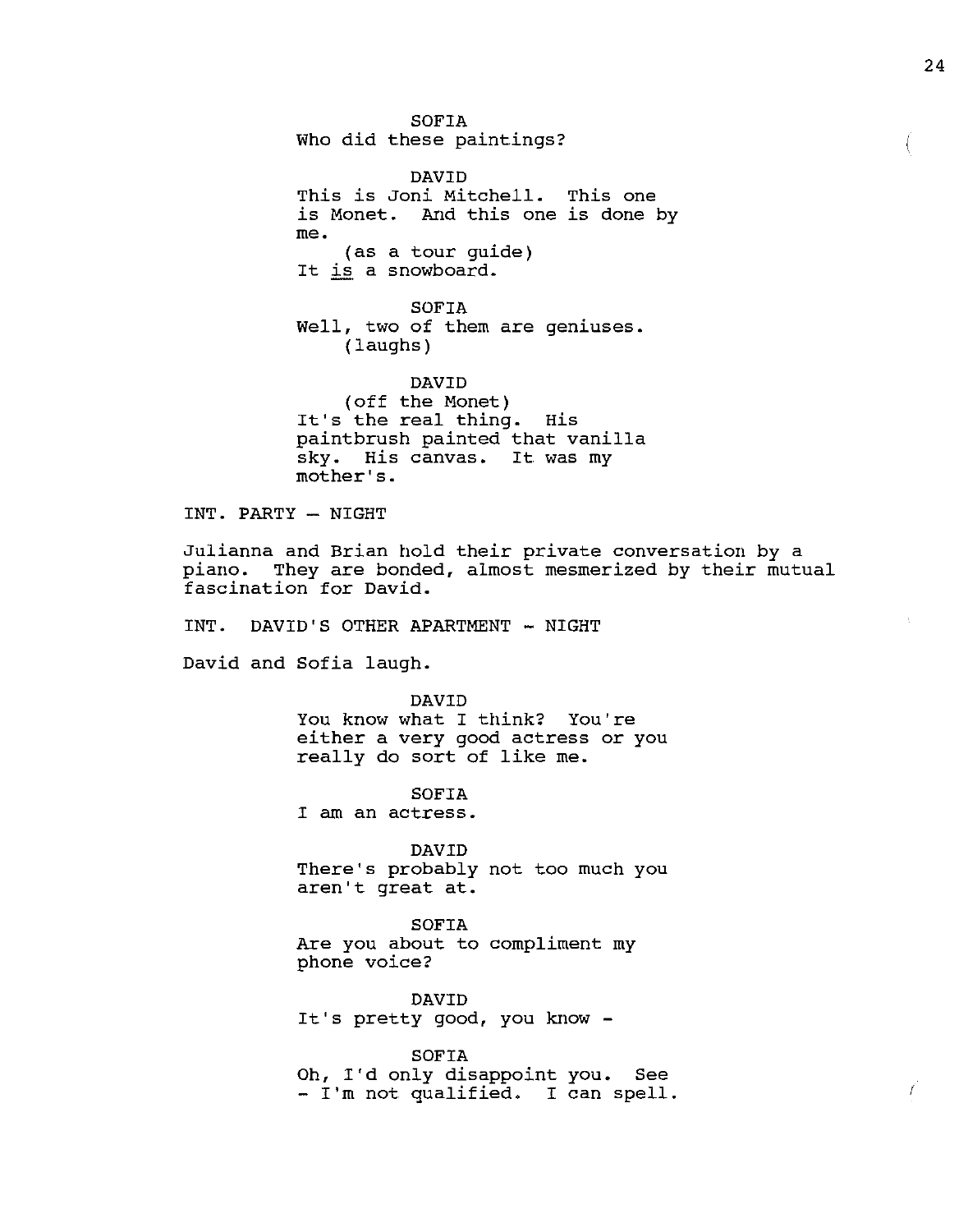SOFIA
Who did these paintings?

DAVID
This is Joni Mitchell. This one is Monet. And this one is done by me.
(as a tour guide)
It is a snowboard.

SOFIA
Well, two of them are geniuses.
(laughs)

DAVID
(off the Monet)
It's the real thing. His paintbrush painted that vanilla sky. His canvas. It was my mother's.

INT. PARTY - NIGHT

Julianna and Brian hold their private conversation by a piano. They are bonded, almost mesmerized by their mutual fascination for David.

INT. DAVID'S OTHER APARTMENT - NIGHT

David and Sofia laugh.

DAVID
You know what I think? You're either a very good actress or you really do sort of like me.

SOFIA
I am an actress.

DAVID
There's probably not too much you aren't great at.

SOFIA
Are you about to compliment my phone voice?

DAVID
It's pretty good, you know -

SOFIA
Oh, I'd only disappoint you. See - I'm not qualified. I can spell.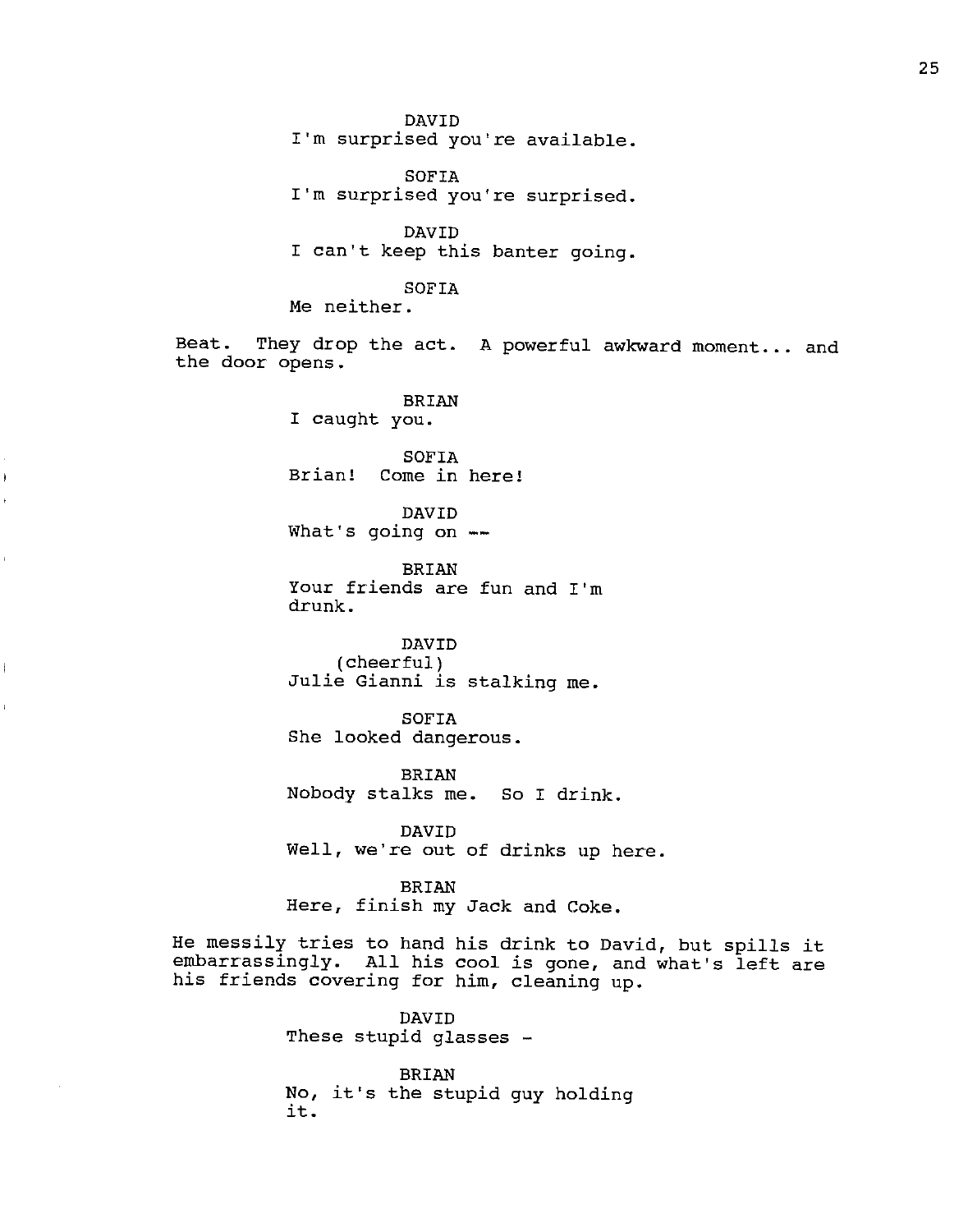DAVID
I'm surprised you're available.

SOFIA
I'm surprised you're surprised.

DAVID
I can't keep this banter going.

SOFIA
Me neither.

Beat. They drop the act. A powerful awkward moment... and the door opens.

BRIAN
I caught you.

SOFIA
Brian! Come in here!

DAVID
What's going on --

BRIAN
Your friends are fun and I'm drunk.

DAVID
(cheerful)
Julie Gianni is stalking me.

SOFIA
She looked dangerous.

BRIAN
Nobody stalks me. So I drink.

DAVID
Well, we're out of drinks up here.

BRIAN
Here, finish my Jack and Coke.

He messily tries to hand his drink to David, but spills it embarrassingly. All his cool is gone, and what's left are his friends covering for him, cleaning up.

DAVID
These stupid glasses -

BRIAN
No, it's the stupid guy holding it.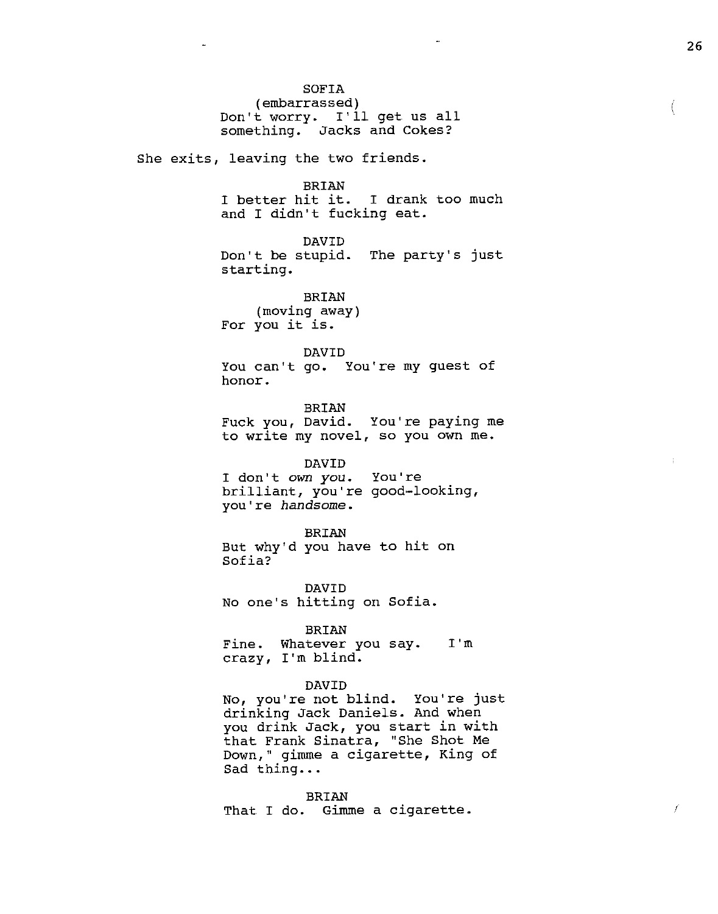SOFIA
(embarrassed)
Don't worry. I'll get us all something. Jacks and Cokes?

She exits, leaving the two friends.

BRIAN
I better hit it. I drank too much and I didn't fucking eat.

DAVID
Don't be stupid. The party's just starting.

BRIAN
(moving away)
For you it is.

DAVID
You can't go. You're my guest of honor.

BRIAN
Fuck you, David. You're paying me to write my novel, so you own me.

DAVID
I don't *own you*. You're brilliant, you're good-looking, you're *handsome*.

BRIAN
But why'd you have to hit on Sofia?

DAVID
No one's hitting on Sofia.

BRIAN
Fine. Whatever you say. I'm crazy, I'm blind.

DAVID
No, you're not blind. You're just drinking Jack Daniels. And when you drink Jack, you start in with that Frank Sinatra, "She Shot Me Down," gimme a cigarette, King of Sad thing...

BRIAN
That I do. Gimme a cigarette.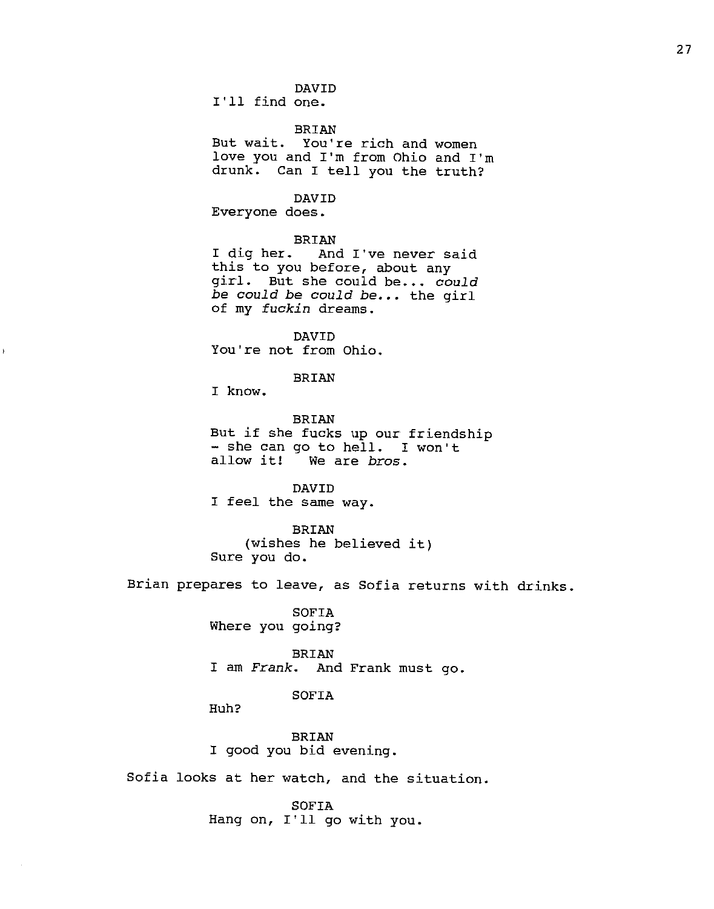DAVID
I'll find one.

BRIAN
But wait. You're rich and women love you and I'm from Ohio and I'm drunk. Can I tell you the truth?

DAVID
Everyone does.

BRIAN
I dig her. And I've never said this to you before, about any girl. But she could be... *could be could be could be...* the girl of my *fuckin* dreams.

DAVID
You're not from Ohio.

BRIAN
I know.

BRIAN
But if she fucks up our friendship - she can go to hell. I won't allow it! We are *bros*.

DAVID
I feel the same way.

BRIAN
(wishes he believed it)
Sure you do.

Brian prepares to leave, as Sofia returns with drinks.

SOFIA
Where you going?

BRIAN
I am *Frank*. And Frank must go.

SOFIA
Huh?

BRIAN
I good you bid evening.

Sofia looks at her watch, and the situation.

SOFIA
Hang on, I'll go with you.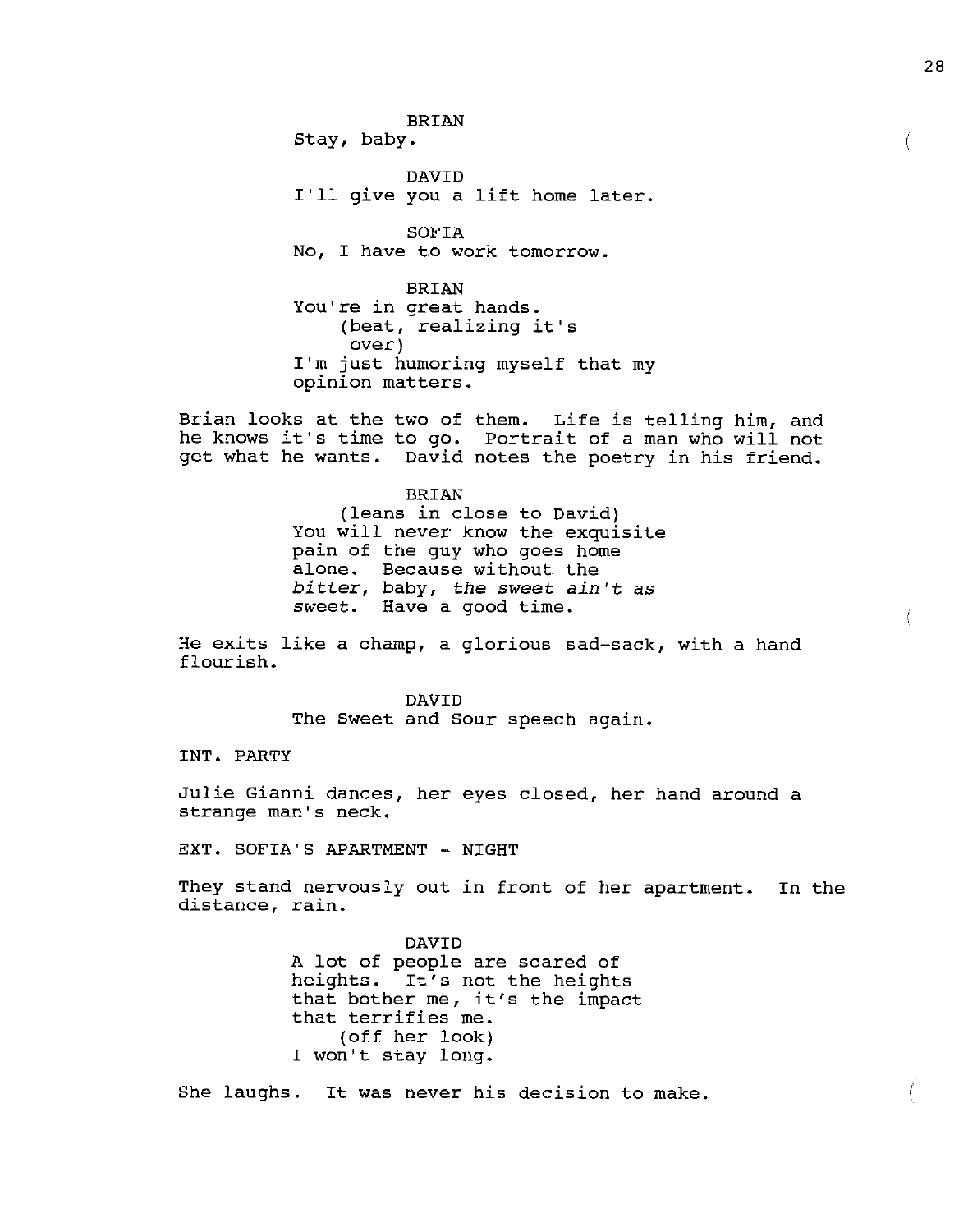BRIAN
Stay, baby.

DAVID
I'll give you a lift home later.

SOFIA
No, I have to work tomorrow.

BRIAN
You're in great hands.
(beat, realizing it's over)
I'm just humoring myself that my opinion matters.

Brian looks at the two of them. Life is telling him, and he knows it's time to go. Portrait of a man who will not get what he wants. David notes the poetry in his friend.

BRIAN
(leans in close to David)
You will never know the exquisite pain of the guy who goes home alone. Because without the *bitter*, baby, *the sweet ain't as sweet*. Have a good time.

He exits like a champ, a glorious sad-sack, with a hand flourish.

DAVID
The Sweet and Sour speech again.

INT. PARTY

Julie Gianni dances, her eyes closed, her hand around a strange man's neck.

EXT. SOFIA'S APARTMENT - NIGHT

They stand nervously out in front of her apartment. In the distance, rain.

DAVID
A lot of people are scared of heights. It's not the heights that bother me, it's the impact that terrifies me.
(off her look)
I won't stay long.

She laughs. It was never his decision to make.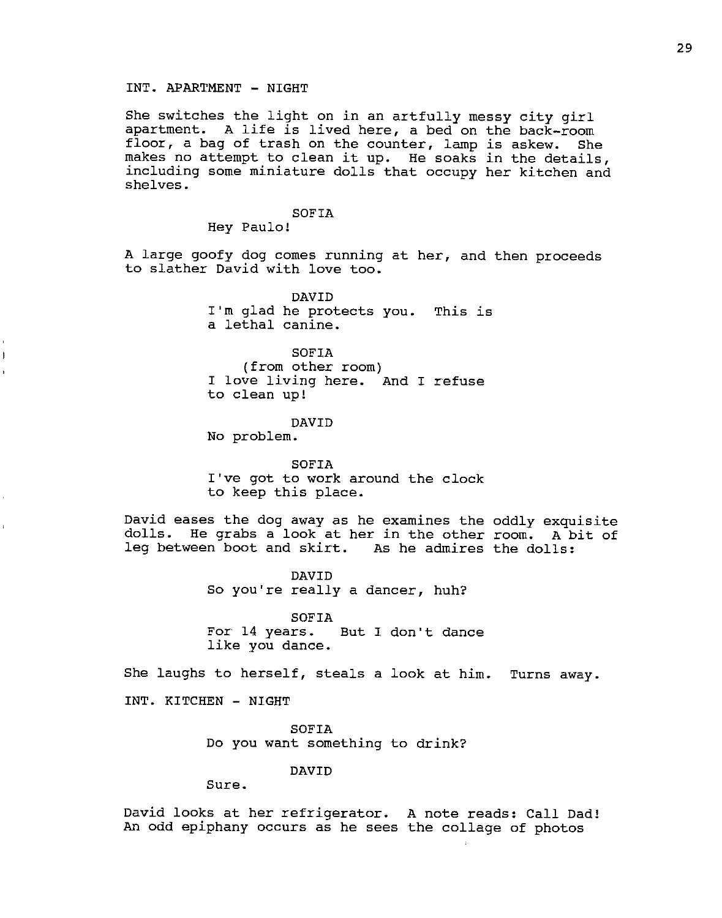INT. APARTMENT - NIGHT

She switches the light on in an artfully messy city girl apartment. A life is lived here, a bed on the back-room floor, a bag of trash on the counter, lamp is askew. She makes no attempt to clean it up. He soaks in the details, including some miniature dolls that occupy her kitchen and shelves.

SOFIA
Hey Paulo!

A large goofy dog comes running at her, and then proceeds to slather David with love too.

DAVID
I'm glad he protects you. This is a lethal canine.

SOFIA
(from other room)
I love living here. And I refuse to clean up!

DAVID
No problem.

SOFIA
I've got to work around the clock to keep this place.

David eases the dog away as he examines the oddly exquisite dolls. He grabs a look at her in the other room. A bit of leg between boot and skirt. As he admires the dolls:

DAVID
So you're really a dancer, huh?

SOFIA
For 14 years. But I don't dance like you dance.

She laughs to herself, steals a look at him. Turns away.

INT. KITCHEN - NIGHT

SOFIA
Do you want something to drink?

DAVID
Sure.

David looks at her refrigerator. A note reads: Call Dad! An odd epiphany occurs as he sees the collage of photos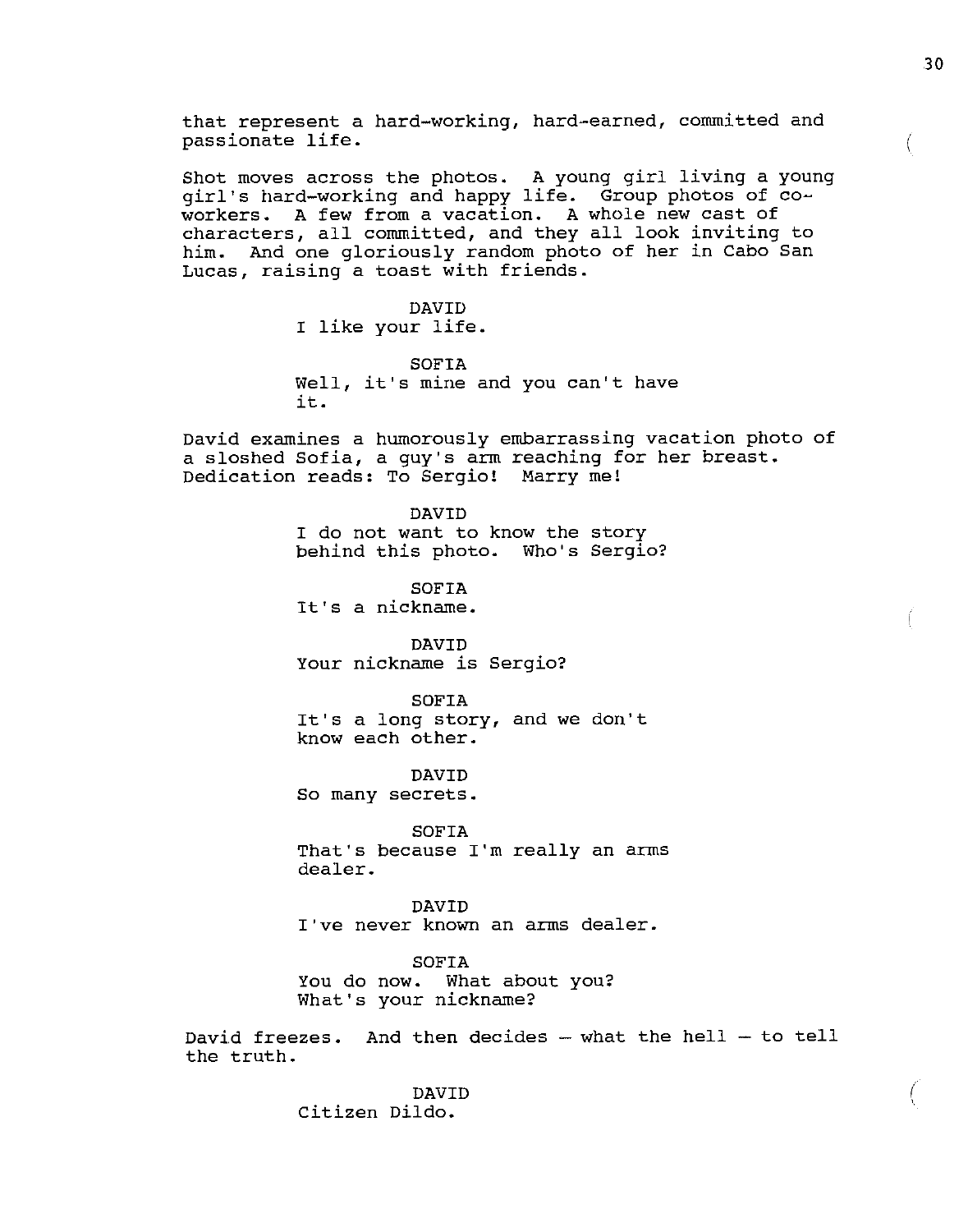that represent a hard-working, hard-earned, committed and passionate life.

Shot moves across the photos. A young girl living a young girl's hard-working and happy life. Group photos of co-workers. A few from a vacation. A whole new cast of characters, all committed, and they all look inviting to him. And one gloriously random photo of her in Cabo San Lucas, raising a toast with friends.

DAVID
I like your life.

SOFIA
Well, it's mine and you can't have it.

David examines a humorously embarrassing vacation photo of a sloshed Sofia, a guy's arm reaching for her breast. Dedication reads: To Sergio! Marry me!

DAVID
I do not want to know the story behind this photo. Who's Sergio?

SOFIA
It's a nickname.

DAVID
Your nickname is Sergio?

SOFIA
It's a long story, and we don't know each other.

DAVID
So many secrets.

SOFIA
That's because I'm really an arms dealer.

DAVID
I've never known an arms dealer.

SOFIA
You do now. What about you? What's your nickname?

David freezes. And then decides – what the hell – to tell the truth.

DAVID
Citizen Dildo.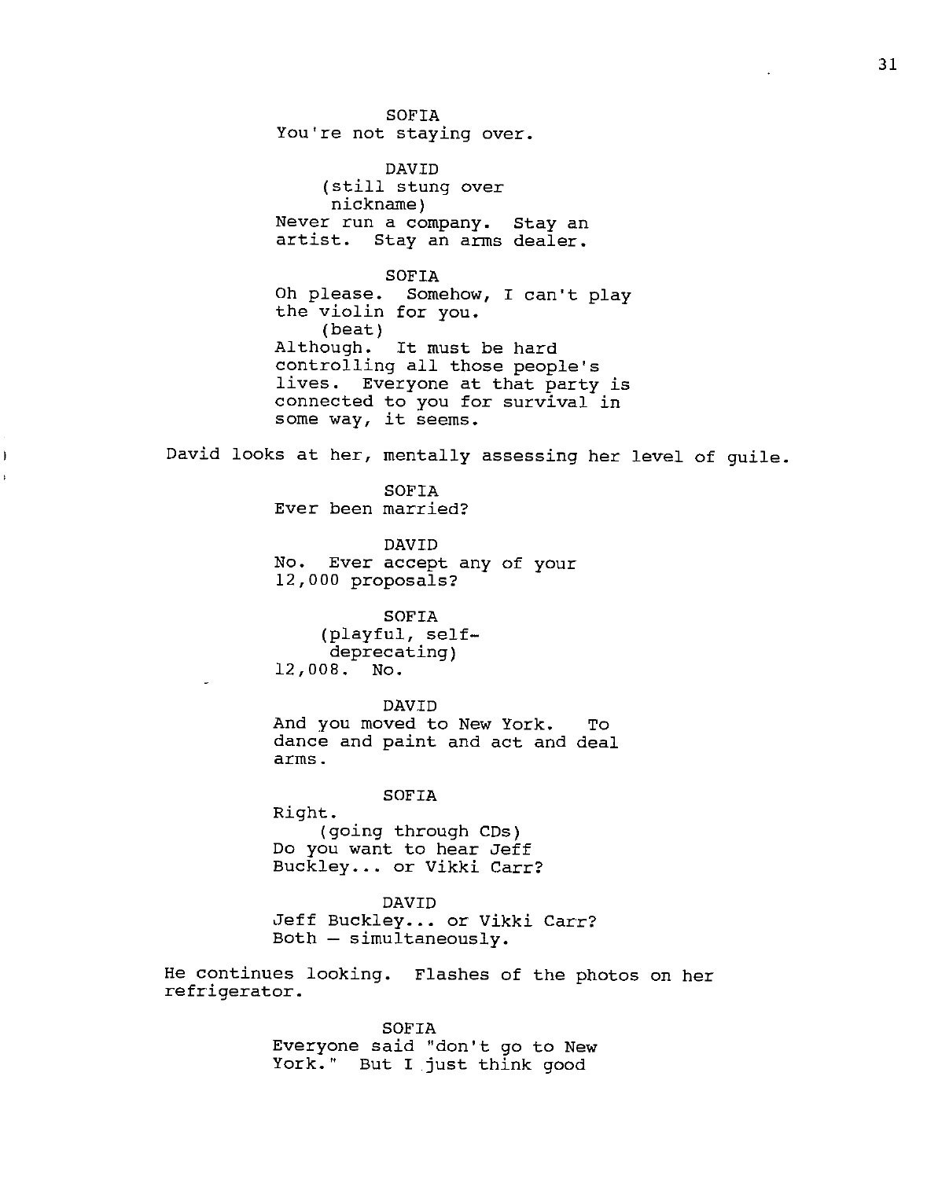SOFIA
You're not staying over.

DAVID
(still stung over nickname)
Never run a company. Stay an artist. Stay an arms dealer.

SOFIA
Oh please. Somehow, I can't play the violin for you.
(beat)
Although. It must be hard controlling all those people's lives. Everyone at that party is connected to you for survival in some way, it seems.

David looks at her, mentally assessing her level of guile.

SOFIA
Ever been married?

DAVID
No. Ever accept any of your 12,000 proposals?

SOFIA
(playful, self-deprecating)
12,008. No.

DAVID
And you moved to New York. To dance and paint and act and deal arms.

SOFIA
Right.
(going through CDs)
Do you want to hear Jeff Buckley... or Vikki Carr?

DAVID
Jeff Buckley... or Vikki Carr? Both – simultaneously.

He continues looking. Flashes of the photos on her refrigerator.

SOFIA
Everyone said "don't go to New York." But I just think good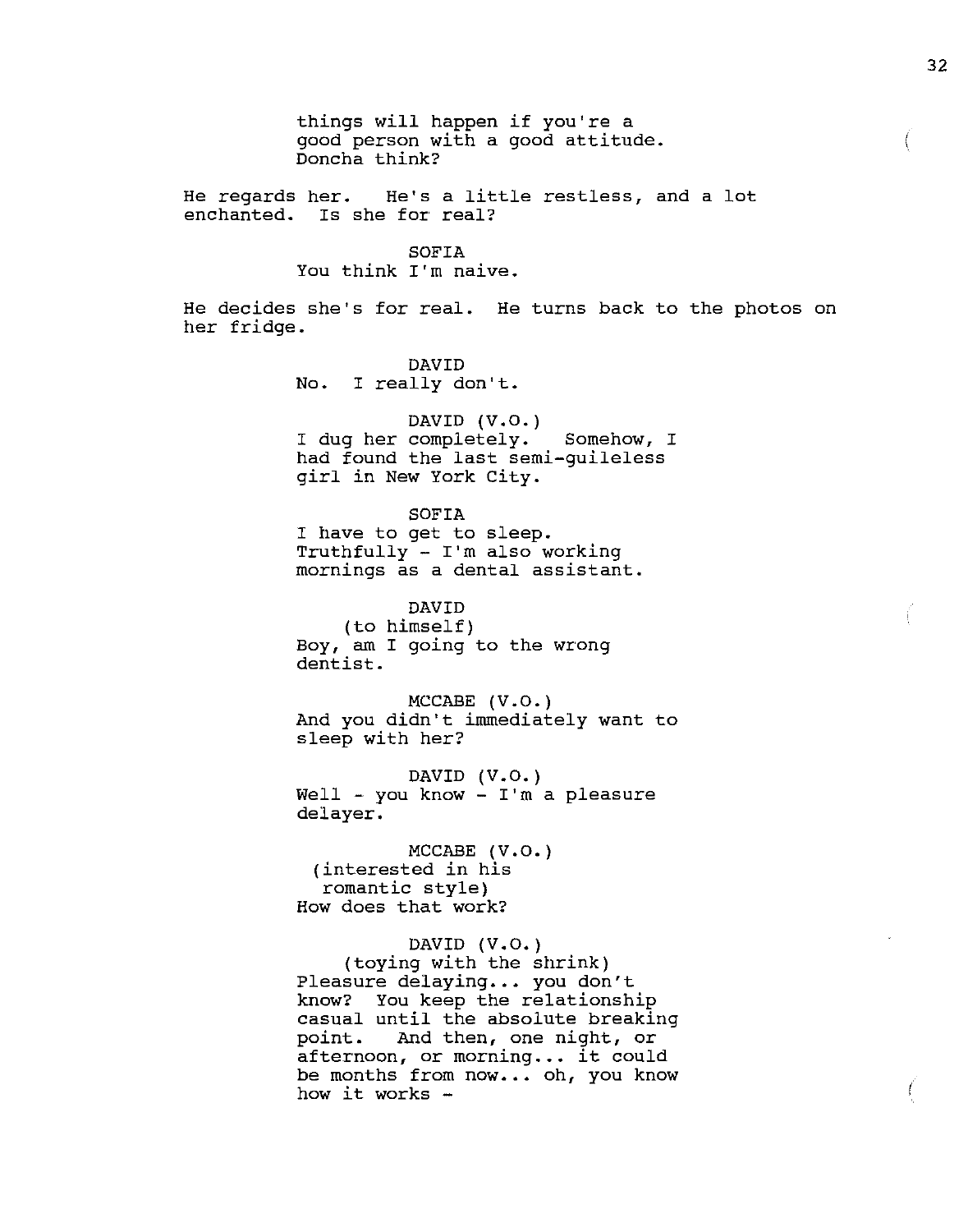things will happen if you're a
good person with a good attitude.
Doncha think?

He regards her. He's a little restless, and a lot enchanted. Is she for real?

SOFIA
You think I'm naive.

He decides she's for real. He turns back to the photos on her fridge.

DAVID
No. I really don't.

DAVID (V.O.)
I dug her completely. Somehow, I
had found the last semi-guileless
girl in New York City.

SOFIA
I have to get to sleep.
Truthfully - I'm also working
mornings as a dental assistant.

DAVID
(to himself)
Boy, am I going to the wrong
dentist.

MCCABE (V.O.)
And you didn't immediately want to
sleep with her?

DAVID (V.O.)
Well - you know - I'm a pleasure
delayer.

MCCABE (V.O.)
(interested in his
romantic style)
How does that work?

DAVID (V.O.)
(toying with the shrink)
Pleasure delaying... you don't
know? You keep the relationship
casual until the absolute breaking
point. And then, one night, or
afternoon, or morning... it could
be months from now... oh, you know
how it works -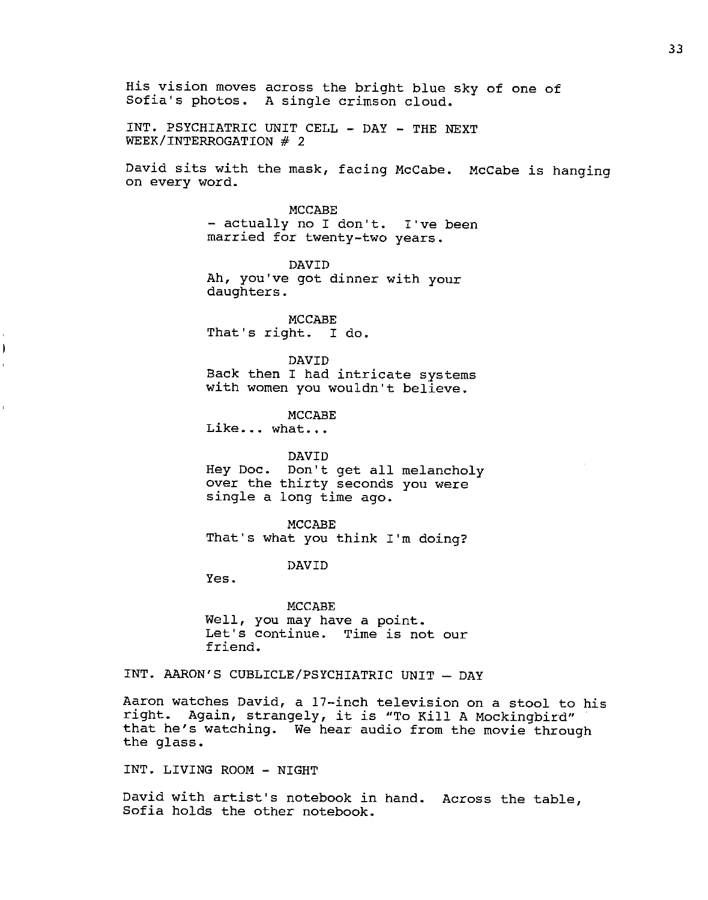His vision moves across the bright blue sky of one of Sofia's photos. A single crimson cloud.

INT. PSYCHIATRIC UNIT CELL - DAY - THE NEXT WEEK/INTERROGATION # 2

David sits with the mask, facing McCabe. McCabe is hanging on every word.

MCCABE
- actually no I don't. I've been married for twenty-two years.

DAVID
Ah, you've got dinner with your daughters.

MCCABE
That's right. I do.

DAVID
Back then I had intricate systems with women you wouldn't believe.

MCCABE
Like... what...

DAVID
Hey Doc. Don't get all melancholy over the thirty seconds you were single a long time ago.

MCCABE
That's what you think I'm doing?

DAVID
Yes.

MCCABE
Well, you may have a point. Let's continue. Time is not our friend.

INT. AARON'S CUBLICLE/PSYCHIATRIC UNIT – DAY

Aaron watches David, a 17-inch television on a stool to his right. Again, strangely, it is "To Kill A Mockingbird" that he's watching. We hear audio from the movie through the glass.

INT. LIVING ROOM - NIGHT

David with artist's notebook in hand. Across the table, Sofia holds the other notebook.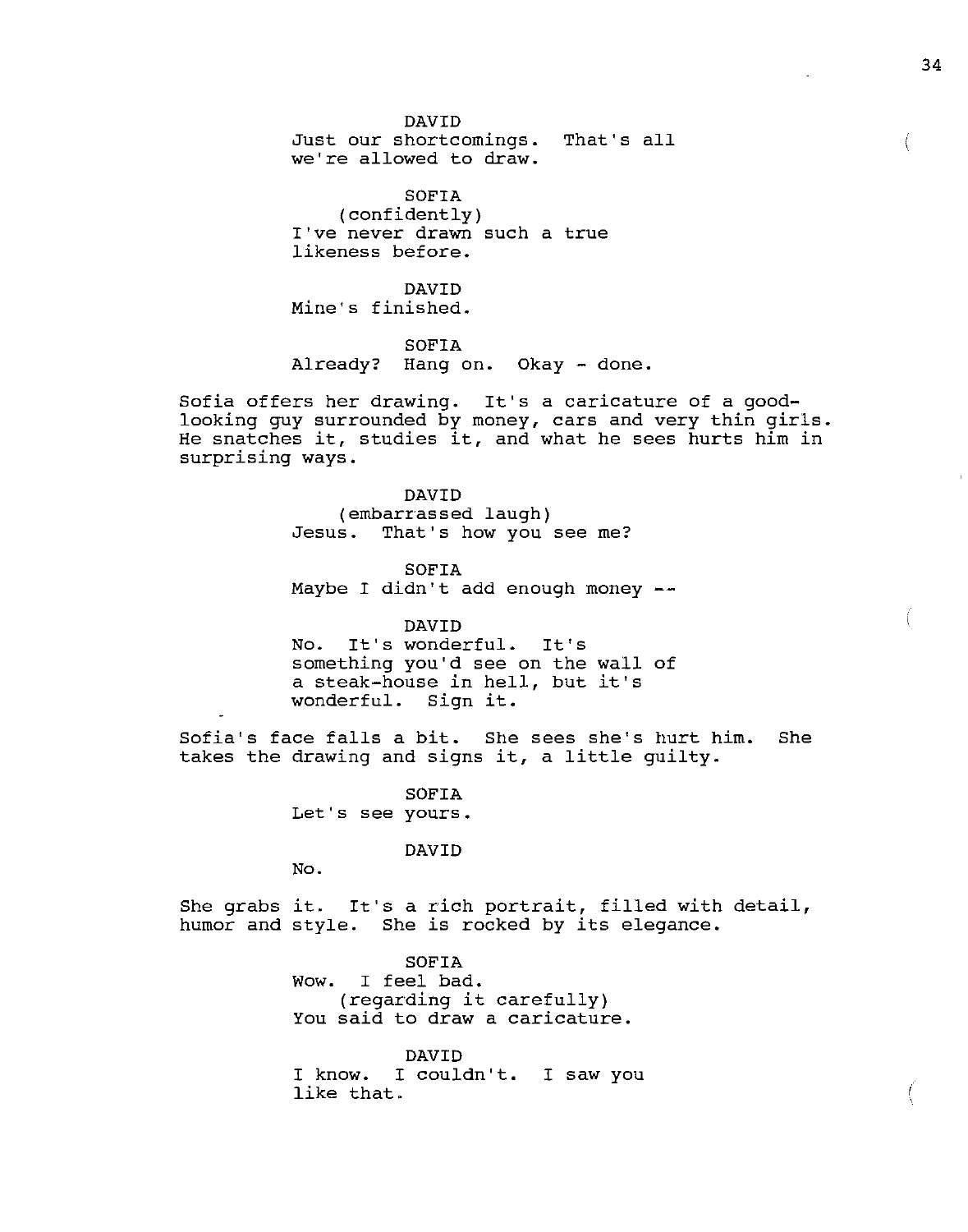DAVID
Just our shortcomings. That's all we're allowed to draw.

SOFIA
(confidently)
I've never drawn such a true likeness before.

DAVID
Mine's finished.

SOFIA
Already? Hang on. Okay - done.

Sofia offers her drawing. It's a caricature of a good-looking guy surrounded by money, cars and very thin girls. He snatches it, studies it, and what he sees hurts him in surprising ways.

DAVID
(embarrassed laugh)
Jesus. That's how you see me?

SOFIA
Maybe I didn't add enough money --

DAVID
No. It's wonderful. It's something you'd see on the wall of a steak-house in hell, but it's wonderful. Sign it.

Sofia's face falls a bit. She sees she's hurt him. She takes the drawing and signs it, a little guilty.

SOFIA
Let's see yours.

DAVID
No.

She grabs it. It's a rich portrait, filled with detail, humor and style. She is rocked by its elegance.

SOFIA
Wow. I feel bad.
(regarding it carefully)
You said to draw a caricature.

DAVID
I know. I couldn't. I saw you like that.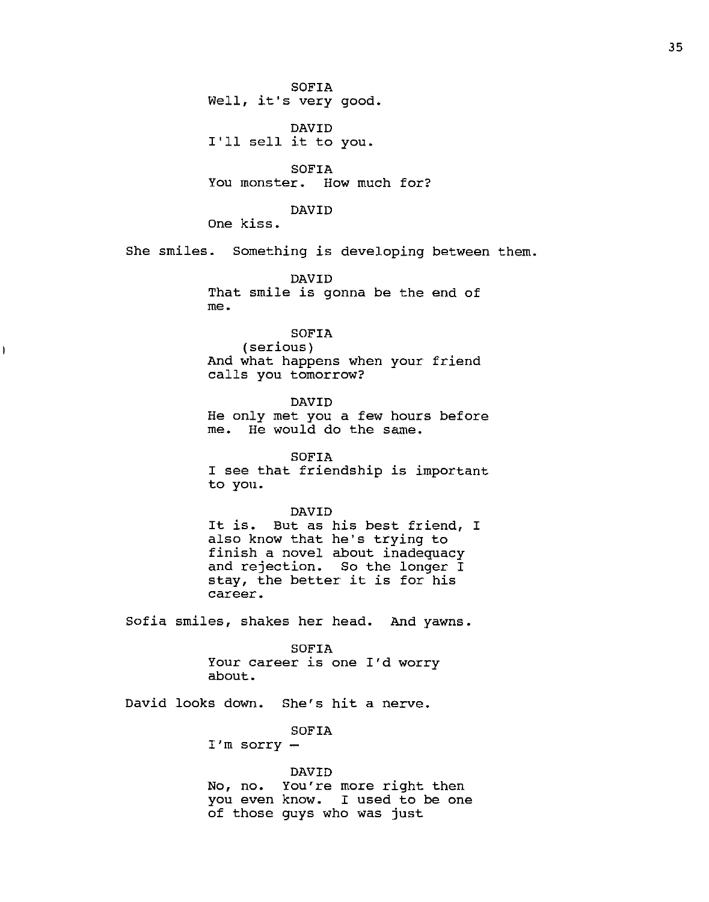SOFIA
Well, it's very good.

DAVID
I'll sell it to you.

SOFIA
You monster. How much for?

DAVID
One kiss.

She smiles. Something is developing between them.

DAVID
That smile is gonna be the end of me.

SOFIA
(serious)
And what happens when your friend calls you tomorrow?

DAVID
He only met you a few hours before me. He would do the same.

SOFIA
I see that friendship is important to you.

DAVID
It is. But as his best friend, I also know that he's trying to finish a novel about inadequacy and rejection. So the longer I stay, the better it is for his career.

Sofia smiles, shakes her head. And yawns.

SOFIA
Your career is one I'd worry about.

David looks down. She's hit a nerve.

SOFIA
I'm sorry –

DAVID
No, no. You're more right then you even know. I used to be one of those guys who was just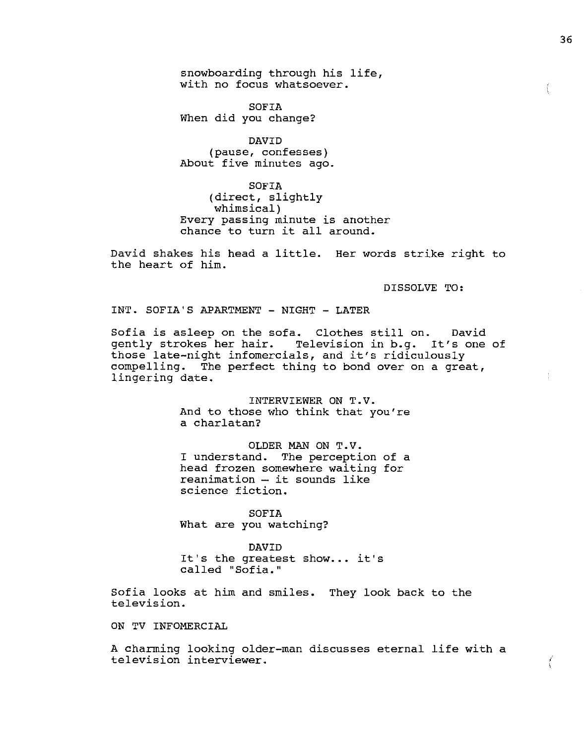snowboarding through his life, with no focus whatsoever.

SOFIA
When did you change?

DAVID
(pause, confesses)
About five minutes ago.

SOFIA
(direct, slightly whimsical)
Every passing minute is another chance to turn it all around.

David shakes his head a little. Her words strike right to the heart of him.

DISSOLVE TO:

INT. SOFIA'S APARTMENT - NIGHT - LATER

Sofia is asleep on the sofa. Clothes still on. David gently strokes her hair. Television in b.g. It's one of those late-night infomercials, and it's ridiculously compelling. The perfect thing to bond over on a great, lingering date.

INTERVIEWER ON T.V.
And to those who think that you're a charlatan?

OLDER MAN ON T.V.
I understand. The perception of a head frozen somewhere waiting for reanimation – it sounds like science fiction.

SOFIA
What are you watching?

DAVID
It's the greatest show... it's called "Sofia."

Sofia looks at him and smiles. They look back to the television.

ON TV INFOMERCIAL

A charming looking older-man discusses eternal life with a television interviewer.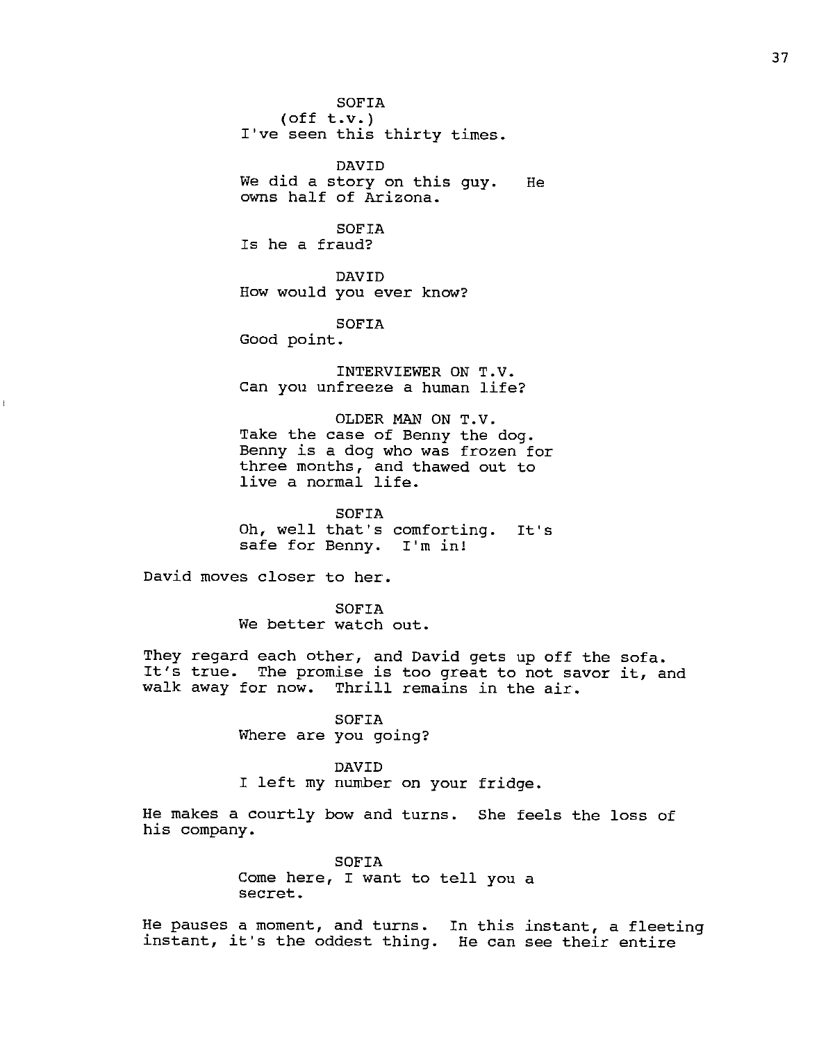SOFIA
(off t.v.)
I've seen this thirty times.

DAVID
We did a story on this guy. He owns half of Arizona.

SOFIA
Is he a fraud?

DAVID
How would you ever know?

SOFIA
Good point.

INTERVIEWER ON T.V.
Can you unfreeze a human life?

OLDER MAN ON T.V.
Take the case of Benny the dog. Benny is a dog who was frozen for three months, and thawed out to live a normal life.

SOFIA
Oh, well that's comforting. It's safe for Benny. I'm in!

David moves closer to her.

SOFIA
We better watch out.

They regard each other, and David gets up off the sofa. It's true. The promise is too great to not savor it, and walk away for now. Thrill remains in the air.

SOFIA
Where are you going?

DAVID
I left my number on your fridge.

He makes a courtly bow and turns. She feels the loss of his company.

SOFIA
Come here, I want to tell you a secret.

He pauses a moment, and turns. In this instant, a fleeting instant, it's the oddest thing. He can see their entire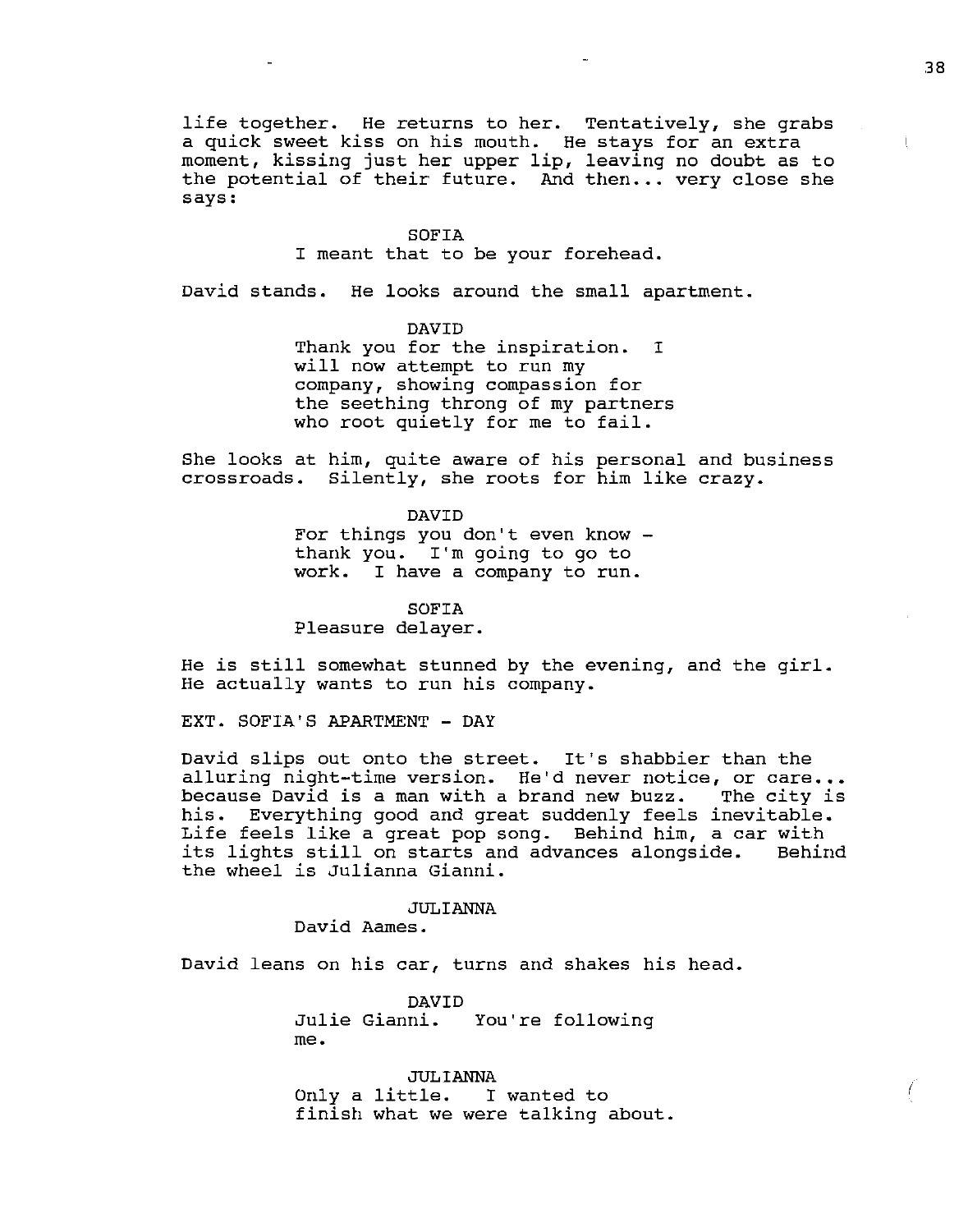life together. He returns to her. Tentatively, she grabs a quick sweet kiss on his mouth. He stays for an extra moment, kissing just her upper lip, leaving no doubt as to the potential of their future. And then... very close she says:

SOFIA
I meant that to be your forehead.

David stands. He looks around the small apartment.

DAVID
Thank you for the inspiration. I will now attempt to run my company, showing compassion for the seething throng of my partners who root quietly for me to fail.

She looks at him, quite aware of his personal and business crossroads. Silently, she roots for him like crazy.

DAVID
For things you don't even know - thank you. I'm going to go to work. I have a company to run.

SOFIA
Pleasure delayer.

He is still somewhat stunned by the evening, and the girl. He actually wants to run his company.

EXT. SOFIA'S APARTMENT - DAY

David slips out onto the street. It's shabbier than the alluring night-time version. He'd never notice, or care... because David is a man with a brand new buzz. The city is his. Everything good and great suddenly feels inevitable. Life feels like a great pop song. Behind him, a car with its lights still on starts and advances alongside. Behind the wheel is Julianna Gianni.

JULIANNA
David Aames.

David leans on his car, turns and shakes his head.

DAVID
Julie Gianni. You're following me.

JULIANNA
Only a little. I wanted to finish what we were talking about.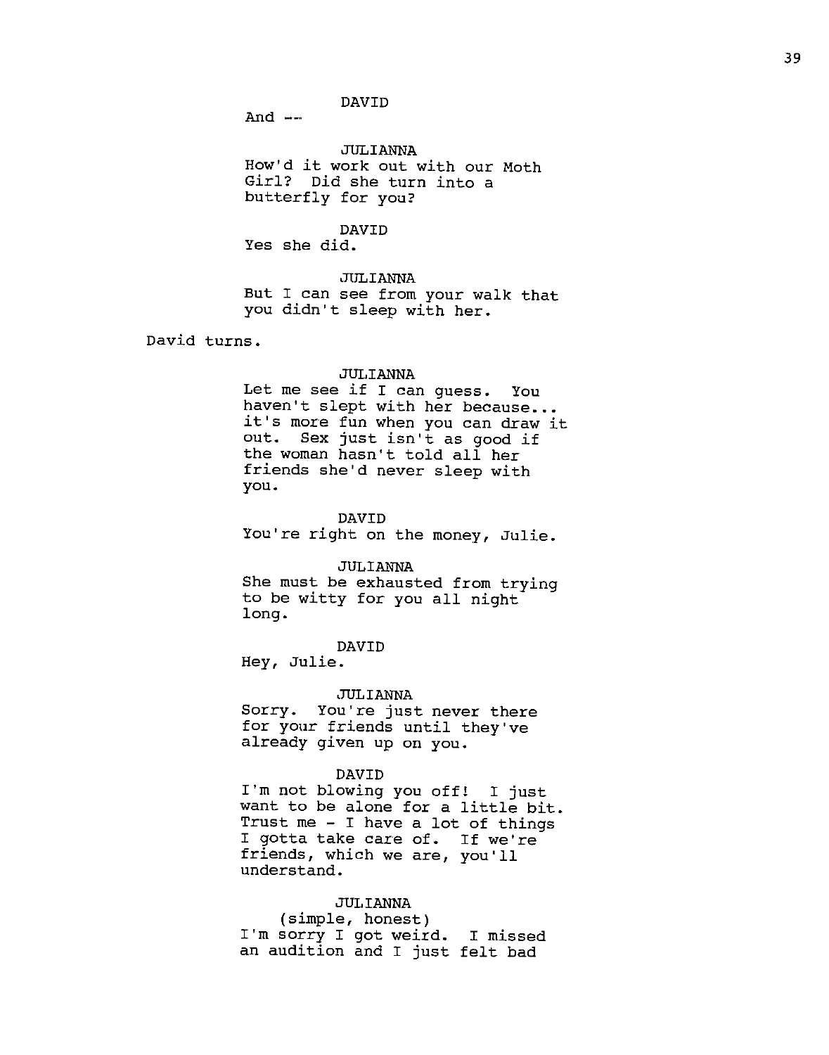DAVID
And --

JULIANNA
How'd it work out with our Moth Girl? Did she turn into a butterfly for you?

DAVID
Yes she did.

JULIANNA
But I can see from your walk that you didn't sleep with her.

David turns.

JULIANNA
Let me see if I can guess. You haven't slept with her because... it's more fun when you can draw it out. Sex just isn't as good if the woman hasn't told all her friends she'd never sleep with you.

DAVID
You're right on the money, Julie.

JULIANNA
She must be exhausted from trying to be witty for you all night long.

DAVID
Hey, Julie.

JULIANNA
Sorry. You're just never there for your friends until they've already given up on you.

DAVID
I'm not blowing you off! I just want to be alone for a little bit. Trust me - I have a lot of things I gotta take care of. If we're friends, which we are, you'll understand.

JULIANNA
(simple, honest)
I'm sorry I got weird. I missed an audition and I just felt bad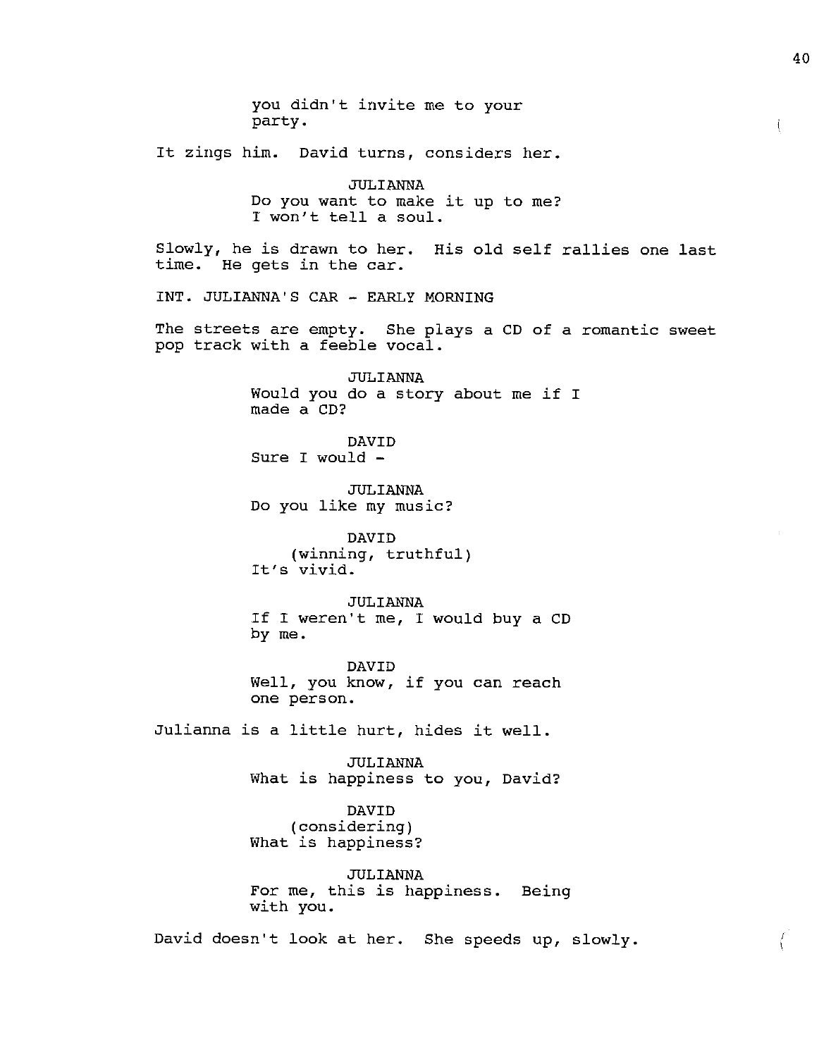you didn't invite me to your party.

It zings him. David turns, considers her.

JULIANNA
Do you want to make it up to me? I won't tell a soul.

Slowly, he is drawn to her. His old self rallies one last time. He gets in the car.

INT. JULIANNA'S CAR - EARLY MORNING

The streets are empty. She plays a CD of a romantic sweet pop track with a feeble vocal.

JULIANNA
Would you do a story about me if I made a CD?

DAVID
Sure I would -

JULIANNA
Do you like my music?

DAVID
(winning, truthful)
It's vivid.

JULIANNA
If I weren't me, I would buy a CD by me.

DAVID
Well, you know, if you can reach one person.

Julianna is a little hurt, hides it well.

JULIANNA
What is happiness to you, David?

DAVID
(considering)
What is happiness?

JULIANNA
For me, this is happiness. Being with you.

David doesn't look at her. She speeds up, slowly.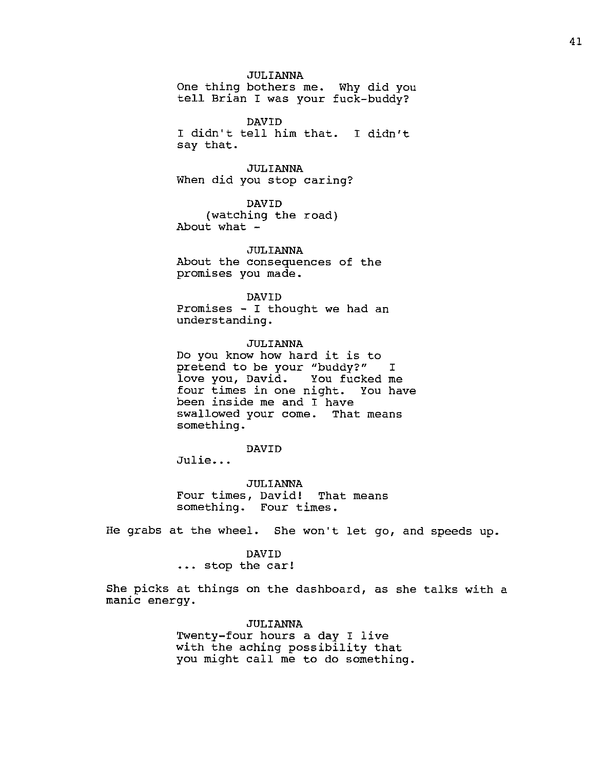JULIANNA
One thing bothers me. Why did you tell Brian I was your fuck-buddy?

DAVID
I didn't tell him that. I didn't say that.

JULIANNA
When did you stop caring?

DAVID
(watching the road)
About what -

JULIANNA
About the consequences of the promises you made.

DAVID
Promises - I thought we had an understanding.

JULIANNA
Do you know how hard it is to pretend to be your "buddy?" I love you, David. You fucked me four times in one night. You have been inside me and I have swallowed your come. That means something.

DAVID
Julie...

JULIANNA
Four times, David! That means something. Four times.

He grabs at the wheel. She won't let go, and speeds up.

DAVID
... stop the car!

She picks at things on the dashboard, as she talks with a manic energy.

JULIANNA
Twenty-four hours a day I live with the aching possibility that you might call me to do something.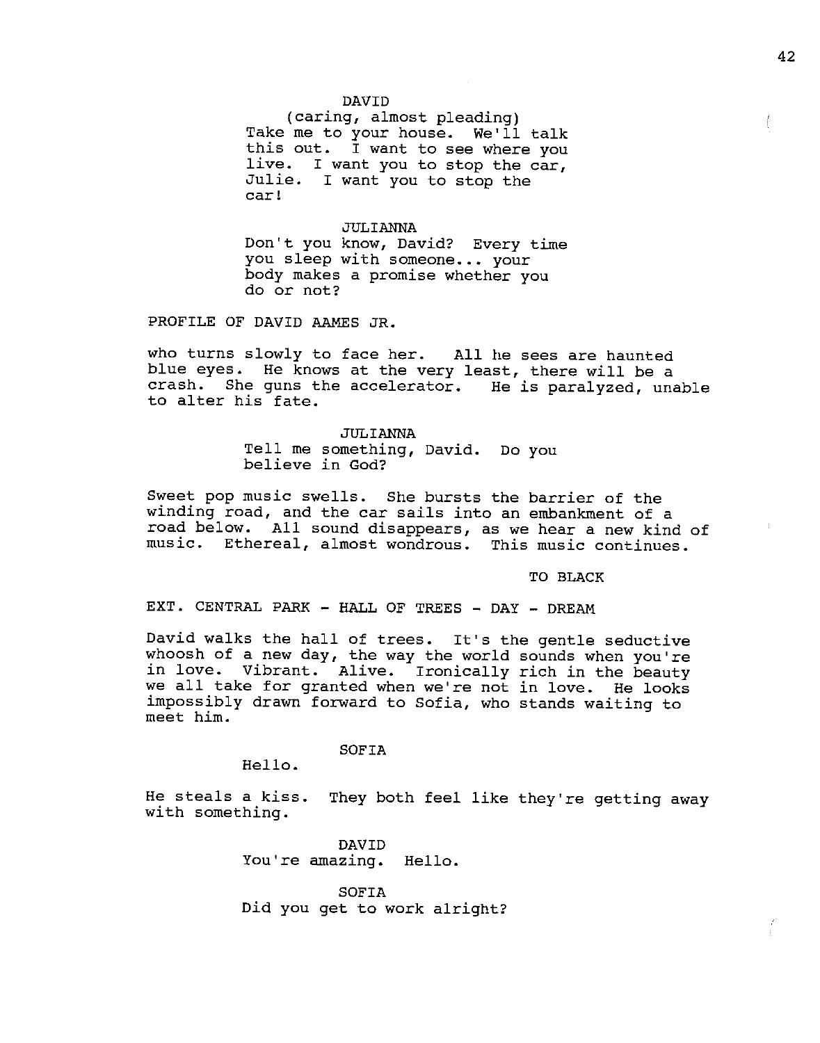DAVID

(caring, almost pleading)

Take me to your house. We'll talk this out. I want to see where you live. I want you to stop the car, Julie. I want you to stop the car!

JULIANNA

Don't you know, David? Every time you sleep with someone... your body makes a promise whether you do or not?

PROFILE OF DAVID AAMES JR.

who turns slowly to face her. All he sees are haunted blue eyes. He knows at the very least, there will be a crash. She guns the accelerator. He is paralyzed, unable to alter his fate.

JULIANNA

Tell me something, David. Do you believe in God?

Sweet pop music swells. She bursts the barrier of the winding road, and the car sails into an embankment of a road below. All sound disappears, as we hear a new kind of music. Ethereal, almost wondrous. This music continues.

TO BLACK

EXT. CENTRAL PARK - HALL OF TREES - DAY - DREAM

David walks the hall of trees. It's the gentle seductive whoosh of a new day, the way the world sounds when you're in love. Vibrant. Alive. Ironically rich in the beauty we all take for granted when we're not in love. He looks impossibly drawn forward to Sofia, who stands waiting to meet him.

SOFIA

Hello.

He steals a kiss. They both feel like they're getting away with something.

DAVID

You're amazing. Hello.

SOFIA

Did you get to work alright?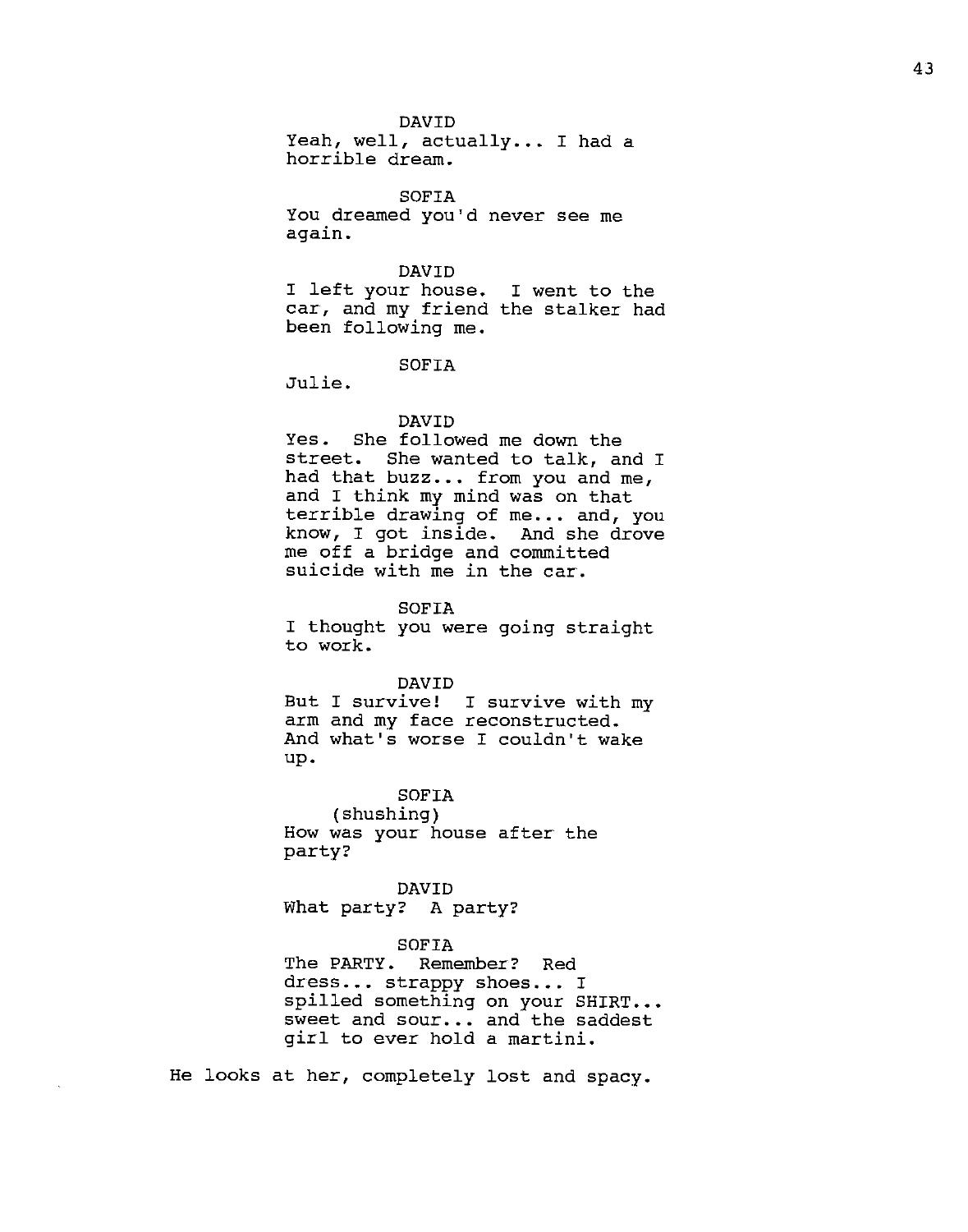DAVID

Yeah, well, actually... I had a horrible dream.

SOFIA

You dreamed you'd never see me again.

DAVID

I left your house. I went to the car, and my friend the stalker had been following me.

SOFIA

Julie.

DAVID

Yes. She followed me down the street. She wanted to talk, and I had that buzz... from you and me, and I think my mind was on that terrible drawing of me... and, you know, I got inside. And she drove me off a bridge and committed suicide with me in the car.

SOFIA

I thought you were going straight to work.

DAVID

But I survive! I survive with my arm and my face reconstructed. And what's worse I couldn't wake up.

SOFIA

(shushing)

How was your house after the party?

DAVID

What party? A party?

SOFIA

The PARTY. Remember? Red dress... strappy shoes... I spilled something on your SHIRT... sweet and sour... and the saddest girl to ever hold a martini.

He looks at her, completely lost and spacy.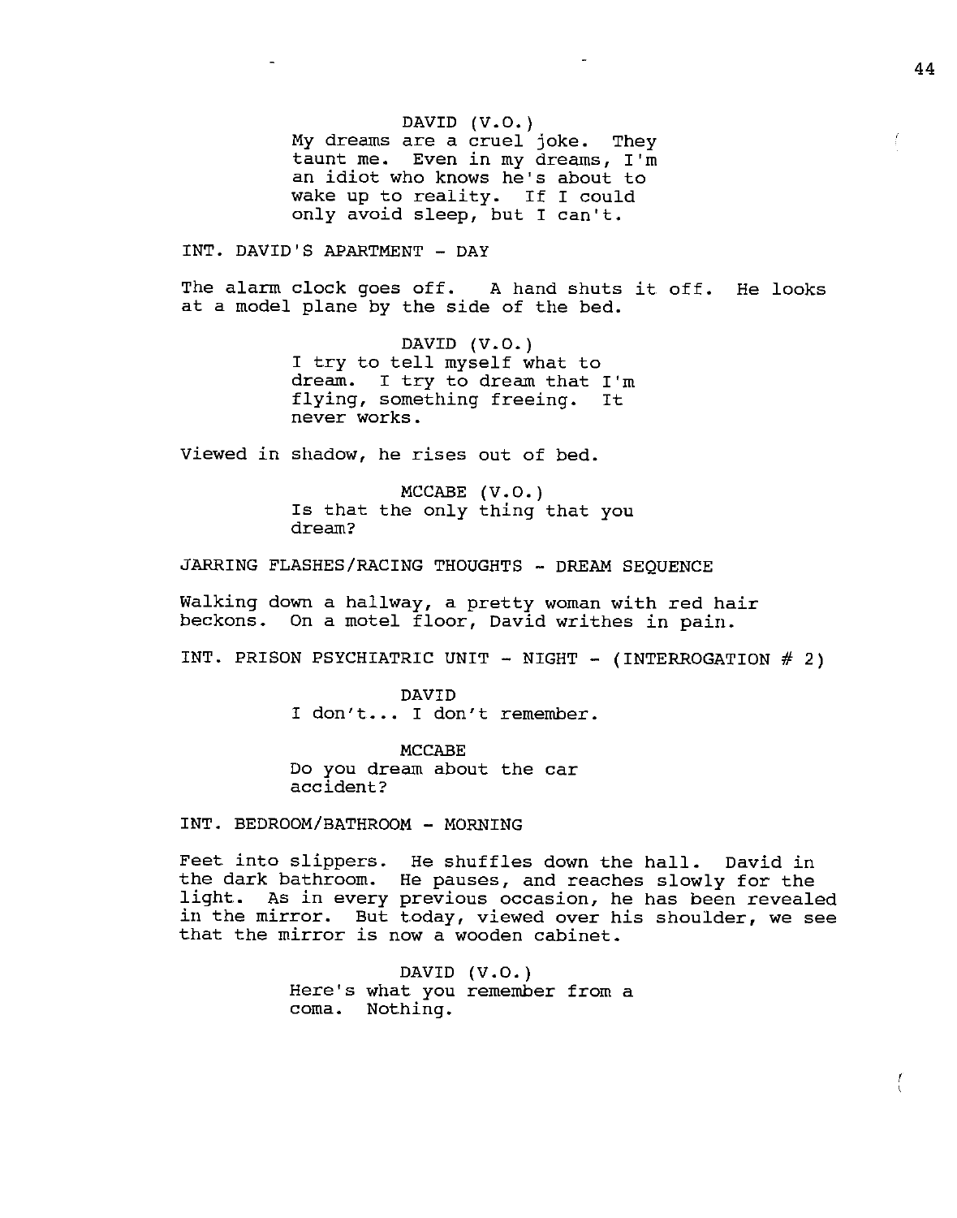DAVID (V.O.)
My dreams are a cruel joke. They taunt me. Even in my dreams, I'm an idiot who knows he's about to wake up to reality. If I could only avoid sleep, but I can't.

INT. DAVID'S APARTMENT - DAY

The alarm clock goes off. A hand shuts it off. He looks at a model plane by the side of the bed.

DAVID (V.O.)
I try to tell myself what to dream. I try to dream that I'm flying, something freeing. It never works.

Viewed in shadow, he rises out of bed.

MCCABE (V.O.)
Is that the only thing that you dream?

JARRING FLASHES/RACING THOUGHTS - DREAM SEQUENCE

Walking down a hallway, a pretty woman with red hair beckons. On a motel floor, David writhes in pain.

INT. PRISON PSYCHIATRIC UNIT - NIGHT - (INTERROGATION # 2)

DAVID
I don't... I don't remember.

MCCABE
Do you dream about the car accident?

INT. BEDROOM/BATHROOM - MORNING

Feet into slippers. He shuffles down the hall. David in the dark bathroom. He pauses, and reaches slowly for the light. As in every previous occasion, he has been revealed in the mirror. But today, viewed over his shoulder, we see that the mirror is now a wooden cabinet.

DAVID (V.O.)
Here's what you remember from a coma. Nothing.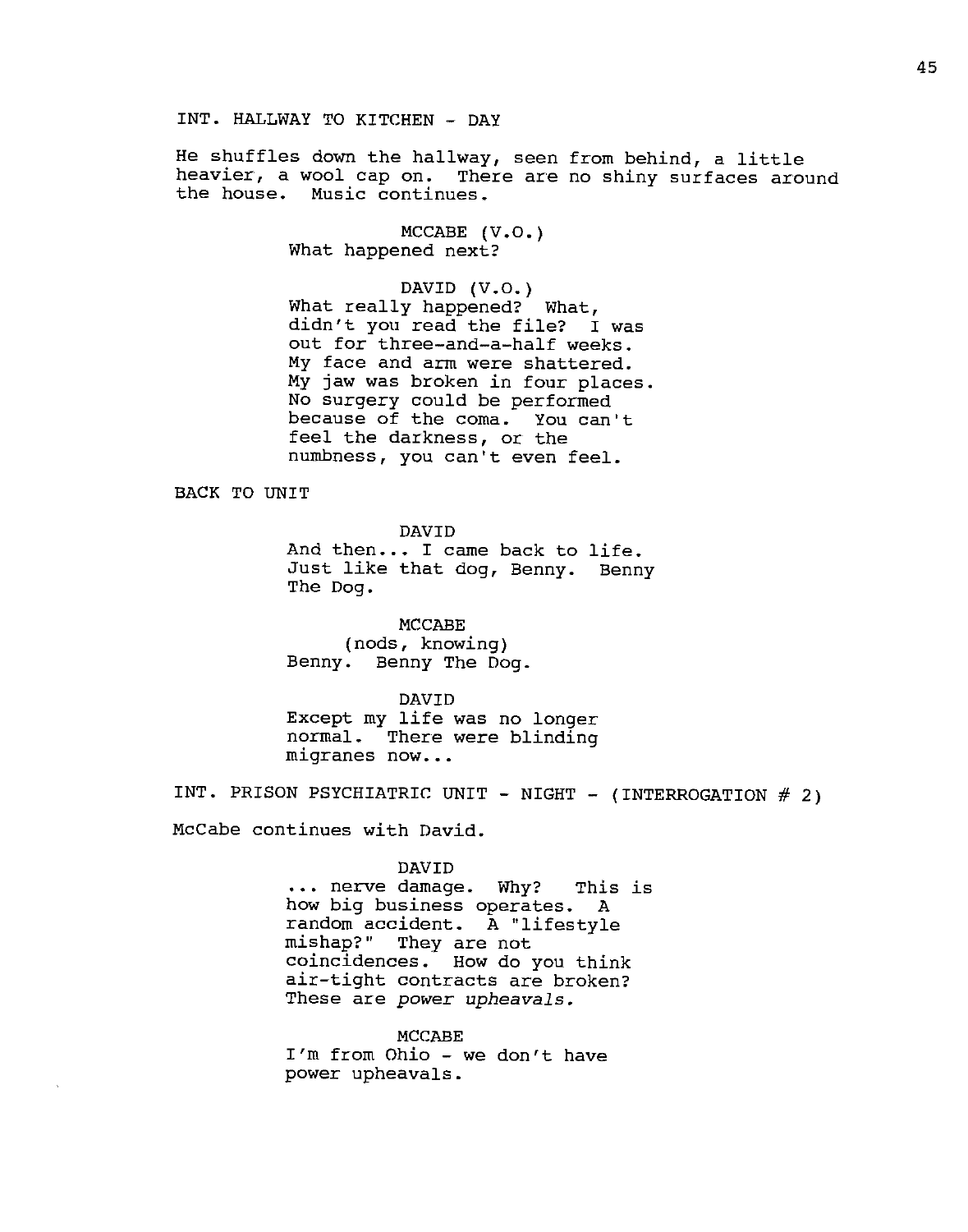INT. HALLWAY TO KITCHEN - DAY

He shuffles down the hallway, seen from behind, a little heavier, a wool cap on. There are no shiny surfaces around the house. Music continues.

MCCABE (V.O.)
What happened next?

DAVID (V.O.)
What really happened? What, didn't you read the file? I was out for three-and-a-half weeks. My face and arm were shattered. My jaw was broken in four places. No surgery could be performed because of the coma. You can't feel the darkness, or the numbness, you can't even feel.

BACK TO UNIT

DAVID
And then... I came back to life. Just like that dog, Benny. Benny The Dog.

MCCABE
(nods, knowing)
Benny. Benny The Dog.

DAVID
Except my life was no longer normal. There were blinding migranes now...

INT. PRISON PSYCHIATRIC UNIT - NIGHT - (INTERROGATION # 2)

McCabe continues with David.

DAVID
... nerve damage. Why? This is how big business operates. A random accident. A "lifestyle mishap?" They are not coincidences. How do you think air-tight contracts are broken? These are *power upheavals.*

MCCABE
I'm from Ohio - we don't have power upheavals.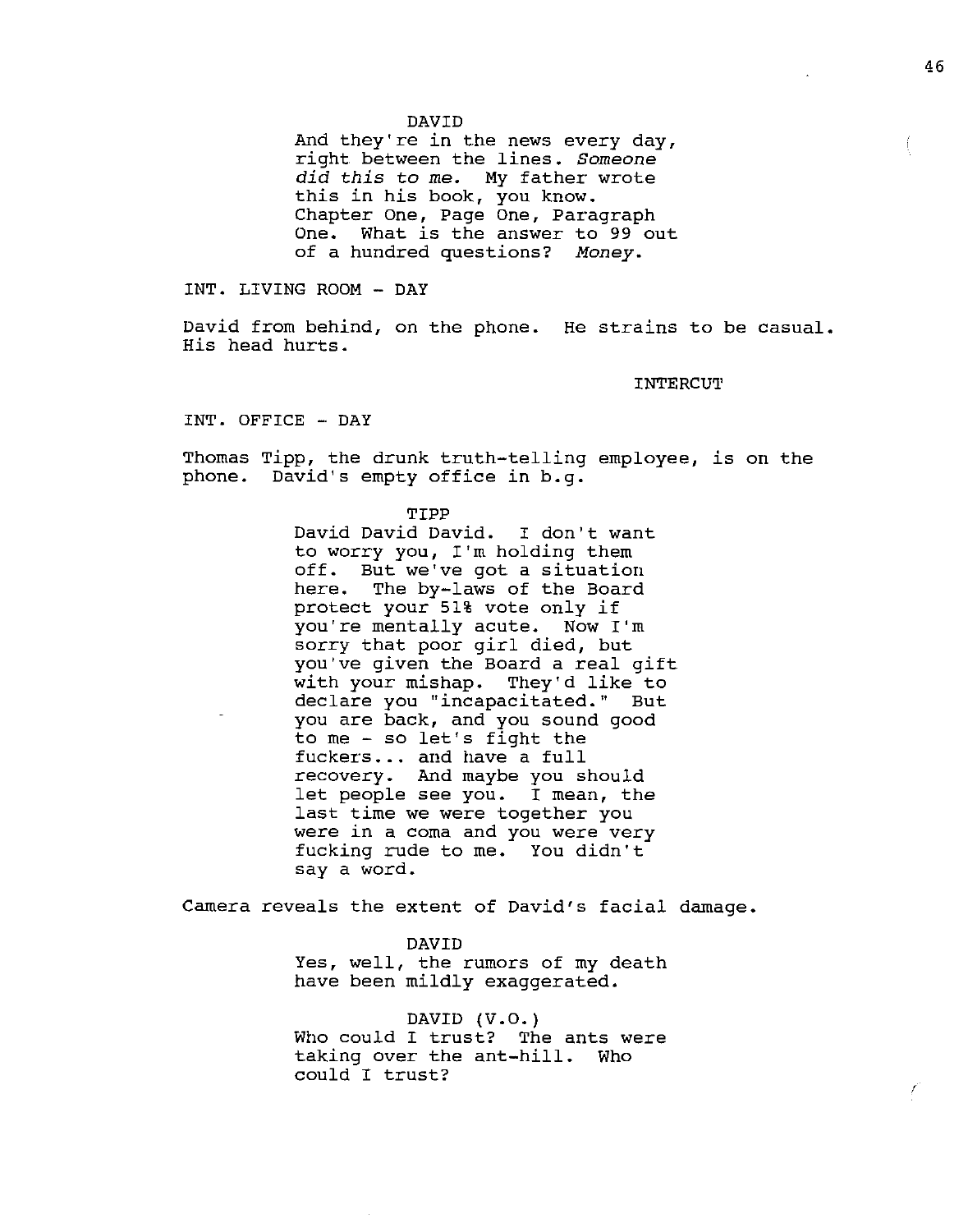DAVID
And they're in the news every day, right between the lines. *Someone did this to me.* My father wrote this in his book, you know. Chapter One, Page One, Paragraph One. What is the answer to 99 out of a hundred questions? *Money*.

INT. LIVING ROOM - DAY

David from behind, on the phone. He strains to be casual. His head hurts.

INTERCUT

INT. OFFICE - DAY

Thomas Tipp, the drunk truth-telling employee, is on the phone. David's empty office in b.g.

TIPP
David David David. I don't want to worry you, I'm holding them off. But we've got a situation here. The by-laws of the Board protect your 51% vote only if you're mentally acute. Now I'm sorry that poor girl died, but you've given the Board a real gift with your mishap. They'd like to declare you "incapacitated." But you are back, and you sound good to me - so let's fight the fuckers... and have a full recovery. And maybe you should let people see you. I mean, the last time we were together you were in a coma and you were very fucking rude to me. You didn't say a word.

Camera reveals the extent of David's facial damage.

DAVID
Yes, well, the rumors of my death have been mildly exaggerated.

DAVID (V.O.)
Who could I trust? The ants were taking over the ant-hill. Who could I trust?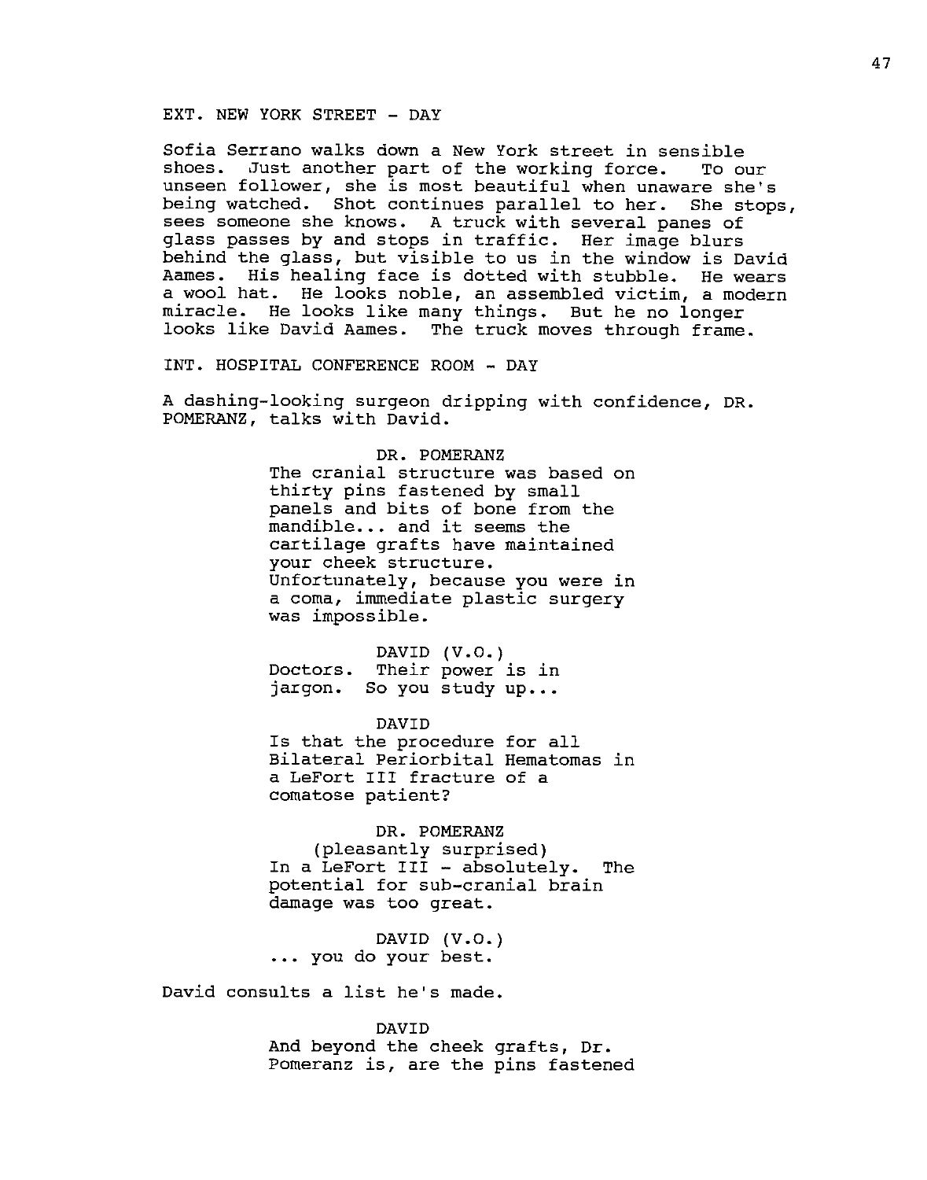EXT. NEW YORK STREET - DAY

Sofia Serrano walks down a New York street in sensible shoes. Just another part of the working force. To our unseen follower, she is most beautiful when unaware she's being watched. Shot continues parallel to her. She stops, sees someone she knows. A truck with several panes of glass passes by and stops in traffic. Her image blurs behind the glass, but visible to us in the window is David Aames. His healing face is dotted with stubble. He wears a wool hat. He looks noble, an assembled victim, a modern miracle. He looks like many things. But he no longer looks like David Aames. The truck moves through frame.

INT. HOSPITAL CONFERENCE ROOM - DAY

A dashing-looking surgeon dripping with confidence, DR. POMERANZ, talks with David.

DR. POMERANZ
The cranial structure was based on thirty pins fastened by small panels and bits of bone from the mandible... and it seems the cartilage grafts have maintained your cheek structure. Unfortunately, because you were in a coma, immediate plastic surgery was impossible.

DAVID (V.O.)
Doctors. Their power is in jargon. So you study up...

DAVID
Is that the procedure for all Bilateral Periorbital Hematomas in a LeFort III fracture of a comatose patient?

DR. POMERANZ
(pleasantly surprised)
In a LeFort III - absolutely. The potential for sub-cranial brain damage was too great.

DAVID (V.O.)
... you do your best.

David consults a list he's made.

DAVID
And beyond the cheek grafts, Dr. Pomeranz is, are the pins fastened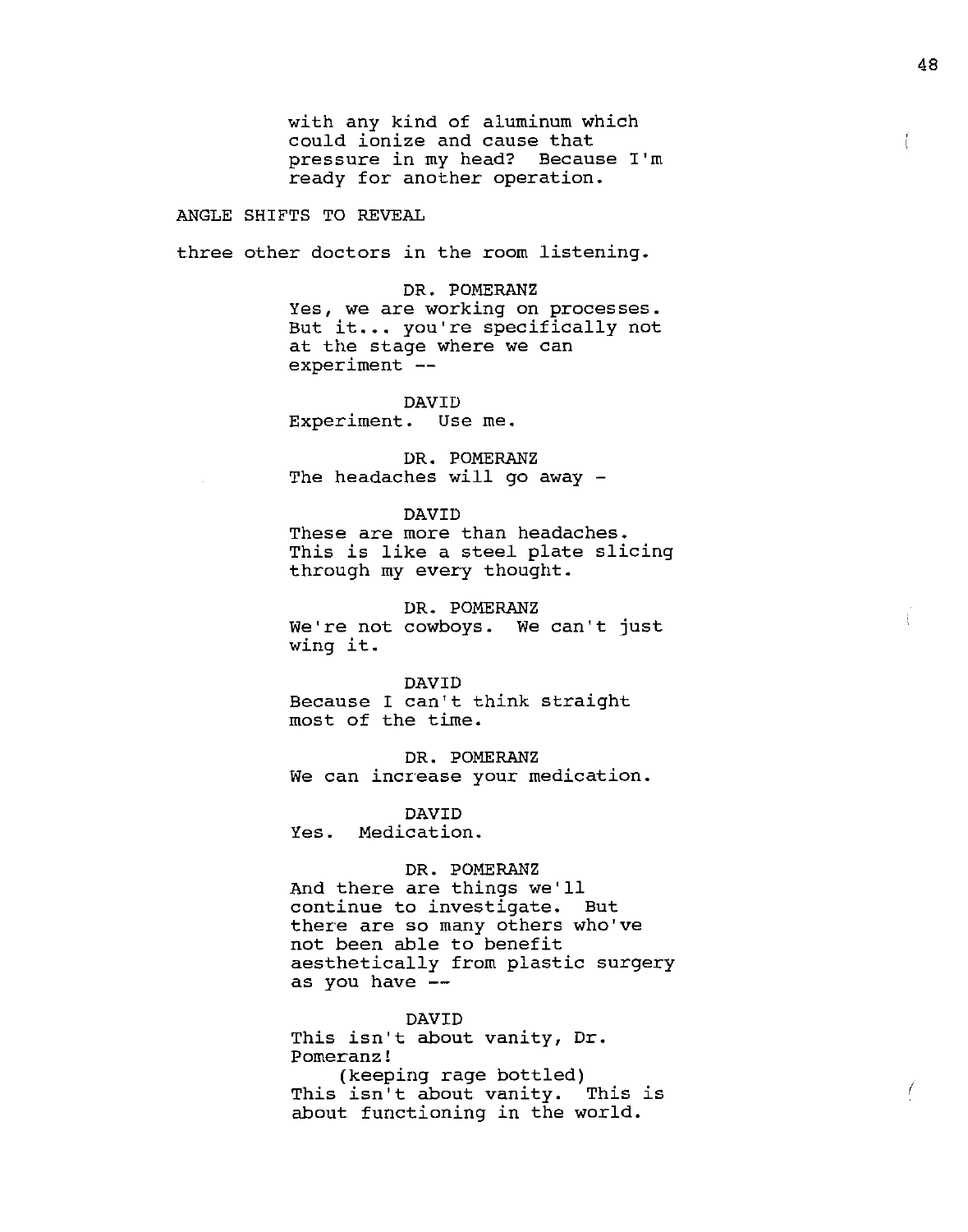with any kind of aluminum which could ionize and cause that pressure in my head? Because I'm ready for another operation.

ANGLE SHIFTS TO REVEAL

three other doctors in the room listening.

DR. POMERANZ
Yes, we are working on processes. But it... you're specifically not at the stage where we can experiment --

DAVID
Experiment. Use me.

DR. POMERANZ
The headaches will go away -

DAVID
These are more than headaches. This is like a steel plate slicing through my every thought.

DR. POMERANZ
We're not cowboys. We can't just wing it.

DAVID
Because I can't think straight most of the time.

DR. POMERANZ
We can increase your medication.

DAVID
Yes. Medication.

DR. POMERANZ
And there are things we'll continue to investigate. But there are so many others who've not been able to benefit aesthetically from plastic surgery as you have --

DAVID
This isn't about vanity, Dr. Pomeranz!
(keeping rage bottled)
This isn't about vanity. This is about functioning in the world.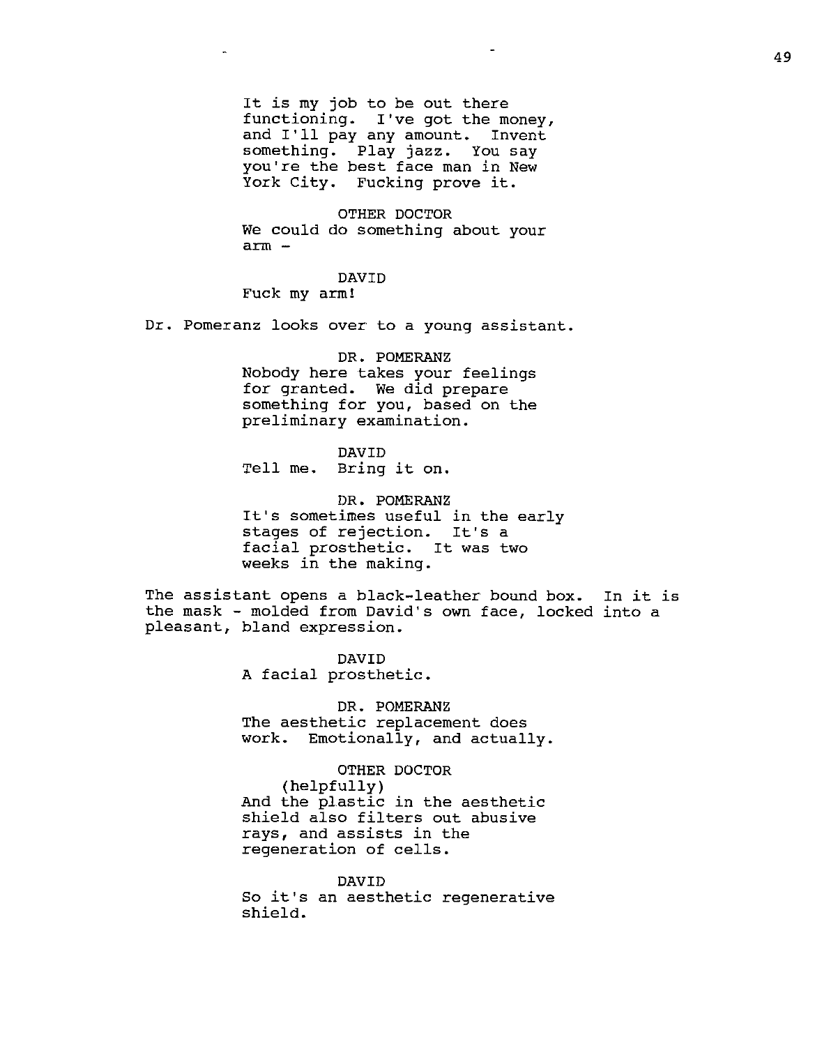It is my job to be out there functioning. I've got the money, and I'll pay any amount. Invent something. Play jazz. You say you're the best face man in New York City. Fucking prove it.

OTHER DOCTOR
We could do something about your arm -

DAVID
Fuck my arm!

Dr. Pomeranz looks over to a young assistant.

DR. POMERANZ
Nobody here takes your feelings for granted. We did prepare something for you, based on the preliminary examination.

DAVID
Tell me. Bring it on.

DR. POMERANZ
It's sometimes useful in the early stages of rejection. It's a facial prosthetic. It was two weeks in the making.

The assistant opens a black-leather bound box. In it is the mask - molded from David's own face, locked into a pleasant, bland expression.

DAVID
A facial prosthetic.

DR. POMERANZ
The aesthetic replacement does work. Emotionally, and actually.

OTHER DOCTOR
(helpfully)
And the plastic in the aesthetic shield also filters out abusive rays, and assists in the regeneration of cells.

DAVID
So it's an aesthetic regenerative shield.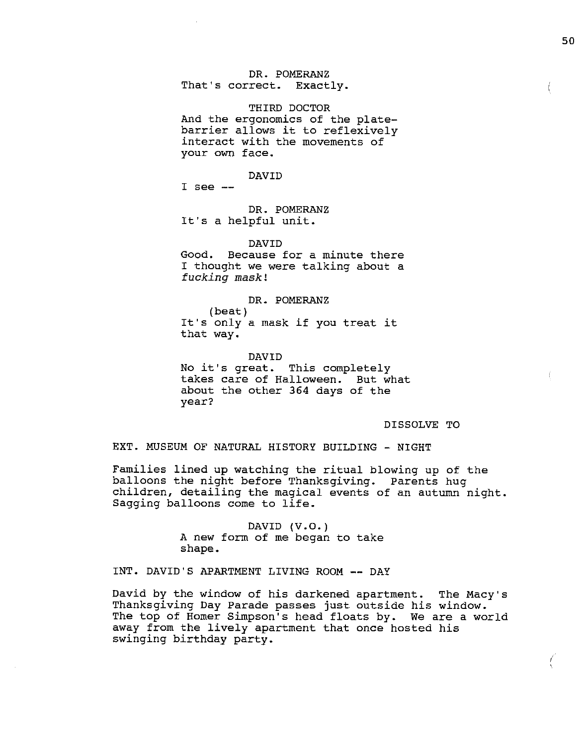DR. POMERANZ
That's correct. Exactly.

THIRD DOCTOR
And the ergonomics of the plate-barrier allows it to reflexively interact with the movements of your own face.

DAVID
I see --

DR. POMERANZ
It's a helpful unit.

DAVID
Good. Because for a minute there I thought we were talking about a *fucking mask*!

DR. POMERANZ
(beat)
It's only a mask if you treat it that way.

DAVID
No it's great. This completely takes care of Halloween. But what about the other 364 days of the year?

DISSOLVE TO

EXT. MUSEUM OF NATURAL HISTORY BUILDING - NIGHT

Families lined up watching the ritual blowing up of the balloons the night before Thanksgiving. Parents hug children, detailing the magical events of an autumn night. Sagging balloons come to life.

DAVID (V.O.)
A new form of me began to take shape.

INT. DAVID'S APARTMENT LIVING ROOM -- DAY

David by the window of his darkened apartment. The Macy's Thanksgiving Day Parade passes just outside his window. The top of Homer Simpson's head floats by. We are a world away from the lively apartment that once hosted his swinging birthday party.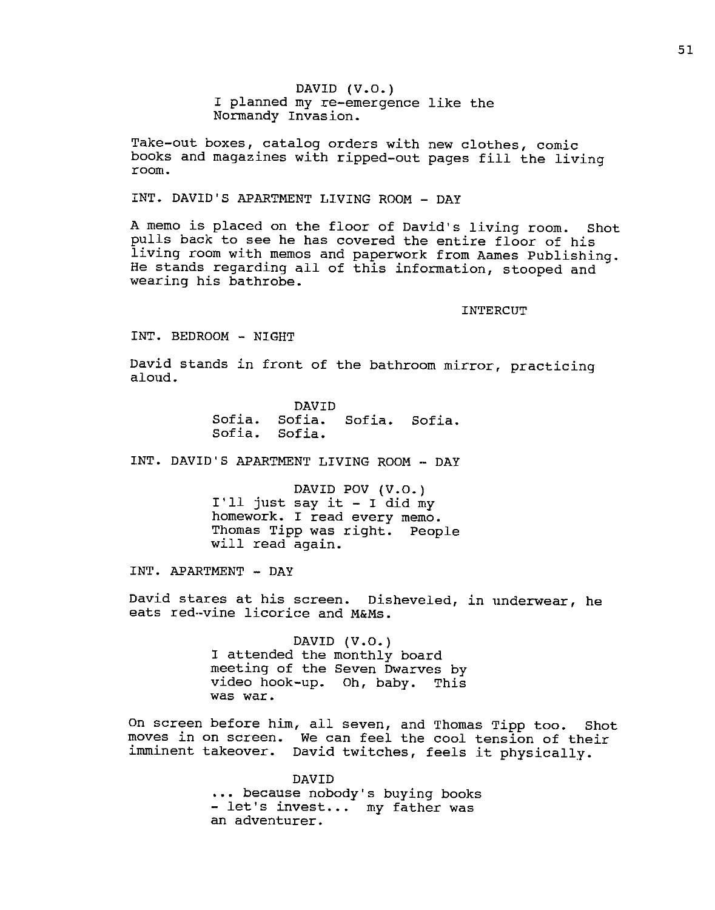DAVID (V.O.)
I planned my re-emergence like the Normandy Invasion.

Take-out boxes, catalog orders with new clothes, comic books and magazines with ripped-out pages fill the living room.

INT. DAVID'S APARTMENT LIVING ROOM - DAY

A memo is placed on the floor of David's living room. Shot pulls back to see he has covered the entire floor of his living room with memos and paperwork from Aames Publishing. He stands regarding all of this information, stooped and wearing his bathrobe.

INTERCUT

INT. BEDROOM - NIGHT

David stands in front of the bathroom mirror, practicing aloud.

DAVID
Sofia. Sofia. Sofia. Sofia.
Sofia. Sofia.

INT. DAVID'S APARTMENT LIVING ROOM - DAY

DAVID POV (V.O.)
I'll just say it - I did my homework. I read every memo. Thomas Tipp was right. People will read again.

INT. APARTMENT - DAY

David stares at his screen. Disheveled, in underwear, he eats red-vine licorice and M&Ms.

DAVID (V.O.)
I attended the monthly board meeting of the Seven Dwarves by video hook-up. Oh, baby. This was war.

On screen before him, all seven, and Thomas Tipp too. Shot moves in on screen. We can feel the cool tension of their imminent takeover. David twitches, feels it physically.

DAVID
... because nobody's buying books - let's invest... my father was an adventurer.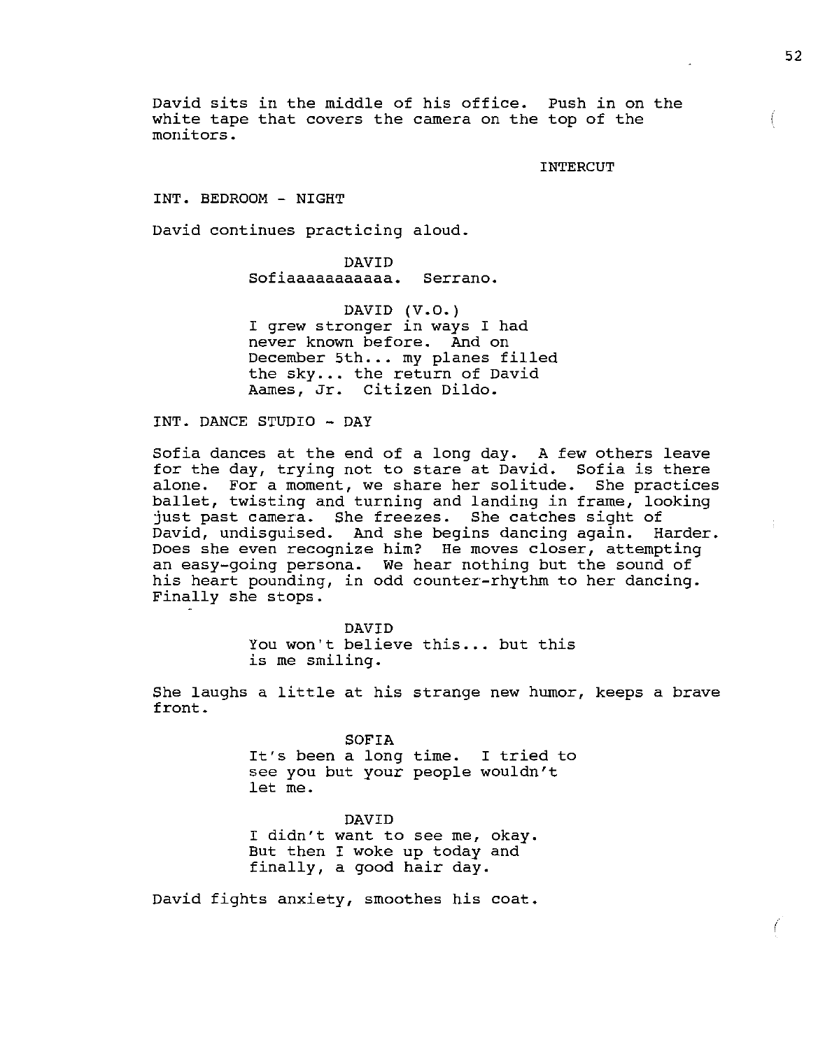David sits in the middle of his office. Push in on the white tape that covers the camera on the top of the monitors.

INTERCUT

INT. BEDROOM - NIGHT

David continues practicing aloud.

DAVID
Sofiaaaaaaaaaaa. Serrano.

DAVID (V.O.)
I grew stronger in ways I had never known before. And on December 5th... my planes filled the sky... the return of David Aames, Jr. Citizen Dildo.

INT. DANCE STUDIO - DAY

Sofia dances at the end of a long day. A few others leave for the day, trying not to stare at David. Sofia is there alone. For a moment, we share her solitude. She practices ballet, twisting and turning and landing in frame, looking just past camera. She freezes. She catches sight of David, undisguised. And she begins dancing again. Harder. Does she even recognize him? He moves closer, attempting an easy-going persona. We hear nothing but the sound of his heart pounding, in odd counter-rhythm to her dancing. Finally she stops.

DAVID
You won't believe this... but this is me smiling.

She laughs a little at his strange new humor, keeps a brave front.

SOFIA
It's been a long time. I tried to see you but your people wouldn't let me.

DAVID
I didn't want to see me, okay. But then I woke up today and finally, a good hair day.

David fights anxiety, smoothes his coat.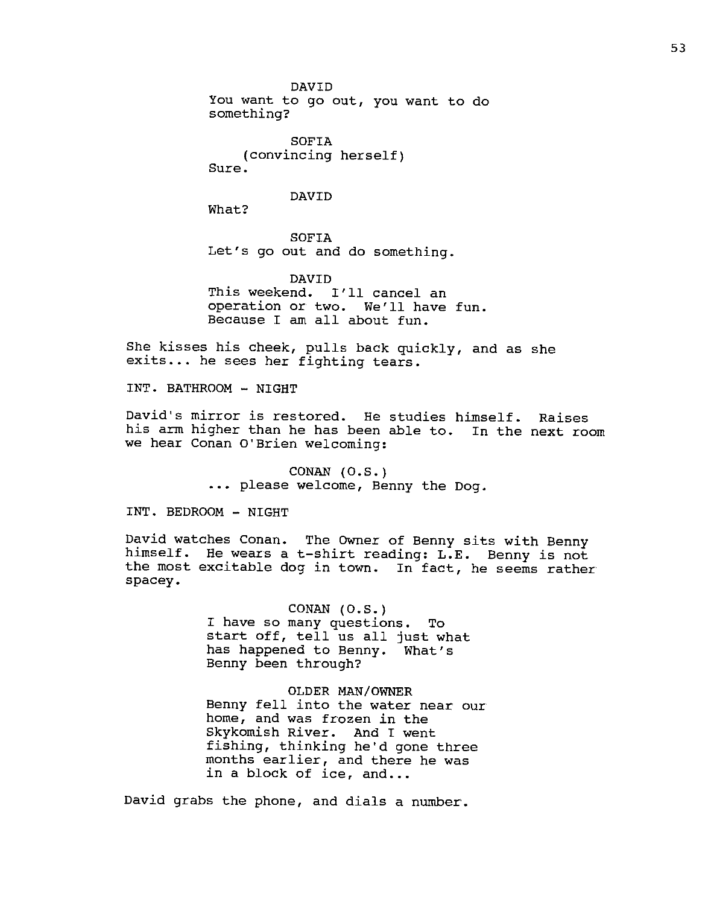DAVID
You want to go out, you want to do something?

SOFIA
(convincing herself)
Sure.

DAVID
What?

SOFIA
Let's go out and do something.

DAVID
This weekend. I'll cancel an operation or two. We'll have fun. Because I am all about fun.

She kisses his cheek, pulls back quickly, and as she exits... he sees her fighting tears.

INT. BATHROOM - NIGHT

David's mirror is restored. He studies himself. Raises his arm higher than he has been able to. In the next room we hear Conan O'Brien welcoming:

CONAN (O.S.)
... please welcome, Benny the Dog.

INT. BEDROOM - NIGHT

David watches Conan. The Owner of Benny sits with Benny himself. He wears a t-shirt reading: L.E. Benny is not the most excitable dog in town. In fact, he seems rather spacey.

CONAN (O.S.)
I have so many questions. To start off, tell us all just what has happened to Benny. What's Benny been through?

OLDER MAN/OWNER
Benny fell into the water near our home, and was frozen in the Skykomish River. And I went fishing, thinking he'd gone three months earlier, and there he was in a block of ice, and...

David grabs the phone, and dials a number.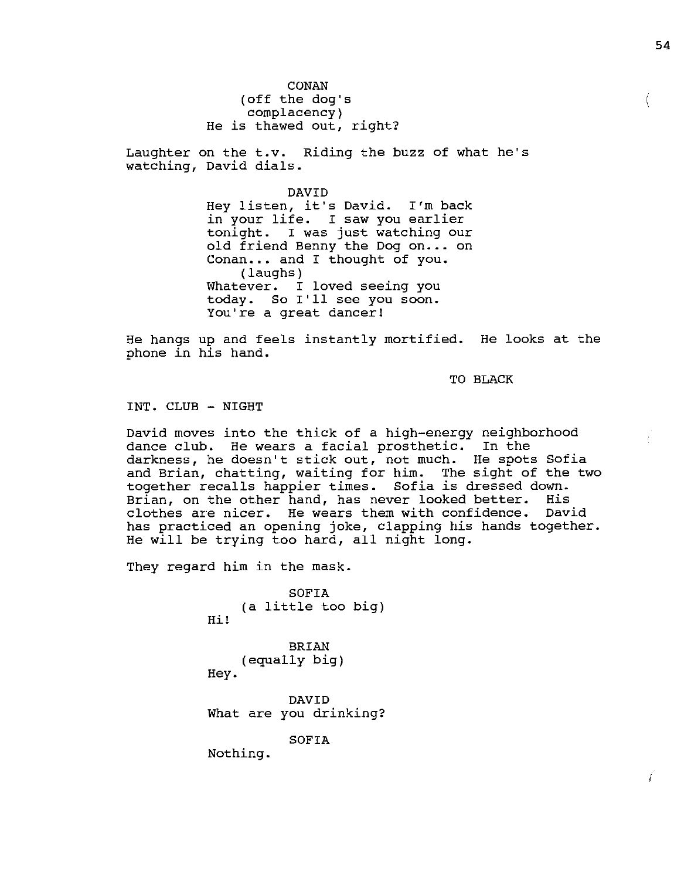CONAN
(off the dog's
complacency)
He is thawed out, right?

Laughter on the t.v. Riding the buzz of what he's watching, David dials.

DAVID
Hey listen, it's David. I'm back in your life. I saw you earlier tonight. I was just watching our old friend Benny the Dog on... on Conan... and I thought of you.
(laughs)
Whatever. I loved seeing you today. So I'll see you soon. You're a great dancer!

He hangs up and feels instantly mortified. He looks at the phone in his hand.

TO BLACK

INT. CLUB - NIGHT

David moves into the thick of a high-energy neighborhood dance club. He wears a facial prosthetic. In the darkness, he doesn't stick out, not much. He spots Sofia and Brian, chatting, waiting for him. The sight of the two together recalls happier times. Sofia is dressed down. Brian, on the other hand, has never looked better. His clothes are nicer. He wears them with confidence. David has practiced an opening joke, clapping his hands together. He will be trying too hard, all night long.

They regard him in the mask.

SOFIA
(a little too big)
Hi!

BRIAN
(equally big)
Hey.

DAVID
What are you drinking?

SOFIA
Nothing.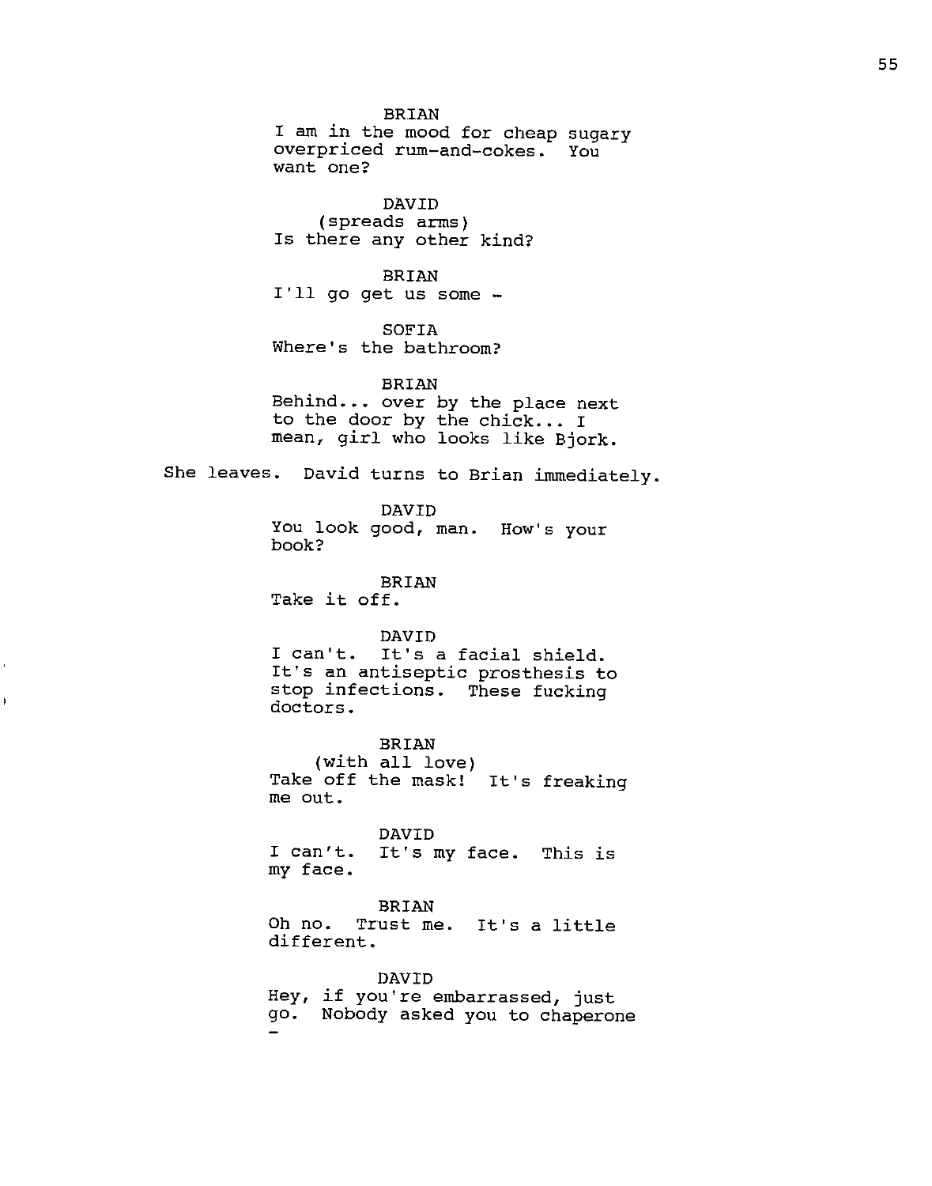BRIAN
I am in the mood for cheap sugary overpriced rum-and-cokes. You want one?

DAVID
(spreads arms)
Is there any other kind?

BRIAN
I'll go get us some -

SOFIA
Where's the bathroom?

BRIAN
Behind... over by the place next to the door by the chick... I mean, girl who looks like Bjork.

She leaves. David turns to Brian immediately.

DAVID
You look good, man. How's your book?

BRIAN
Take it off.

DAVID
I can't. It's a facial shield. It's an antiseptic prosthesis to stop infections. These fucking doctors.

BRIAN
(with all love)
Take off the mask! It's freaking me out.

DAVID
I can't. It's my face. This is my face.

BRIAN
Oh no. Trust me. It's a little different.

DAVID
Hey, if you're embarrassed, just go. Nobody asked you to chaperone -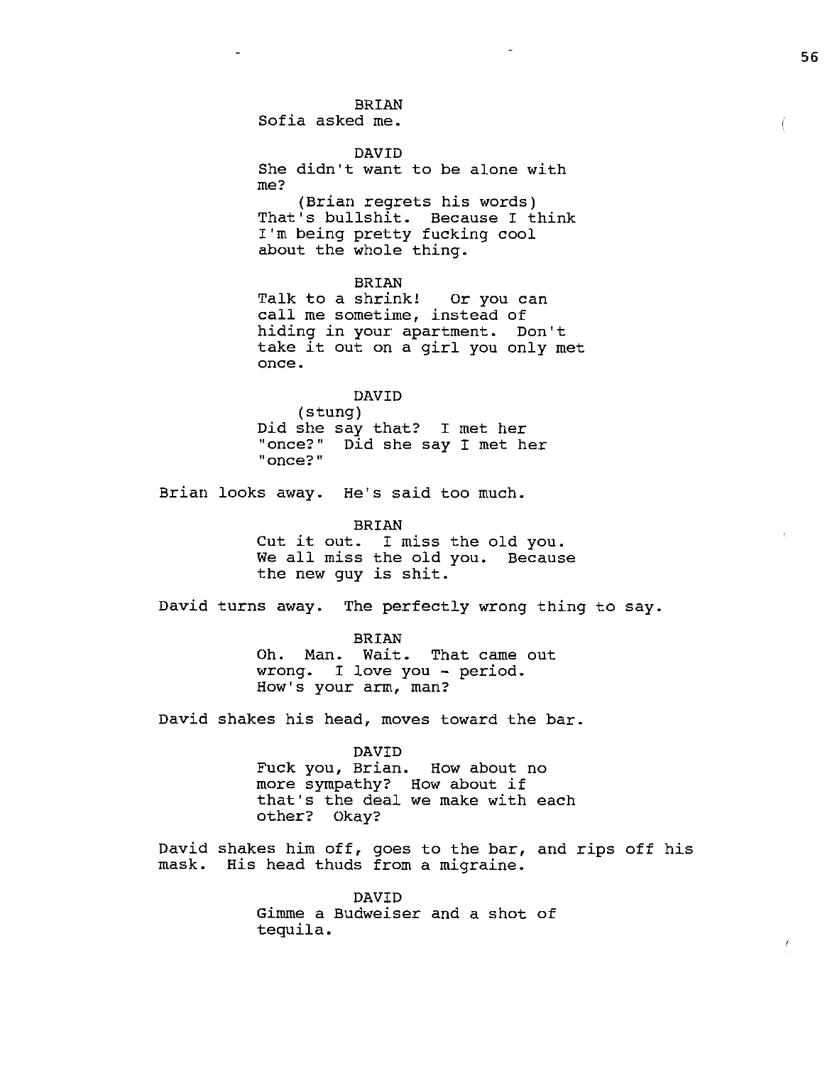BRIAN
Sofia asked me.

DAVID
She didn't want to be alone with me?
(Brian regrets his words)
That's bullshit. Because I think I'm being pretty fucking cool about the whole thing.

BRIAN
Talk to a shrink! Or you can call me sometime, instead of hiding in your apartment. Don't take it out on a girl you only met once.

DAVID
(stung)
Did she say that? I met her "once?" Did she say I met her "once?"

Brian looks away. He's said too much.

BRIAN
Cut it out. I miss the old you. We all miss the old you. Because the new guy is shit.

David turns away. The perfectly wrong thing to say.

BRIAN
Oh. Man. Wait. That came out wrong. I love you - period. How's your arm, man?

David shakes his head, moves toward the bar.

DAVID
Fuck you, Brian. How about no more sympathy? How about if that's the deal we make with each other? Okay?

David shakes him off, goes to the bar, and rips off his mask. His head thuds from a migraine.

DAVID
Gimme a Budweiser and a shot of tequila.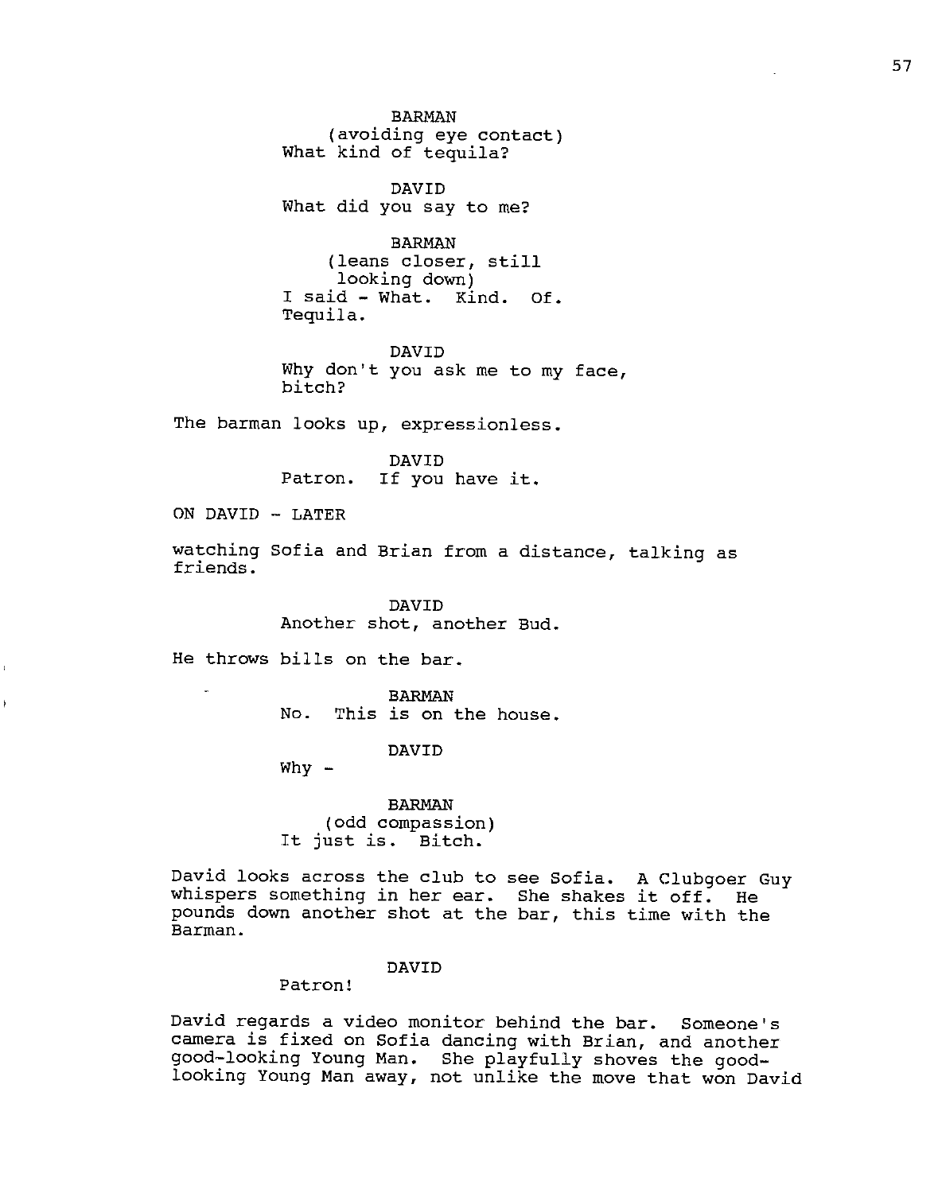BARMAN
(avoiding eye contact)
What kind of tequila?

DAVID
What did you say to me?

BARMAN
(leans closer, still looking down)
I said - What. Kind. Of. Tequila.

DAVID
Why don't you ask me to my face, bitch?

The barman looks up, expressionless.

DAVID
Patron. If you have it.

ON DAVID - LATER

watching Sofia and Brian from a distance, talking as friends.

DAVID
Another shot, another Bud.

He throws bills on the bar.

BARMAN
No. This is on the house.

DAVID
Why -

BARMAN
(odd compassion)
It just is. Bitch.

David looks across the club to see Sofia. A Clubgoer Guy whispers something in her ear. She shakes it off. He pounds down another shot at the bar, this time with the Barman.

DAVID
Patron!

David regards a video monitor behind the bar. Someone's camera is fixed on Sofia dancing with Brian, and another good-looking Young Man. She playfully shoves the good-looking Young Man away, not unlike the move that won David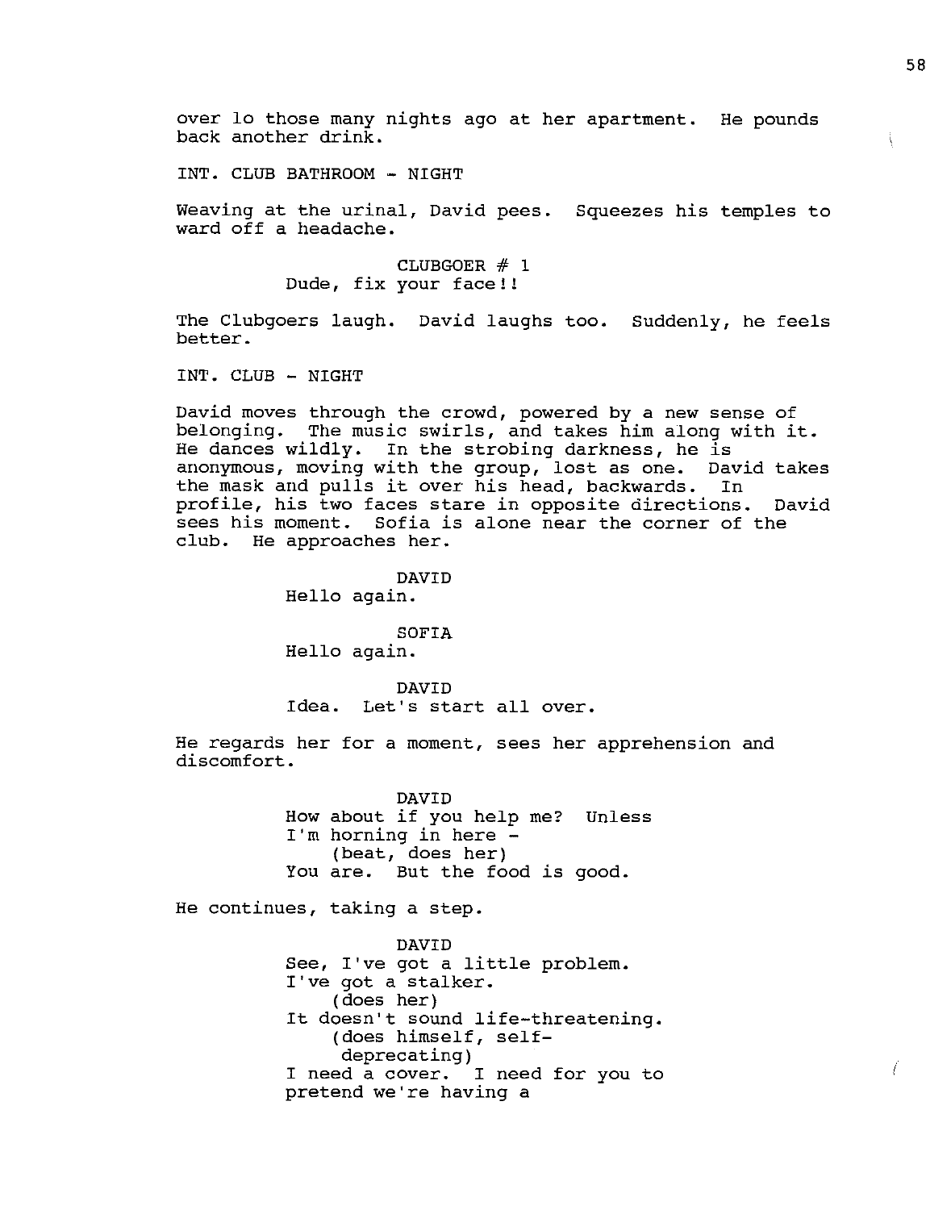over lo those many nights ago at her apartment. He pounds back another drink.

INT. CLUB BATHROOM - NIGHT

Weaving at the urinal, David pees. Squeezes his temples to ward off a headache.

CLUBGOER # 1
Dude, fix your face!!

The Clubgoers laugh. David laughs too. Suddenly, he feels better.

INT. CLUB - NIGHT

David moves through the crowd, powered by a new sense of belonging. The music swirls, and takes him along with it. He dances wildly. In the strobing darkness, he is anonymous, moving with the group, lost as one. David takes the mask and pulls it over his head, backwards. In profile, his two faces stare in opposite directions. David sees his moment. Sofia is alone near the corner of the club. He approaches her.

DAVID
Hello again.

SOFIA
Hello again.

DAVID
Idea. Let's start all over.

He regards her for a moment, sees her apprehension and discomfort.

DAVID
How about if you help me? Unless I'm horning in here -
(beat, does her)
You are. But the food is good.

He continues, taking a step.

DAVID
See, I've got a little problem. I've got a stalker.
(does her)
It doesn't sound life-threatening.
(does himself, self-deprecating)
I need a cover. I need for you to pretend we're having a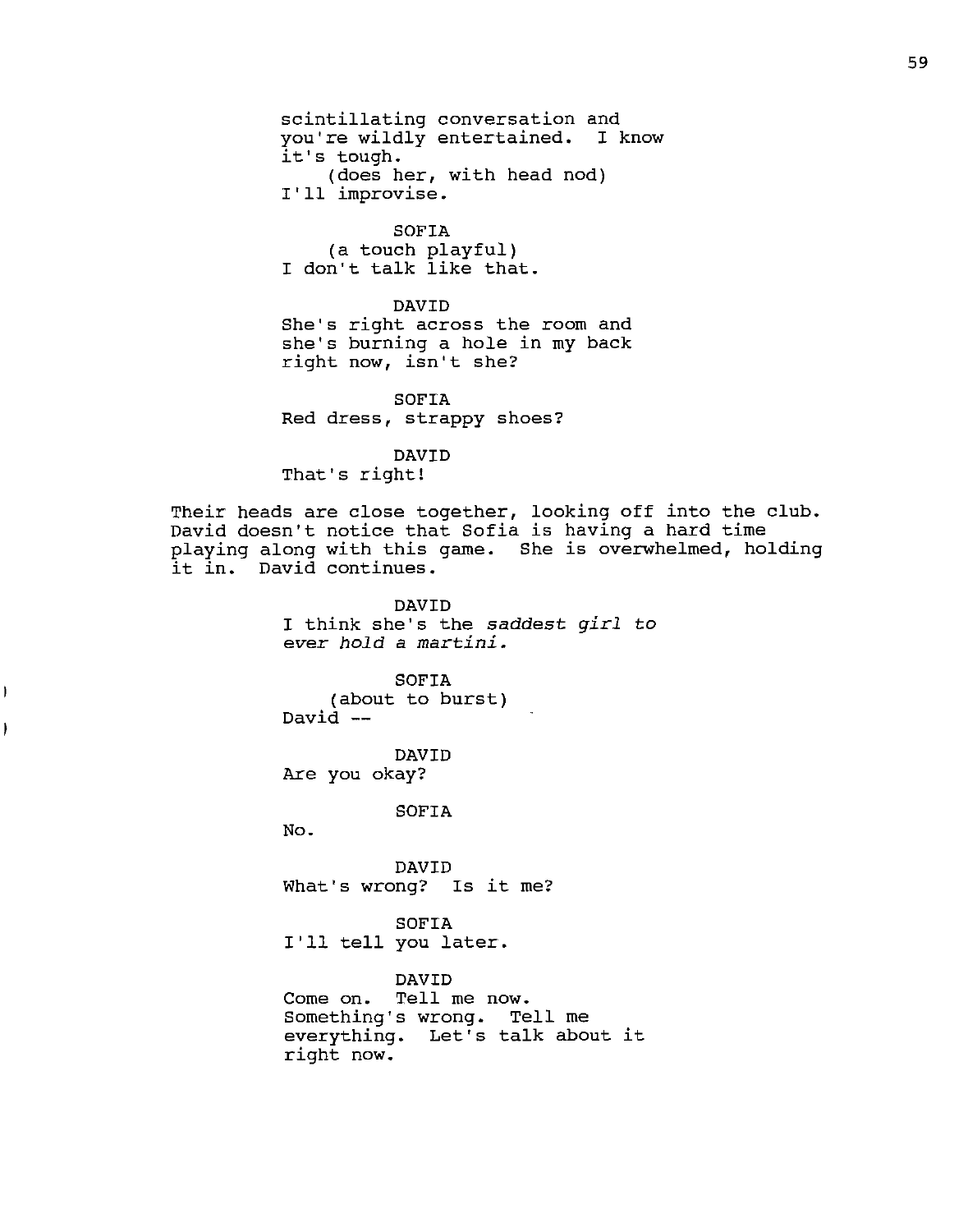scintillating conversation and
you're wildly entertained. I know
it's tough.
(does her, with head nod)
I'll improvise.

SOFIA
(a touch playful)
I don't talk like that.

DAVID
She's right across the room and
she's burning a hole in my back
right now, isn't she?

SOFIA
Red dress, strappy shoes?

DAVID
That's right!

Their heads are close together, looking off into the club. David doesn't notice that Sofia is having a hard time playing along with this game. She is overwhelmed, holding it in. David continues.

DAVID
I think she's the *saddest girl to ever hold a martini.*

SOFIA
(about to burst)
David --

DAVID
Are you okay?

SOFIA
No.

DAVID
What's wrong? Is it me?

SOFIA
I'll tell you later.

DAVID
Come on. Tell me now.
Something's wrong. Tell me
everything. Let's talk about it
right now.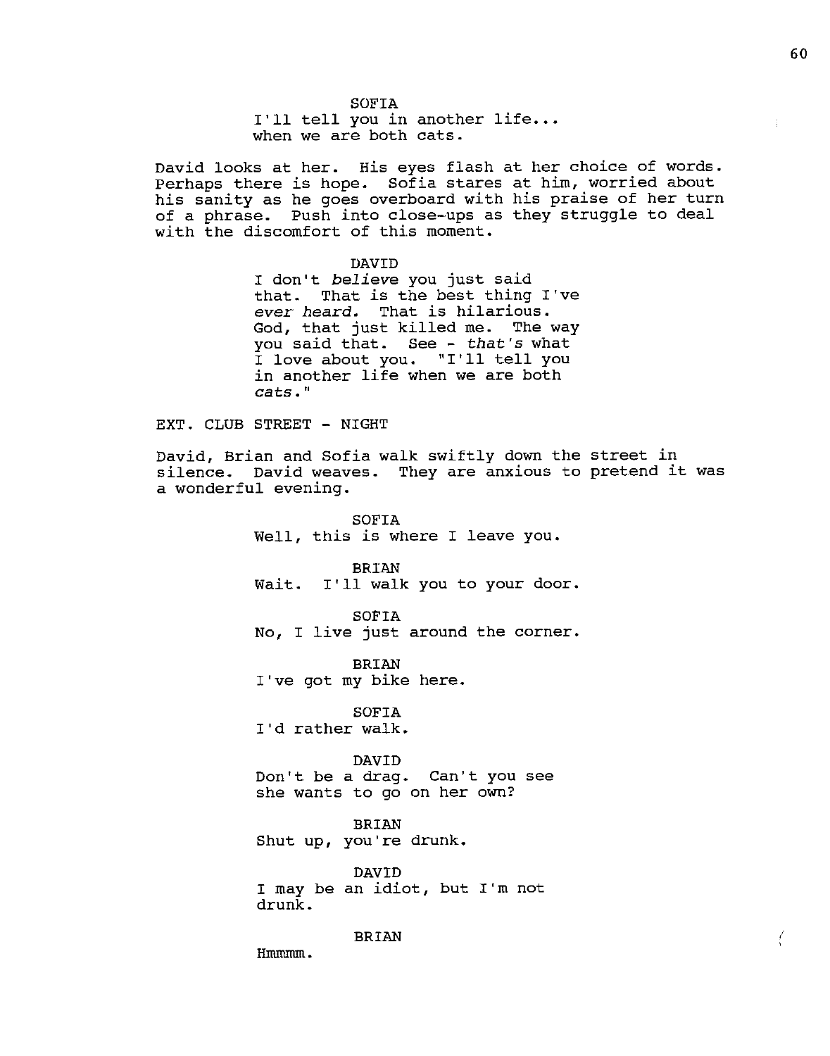SOFIA
I'll tell you in another life...
when we are both cats.

David looks at her. His eyes flash at her choice of words. Perhaps there is hope. Sofia stares at him, worried about his sanity as he goes overboard with his praise of her turn of a phrase. Push into close-ups as they struggle to deal with the discomfort of this moment.

DAVID
I don't *believe* you just said that. That is the best thing I've *ever heard.* That is hilarious. God, that just killed me. The way you said that. See - *that's* what I love about you. "I'll tell you in another life when we are both *cats.*"

EXT. CLUB STREET - NIGHT

David, Brian and Sofia walk swiftly down the street in silence. David weaves. They are anxious to pretend it was a wonderful evening.

SOFIA
Well, this is where I leave you.

BRIAN
Wait. I'll walk you to your door.

SOFIA
No, I live just around the corner.

BRIAN
I've got my bike here.

SOFIA
I'd rather walk.

DAVID
Don't be a drag. Can't you see she wants to go on her own?

BRIAN
Shut up, you're drunk.

DAVID
I may be an idiot, but I'm not drunk.

BRIAN
Hmmmm.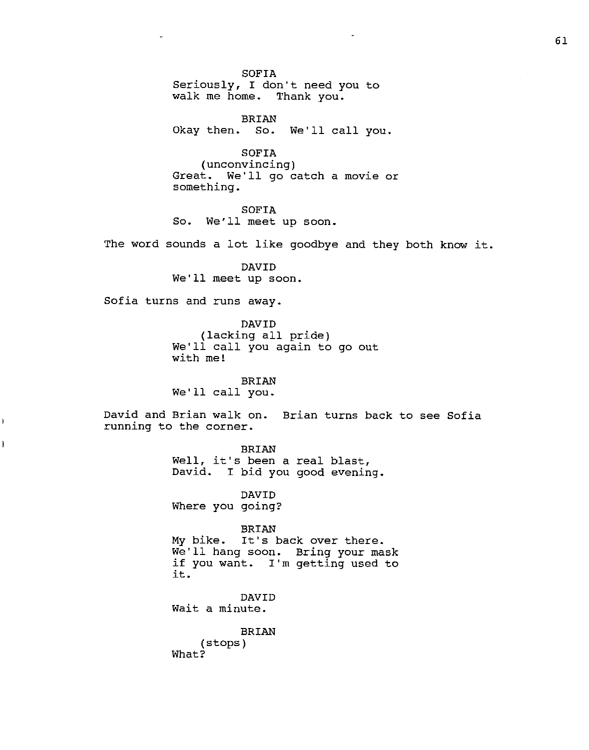SOFIA
Seriously, I don't need you to walk me home. Thank you.

BRIAN
Okay then. So. We'll call you.

SOFIA
(unconvincing)
Great. We'll go catch a movie or something.

SOFIA
So. We'll meet up soon.

The word sounds a lot like goodbye and they both know it.

DAVID
We'll meet up soon.

Sofia turns and runs away.

DAVID
(lacking all pride)
We'll call you again to go out with me!

BRIAN
We'll call you.

David and Brian walk on. Brian turns back to see Sofia running to the corner.

BRIAN
Well, it's been a real blast, David. I bid you good evening.

DAVID
Where you going?

BRIAN
My bike. It's back over there. We'll hang soon. Bring your mask if you want. I'm getting used to it.

DAVID
Wait a minute.

BRIAN
(stops)
What?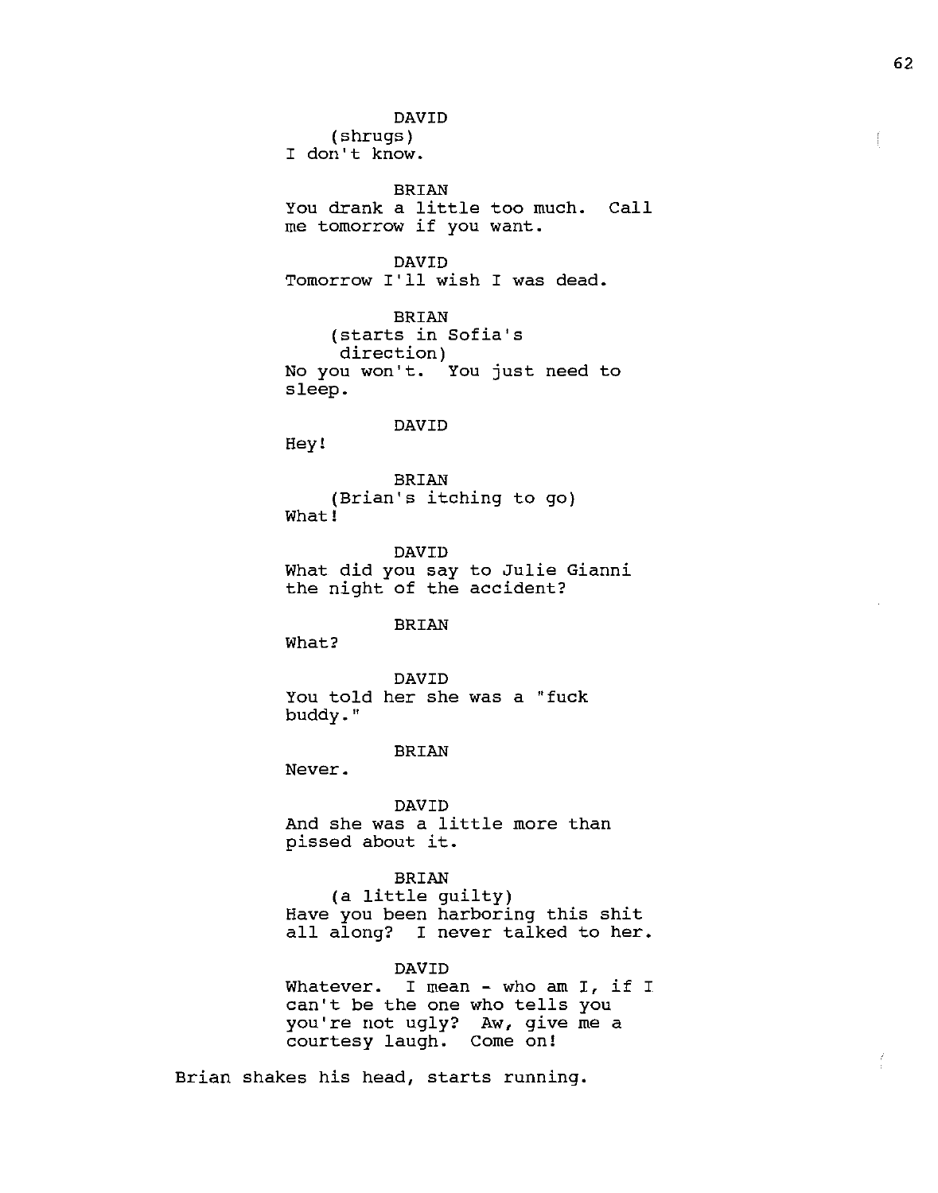DAVID
(shrugs)
I don't know.

BRIAN
You drank a little too much. Call me tomorrow if you want.

DAVID
Tomorrow I'll wish I was dead.

BRIAN
(starts in Sofia's direction)
No you won't. You just need to sleep.

DAVID
Hey!

BRIAN
(Brian's itching to go)
What!

DAVID
What did you say to Julie Gianni the night of the accident?

BRIAN
What?

DAVID
You told her she was a "fuck buddy."

BRIAN
Never.

DAVID
And she was a little more than pissed about it.

BRIAN
(a little guilty)
Have you been harboring this shit all along? I never talked to her.

DAVID
Whatever. I mean - who am I, if I can't be the one who tells you you're not ugly? Aw, give me a courtesy laugh. Come on!

Brian shakes his head, starts running.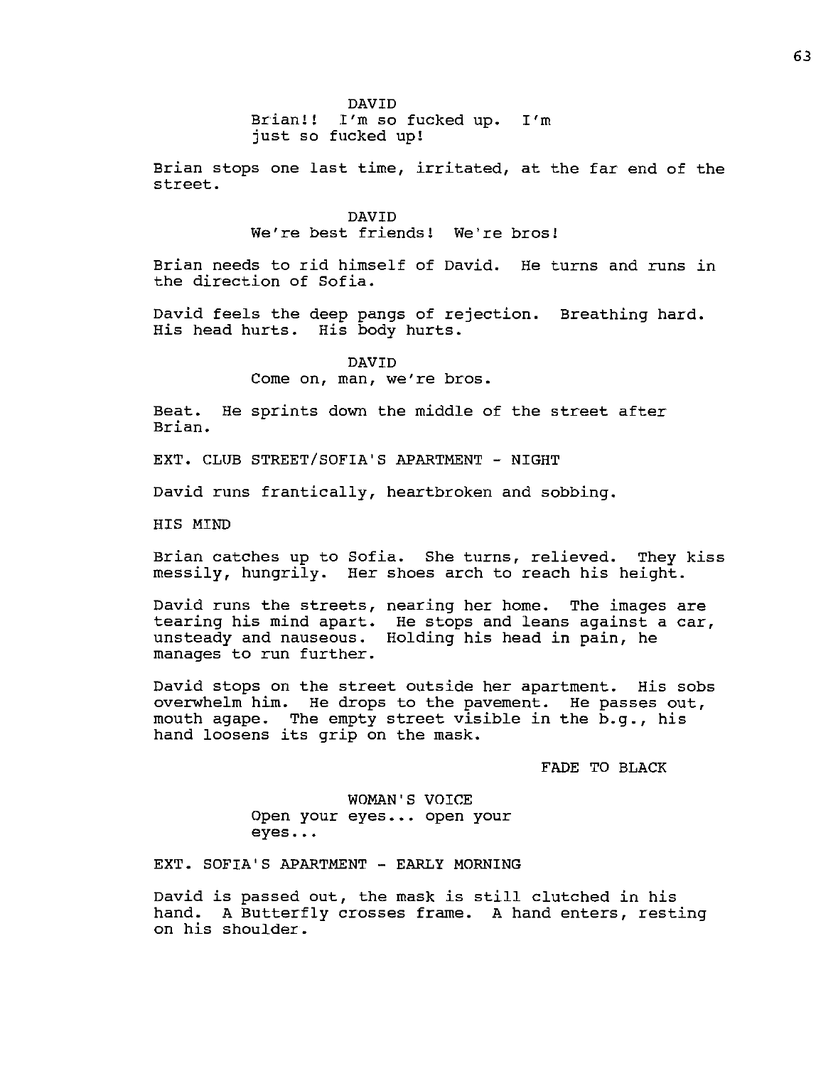DAVID
Brian!! I'm so fucked up. I'm just so fucked up!

Brian stops one last time, irritated, at the far end of the street.

DAVID
We're best friends! We're bros!

Brian needs to rid himself of David. He turns and runs in the direction of Sofia.

David feels the deep pangs of rejection. Breathing hard. His head hurts. His body hurts.

DAVID
Come on, man, we're bros.

Beat. He sprints down the middle of the street after Brian.

EXT. CLUB STREET/SOFIA'S APARTMENT - NIGHT

David runs frantically, heartbroken and sobbing.

HIS MIND

Brian catches up to Sofia. She turns, relieved. They kiss messily, hungrily. Her shoes arch to reach his height.

David runs the streets, nearing her home. The images are tearing his mind apart. He stops and leans against a car, unsteady and nauseous. Holding his head in pain, he manages to run further.

David stops on the street outside her apartment. His sobs overwhelm him. He drops to the pavement. He passes out, mouth agape. The empty street visible in the b.g., his hand loosens its grip on the mask.

FADE TO BLACK

WOMAN'S VOICE
Open your eyes... open your eyes...

EXT. SOFIA'S APARTMENT - EARLY MORNING

David is passed out, the mask is still clutched in his hand. A Butterfly crosses frame. A hand enters, resting on his shoulder.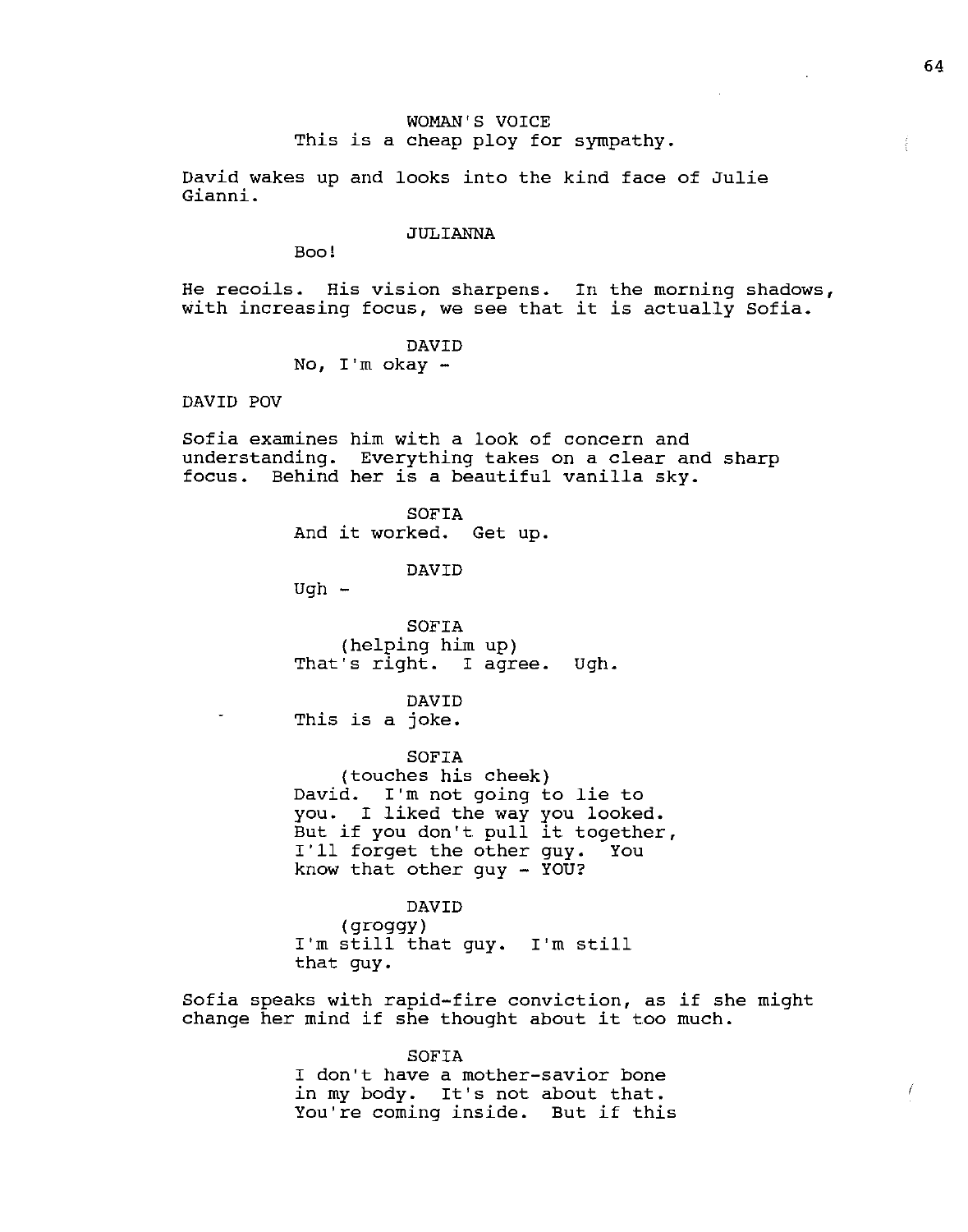WOMAN'S VOICE
This is a cheap ploy for sympathy.

David wakes up and looks into the kind face of Julie Gianni.

JULIANNA
Boo!

He recoils. His vision sharpens. In the morning shadows, with increasing focus, we see that it is actually Sofia.

DAVID
No, I'm okay -

DAVID POV

Sofia examines him with a look of concern and understanding. Everything takes on a clear and sharp focus. Behind her is a beautiful vanilla sky.

SOFIA
And it worked. Get up.

DAVID
Ugh -

SOFIA
(helping him up)
That's right. I agree. Ugh.

DAVID
This is a joke.

SOFIA
(touches his cheek)
David. I'm not going to lie to you. I liked the way you looked. But if you don't pull it together, I'll forget the other guy. You know that other guy - YOU?

DAVID
(groggy)
I'm still that guy. I'm still that guy.

Sofia speaks with rapid-fire conviction, as if she might change her mind if she thought about it too much.

SOFIA
I don't have a mother-savior bone in my body. It's not about that. You're coming inside. But if this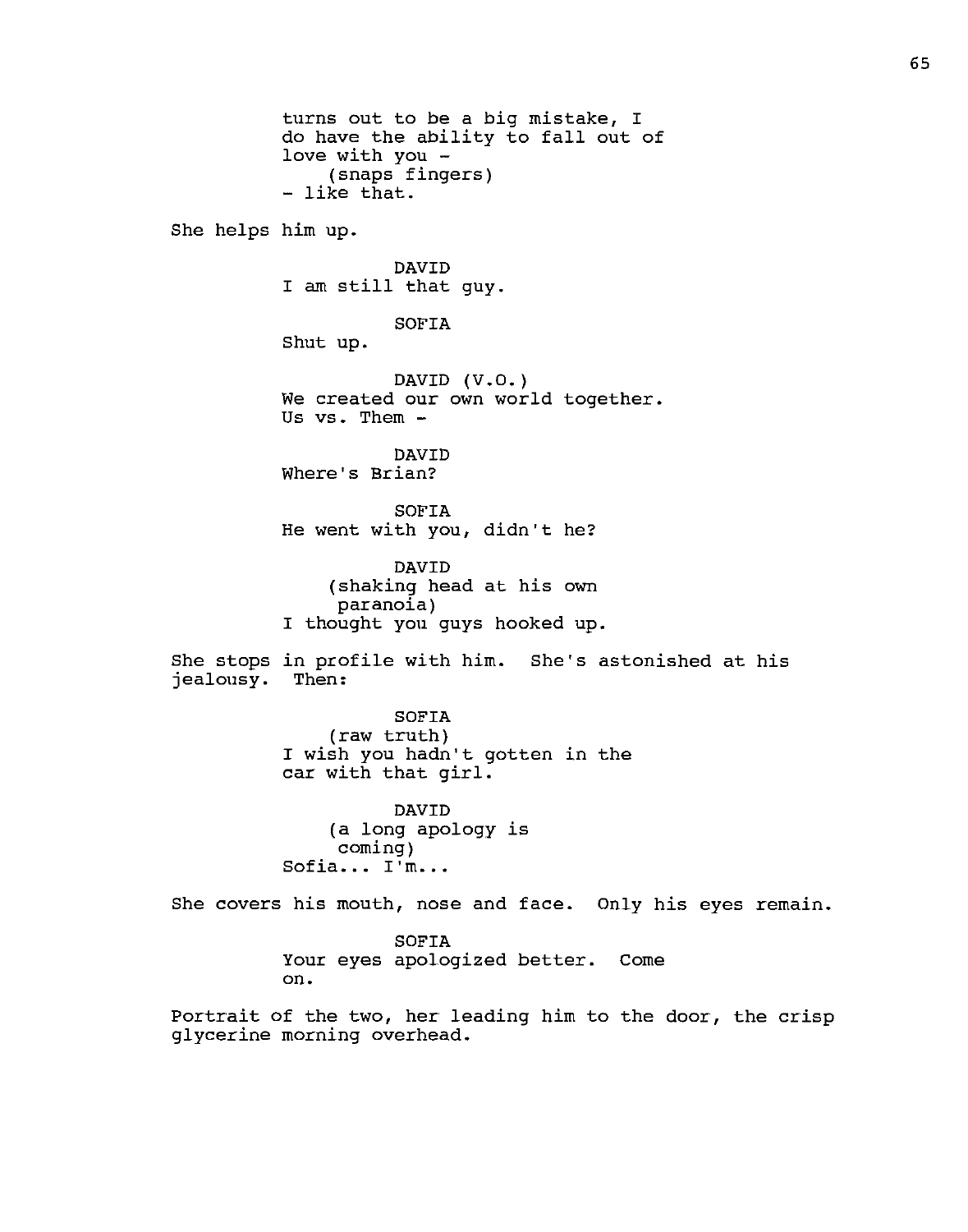turns out to be a big mistake, I
do have the ability to fall out of
love with you -
(snaps fingers)
- like that.

She helps him up.

DAVID
I am still that guy.

SOFIA
Shut up.

DAVID (V.O.)
We created our own world together.
Us vs. Them -

DAVID
Where's Brian?

SOFIA
He went with you, didn't he?

DAVID
(shaking head at his own
paranoia)
I thought you guys hooked up.

She stops in profile with him. She's astonished at his
jealousy. Then:

SOFIA
(raw truth)
I wish you hadn't gotten in the
car with that girl.

DAVID
(a long apology is
coming)
Sofia... I'm...

She covers his mouth, nose and face. Only his eyes remain.

SOFIA
Your eyes apologized better. Come
on.

Portrait of the two, her leading him to the door, the crisp
glycerine morning overhead.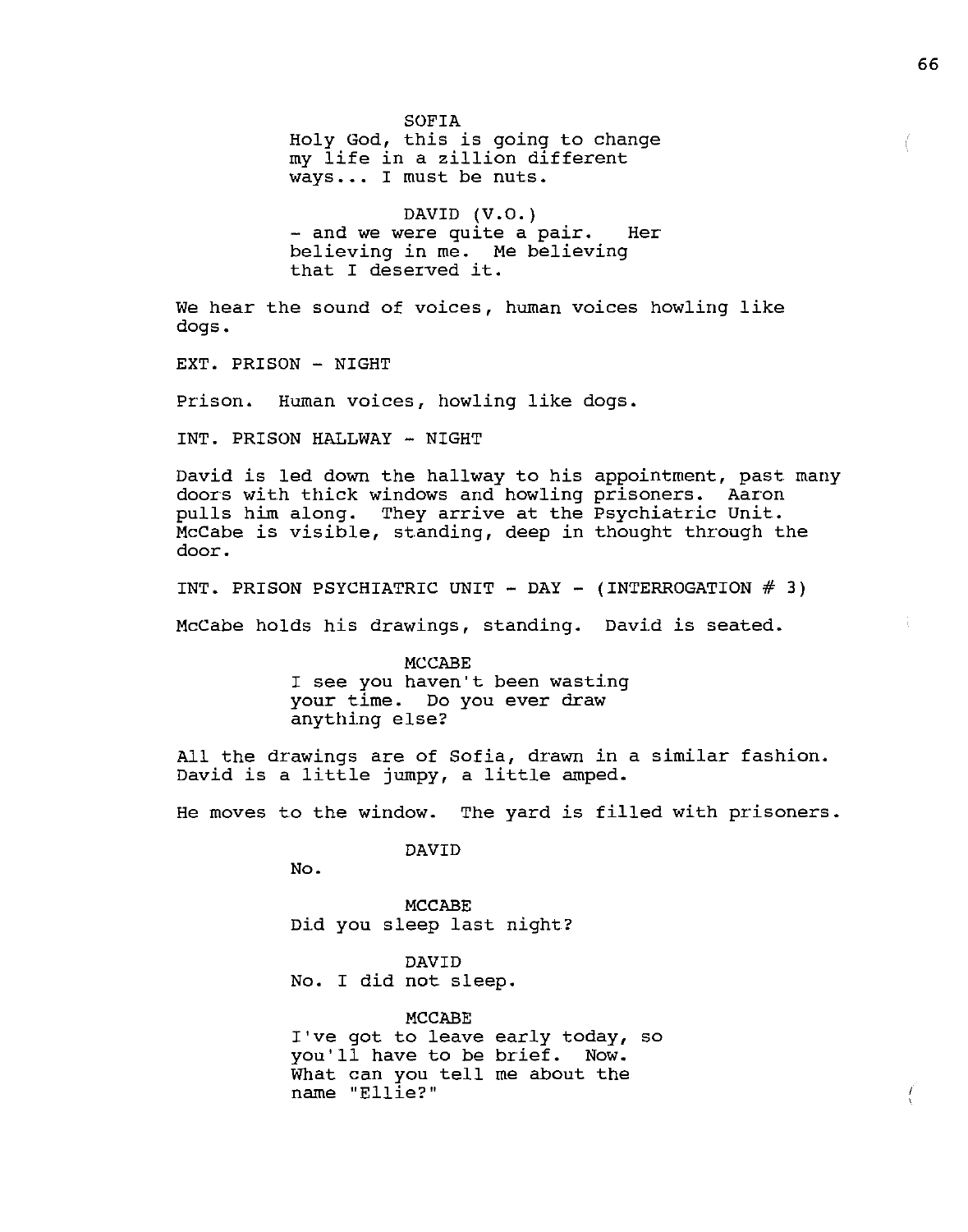SOFIA
Holy God, this is going to change my life in a zillion different ways... I must be nuts.

DAVID (V.O.)
- and we were quite a pair. Her believing in me. Me believing that I deserved it.

We hear the sound of voices, human voices howling like dogs.

EXT. PRISON - NIGHT

Prison. Human voices, howling like dogs.

INT. PRISON HALLWAY - NIGHT

David is led down the hallway to his appointment, past many doors with thick windows and howling prisoners. Aaron pulls him along. They arrive at the Psychiatric Unit. McCabe is visible, standing, deep in thought through the door.

INT. PRISON PSYCHIATRIC UNIT - DAY - (INTERROGATION # 3)

McCabe holds his drawings, standing. David is seated.

MCCABE
I see you haven't been wasting your time. Do you ever draw anything else?

All the drawings are of Sofia, drawn in a similar fashion. David is a little jumpy, a little amped.

He moves to the window. The yard is filled with prisoners.

DAVID
No.

MCCABE
Did you sleep last night?

DAVID
No. I did not sleep.

MCCABE
I've got to leave early today, so you'll have to be brief. Now. What can you tell me about the name "Ellie?"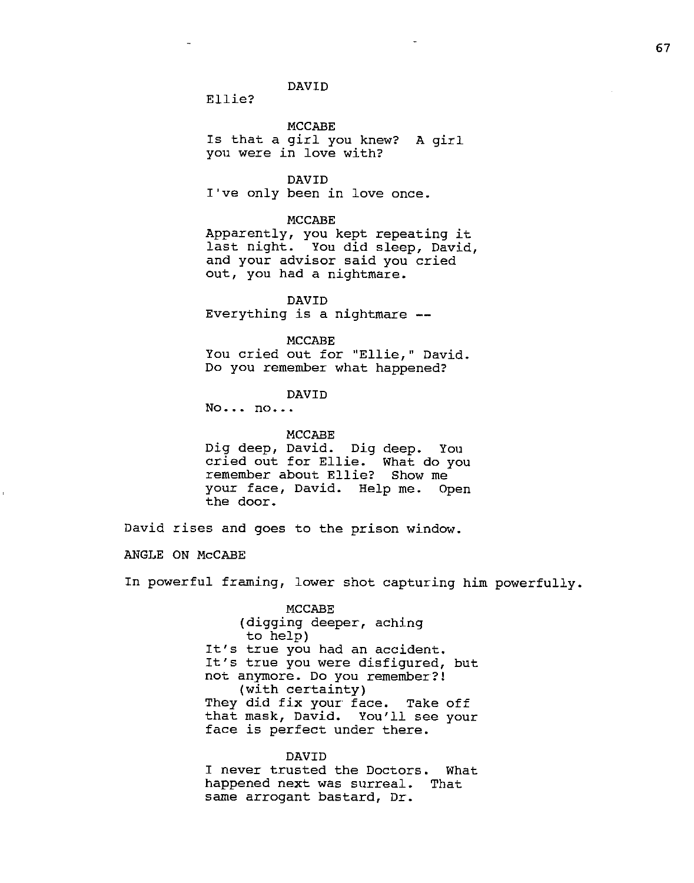DAVID
Ellie?

MCCABE
Is that a girl you knew? A girl you were in love with?

DAVID
I've only been in love once.

MCCABE
Apparently, you kept repeating it last night. You did sleep, David, and your advisor said you cried out, you had a nightmare.

DAVID
Everything is a nightmare --

MCCABE
You cried out for "Ellie," David. Do you remember what happened?

DAVID
No... no...

MCCABE
Dig deep, David. Dig deep. You cried out for Ellie. What do you remember about Ellie? Show me your face, David. Help me. Open the door.

David rises and goes to the prison window.

ANGLE ON McCABE

In powerful framing, lower shot capturing him powerfully.

MCCABE
(digging deeper, aching to help)
It's true you had an accident. It's true you were disfigured, but not anymore. Do you remember?!
(with certainty)
They did fix your face. Take off that mask, David. You'll see your face is perfect under there.

DAVID
I never trusted the Doctors. What happened next was surreal. That same arrogant bastard, Dr.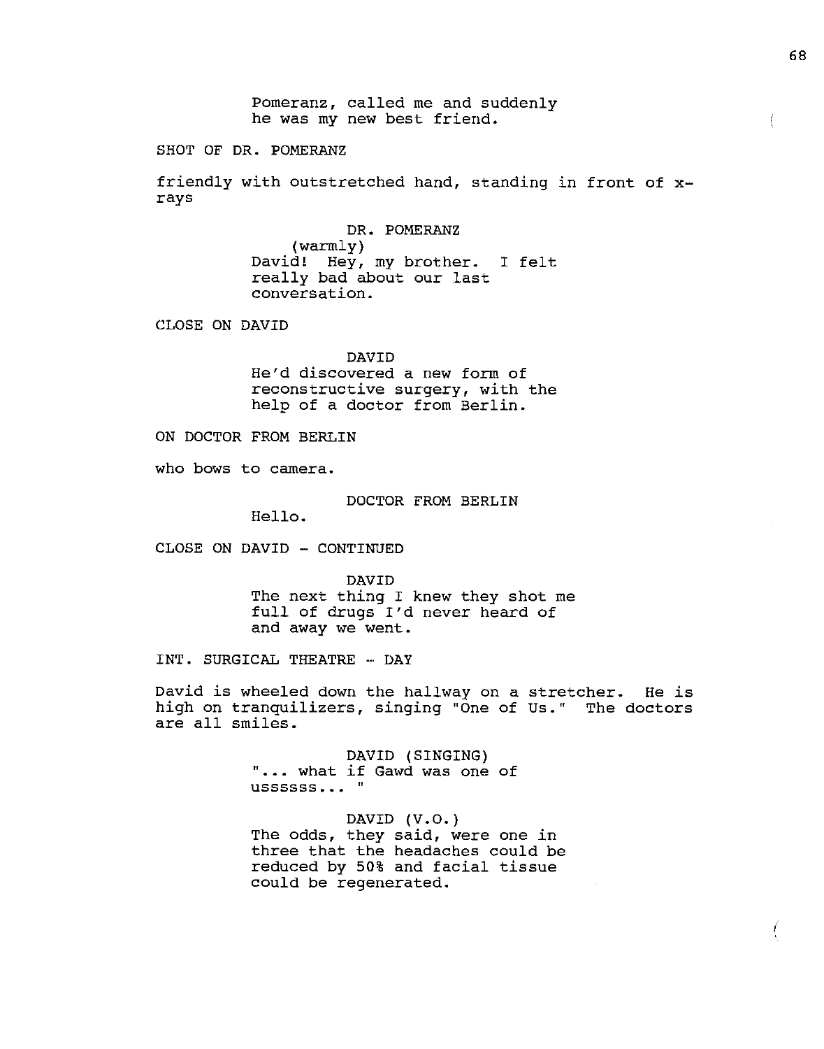Pomeranz, called me and suddenly
he was my new best friend.

SHOT OF DR. POMERANZ

friendly with outstretched hand, standing in front of x-rays

DR. POMERANZ
(warmly)
David! Hey, my brother. I felt
really bad about our last
conversation.

CLOSE ON DAVID

DAVID
He'd discovered a new form of
reconstructive surgery, with the
help of a doctor from Berlin.

ON DOCTOR FROM BERLIN

who bows to camera.

DOCTOR FROM BERLIN
Hello.

CLOSE ON DAVID - CONTINUED

DAVID
The next thing I knew they shot me
full of drugs I'd never heard of
and away we went.

INT. SURGICAL THEATRE - DAY

David is wheeled down the hallway on a stretcher. He is high on tranquilizers, singing "One of Us." The doctors are all smiles.

DAVID (SINGING)
"... what if Gawd was one of
ussssss... "

DAVID (V.O.)
The odds, they said, were one in
three that the headaches could be
reduced by 50% and facial tissue
could be regenerated.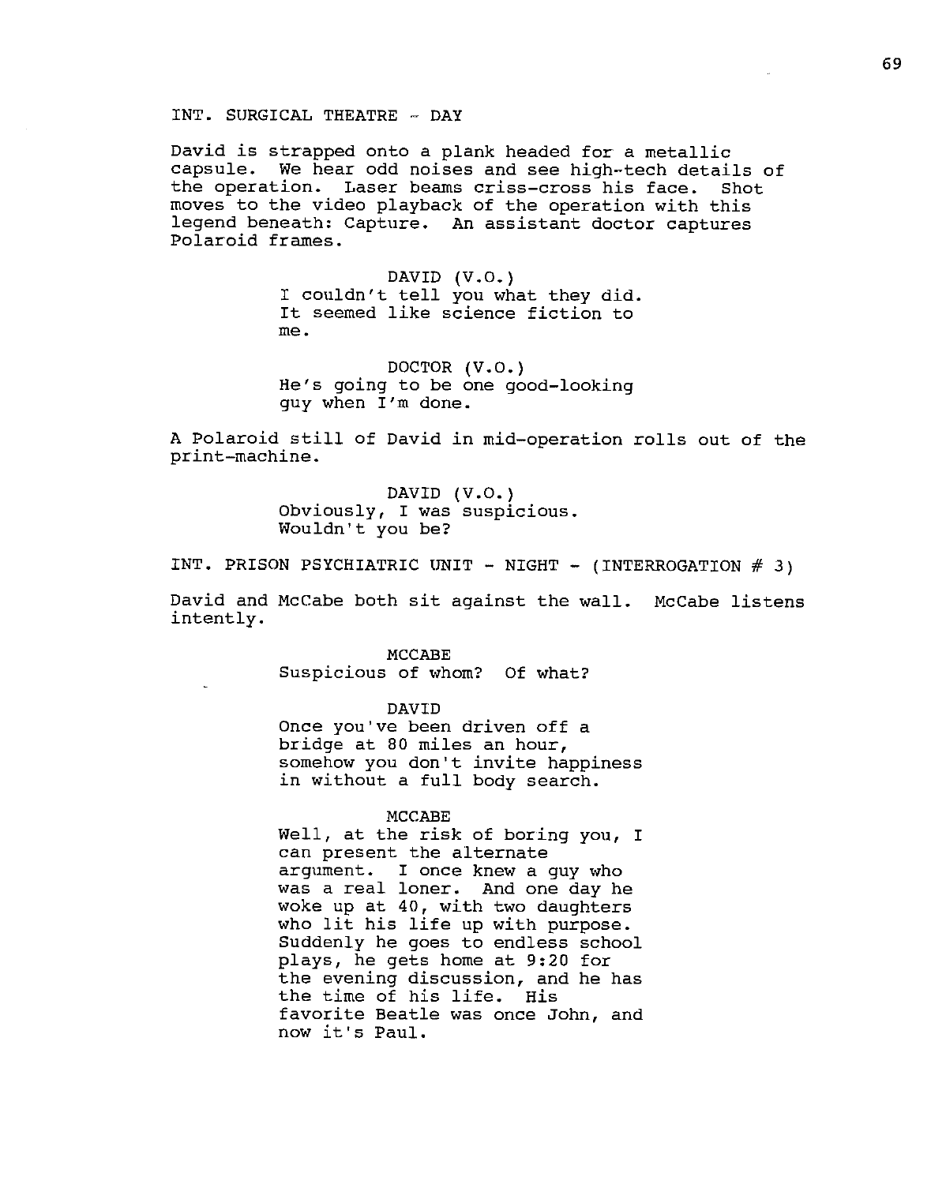INT. SURGICAL THEATRE - DAY

David is strapped onto a plank headed for a metallic capsule. We hear odd noises and see high-tech details of the operation. Laser beams criss-cross his face. Shot moves to the video playback of the operation with this legend beneath: Capture. An assistant doctor captures Polaroid frames.

DAVID (V.O.)
I couldn't tell you what they did. It seemed like science fiction to me.

DOCTOR (V.O.)
He's going to be one good-looking guy when I'm done.

A Polaroid still of David in mid-operation rolls out of the print-machine.

DAVID (V.O.)
Obviously, I was suspicious. Wouldn't you be?

INT. PRISON PSYCHIATRIC UNIT - NIGHT - (INTERROGATION # 3)

David and McCabe both sit against the wall. McCabe listens intently.

MCCABE
Suspicious of whom? Of what?

DAVID
Once you've been driven off a bridge at 80 miles an hour, somehow you don't invite happiness in without a full body search.

MCCABE
Well, at the risk of boring you, I can present the alternate argument. I once knew a guy who was a real loner. And one day he woke up at 40, with two daughters who lit his life up with purpose. Suddenly he goes to endless school plays, he gets home at 9:20 for the evening discussion, and he has the time of his life. His favorite Beatle was once John, and now it's Paul.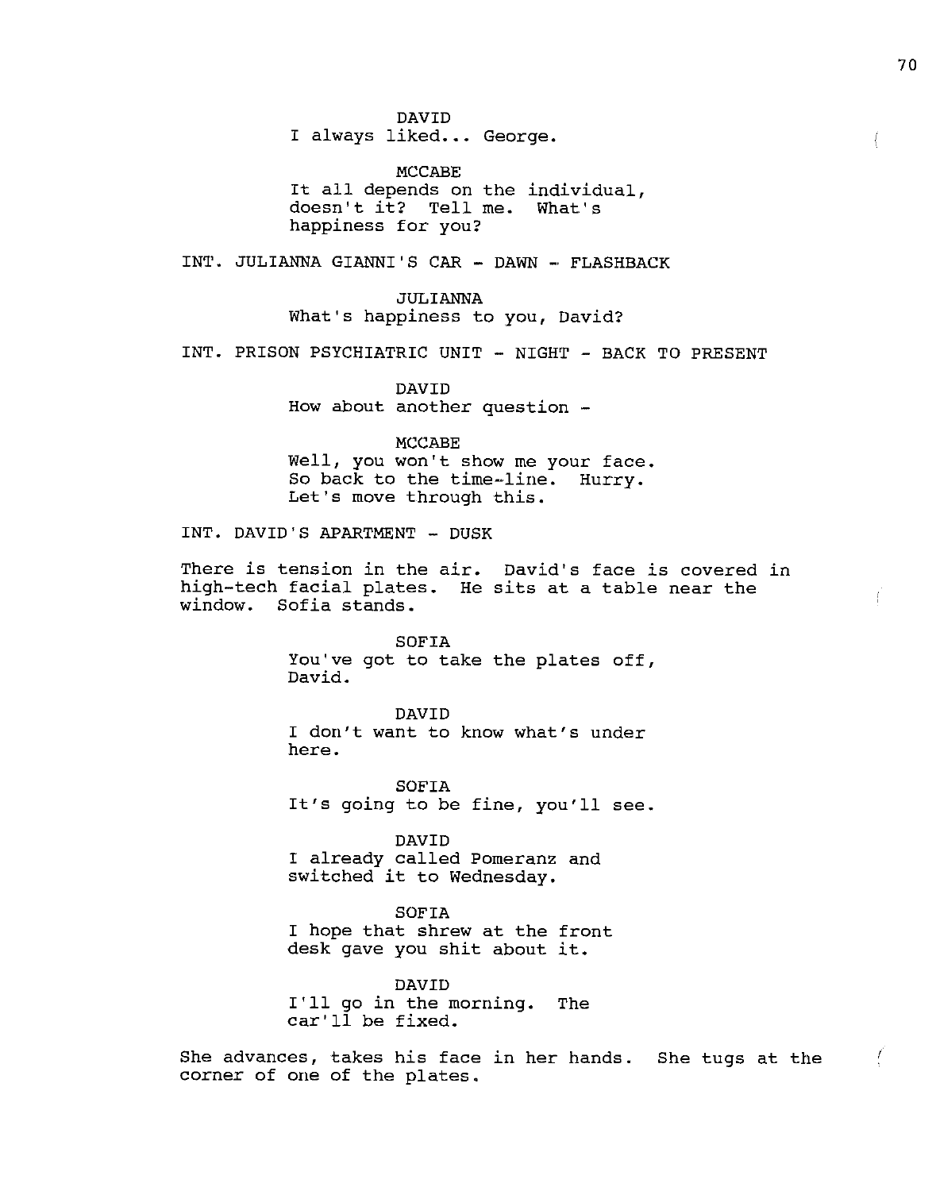DAVID
I always liked... George.

MCCABE
It all depends on the individual, doesn't it? Tell me. What's happiness for you?

INT. JULIANNA GIANNI'S CAR - DAWN - FLASHBACK

JULIANNA
What's happiness to you, David?

INT. PRISON PSYCHIATRIC UNIT - NIGHT - BACK TO PRESENT

DAVID
How about another question -

MCCABE
Well, you won't show me your face. So back to the time-line. Hurry. Let's move through this.

INT. DAVID'S APARTMENT - DUSK

There is tension in the air. David's face is covered in high-tech facial plates. He sits at a table near the window. Sofia stands.

SOFIA
You've got to take the plates off, David.

DAVID
I don't want to know what's under here.

SOFIA
It's going to be fine, you'll see.

DAVID
I already called Pomeranz and switched it to Wednesday.

SOFIA
I hope that shrew at the front desk gave you shit about it.

DAVID
I'll go in the morning. The car'll be fixed.

She advances, takes his face in her hands. She tugs at the corner of one of the plates.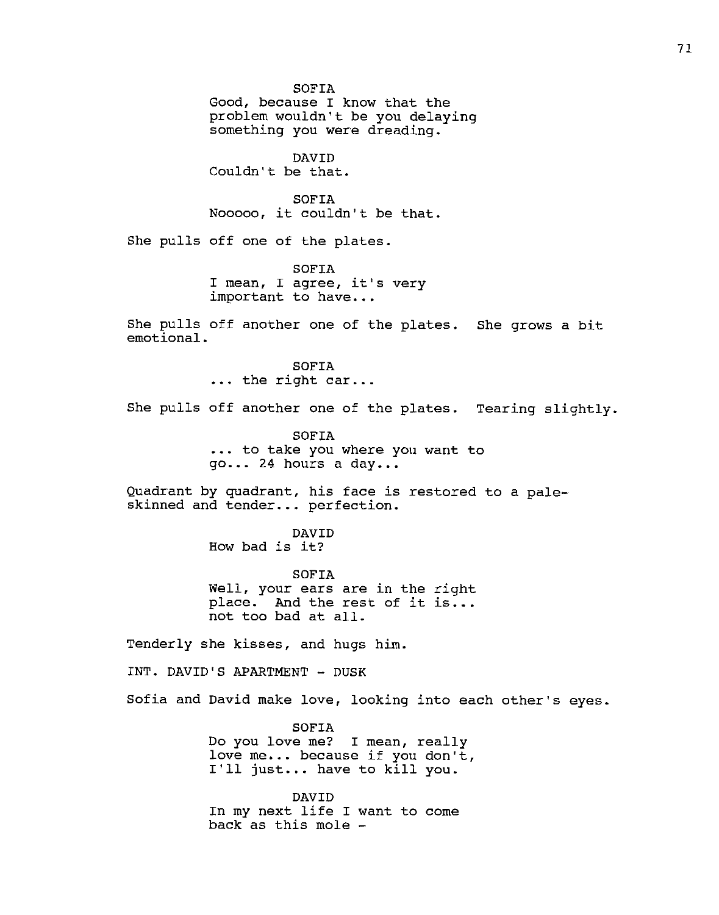SOFIA
Good, because I know that the problem wouldn't be you delaying something you were dreading.

DAVID
Couldn't be that.

SOFIA
Nooooo, it couldn't be that.

She pulls off one of the plates.

SOFIA
I mean, I agree, it's very important to have...

She pulls off another one of the plates. She grows a bit emotional.

SOFIA
... the right car...

She pulls off another one of the plates. Tearing slightly.

SOFIA
... to take you where you want to go... 24 hours a day...

Quadrant by quadrant, his face is restored to a pale-skinned and tender... perfection.

DAVID
How bad is it?

SOFIA
Well, your ears are in the right place. And the rest of it is... not too bad at all.

Tenderly she kisses, and hugs him.

INT. DAVID'S APARTMENT - DUSK

Sofia and David make love, looking into each other's eyes.

SOFIA
Do you love me? I mean, really love me... because if you don't, I'll just... have to kill you.

DAVID
In my next life I want to come back as this mole -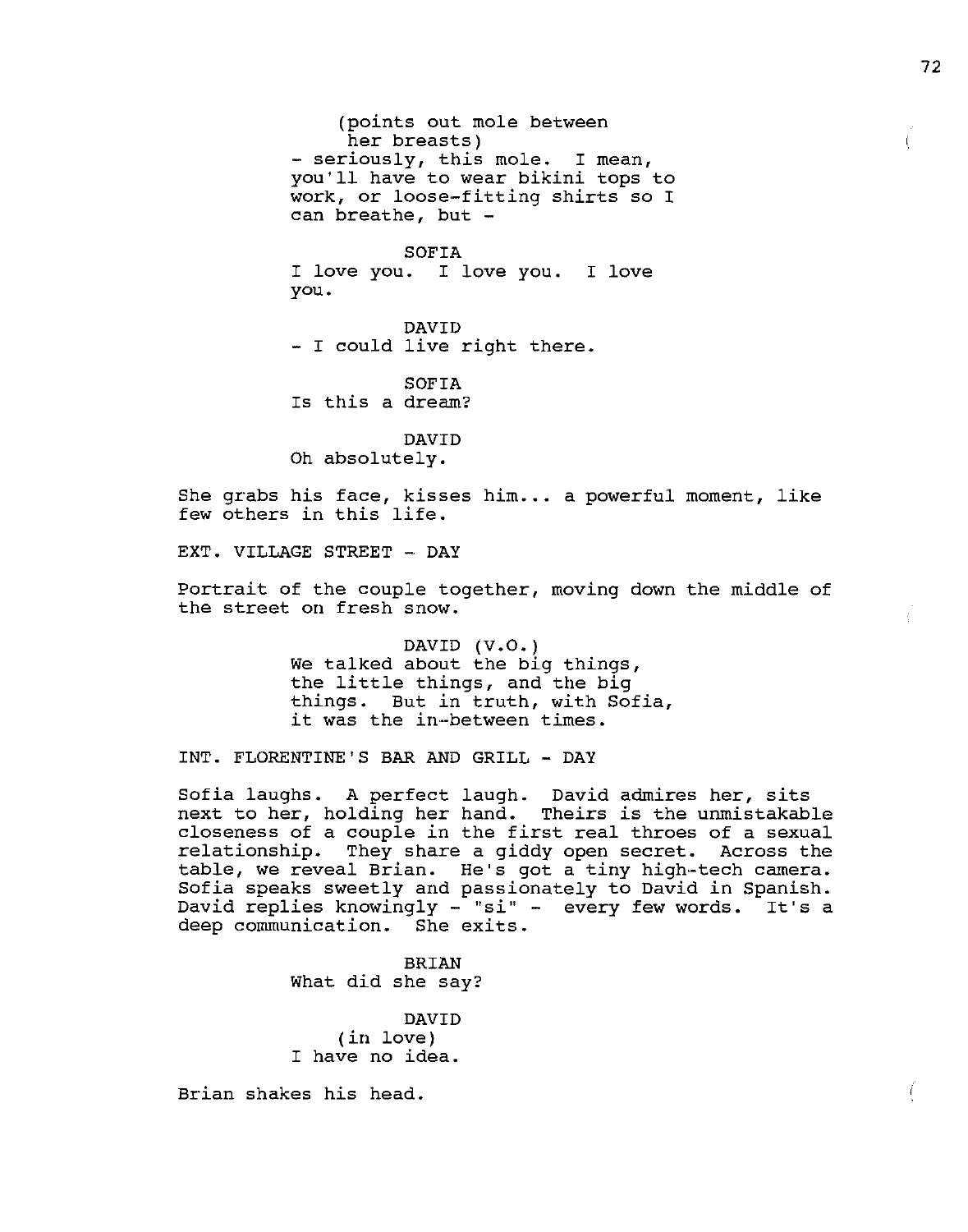(points out mole between her breasts)
- seriously, this mole. I mean, you'll have to wear bikini tops to work, or loose-fitting shirts so I can breathe, but -

SOFIA
I love you. I love you. I love you.

DAVID
- I could live right there.

SOFIA
Is this a dream?

DAVID
Oh absolutely.

She grabs his face, kisses him... a powerful moment, like few others in this life.

EXT. VILLAGE STREET - DAY

Portrait of the couple together, moving down the middle of the street on fresh snow.

DAVID (V.O.)
We talked about the big things, the little things, and the big things. But in truth, with Sofia, it was the in-between times.

INT. FLORENTINE'S BAR AND GRILL - DAY

Sofia laughs. A perfect laugh. David admires her, sits next to her, holding her hand. Theirs is the unmistakable closeness of a couple in the first real throes of a sexual relationship. They share a giddy open secret. Across the table, we reveal Brian. He's got a tiny high-tech camera. Sofia speaks sweetly and passionately to David in Spanish. David replies knowingly - "si" - every few words. It's a deep communication. She exits.

BRIAN
What did she say?

DAVID
(in love)
I have no idea.

Brian shakes his head.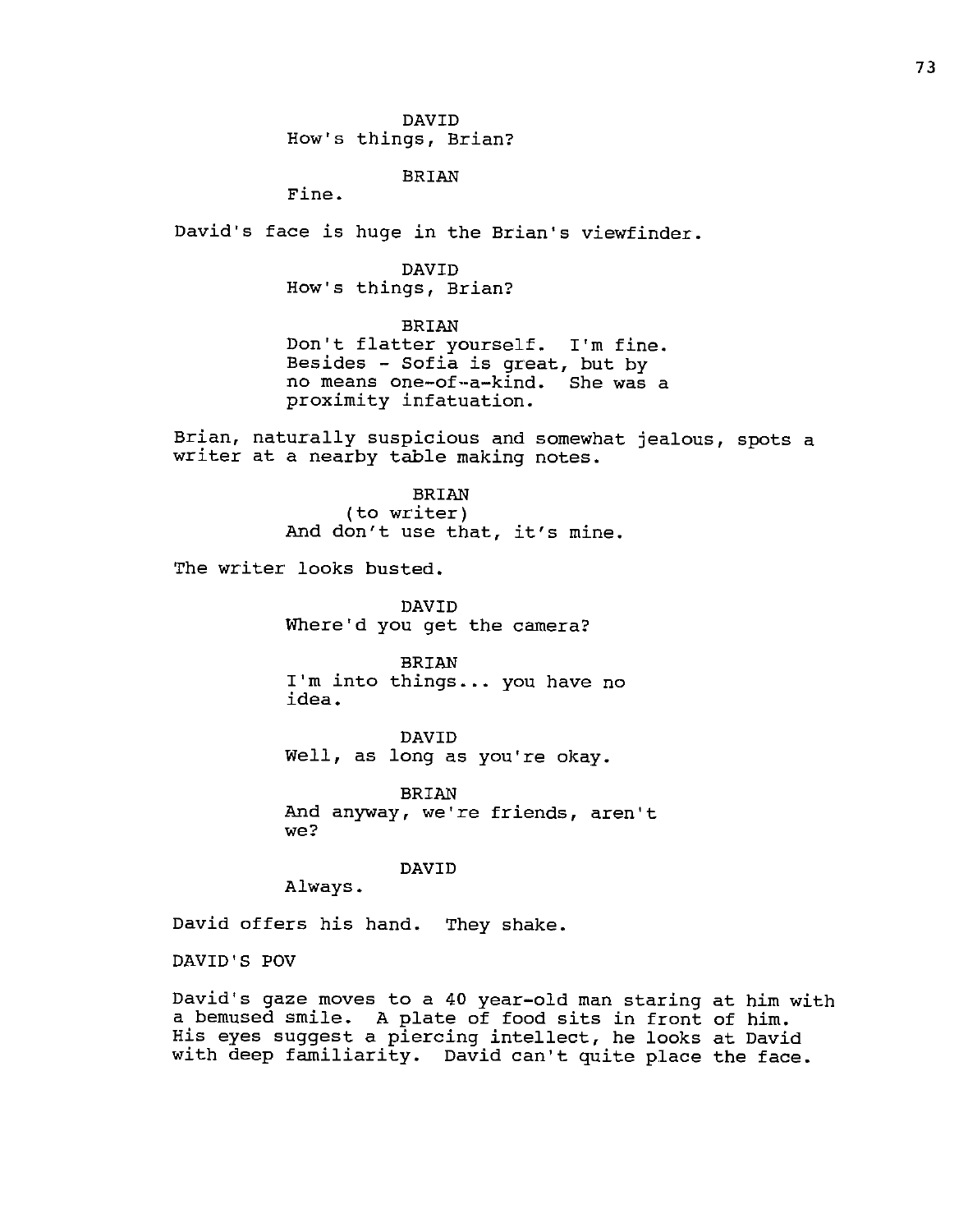DAVID
How's things, Brian?

BRIAN
Fine.

David's face is huge in the Brian's viewfinder.

DAVID
How's things, Brian?

BRIAN
Don't flatter yourself. I'm fine.
Besides - Sofia is great, but by
no means one-of-a-kind. She was a
proximity infatuation.

Brian, naturally suspicious and somewhat jealous, spots a writer at a nearby table making notes.

BRIAN
(to writer)
And don't use that, it's mine.

The writer looks busted.

DAVID
Where'd you get the camera?

BRIAN
I'm into things... you have no
idea.

DAVID
Well, as long as you're okay.

BRIAN
And anyway, we're friends, aren't
we?

DAVID
Always.

David offers his hand. They shake.

DAVID'S POV

David's gaze moves to a 40 year-old man staring at him with a bemused smile. A plate of food sits in front of him. His eyes suggest a piercing intellect, he looks at David with deep familiarity. David can't quite place the face.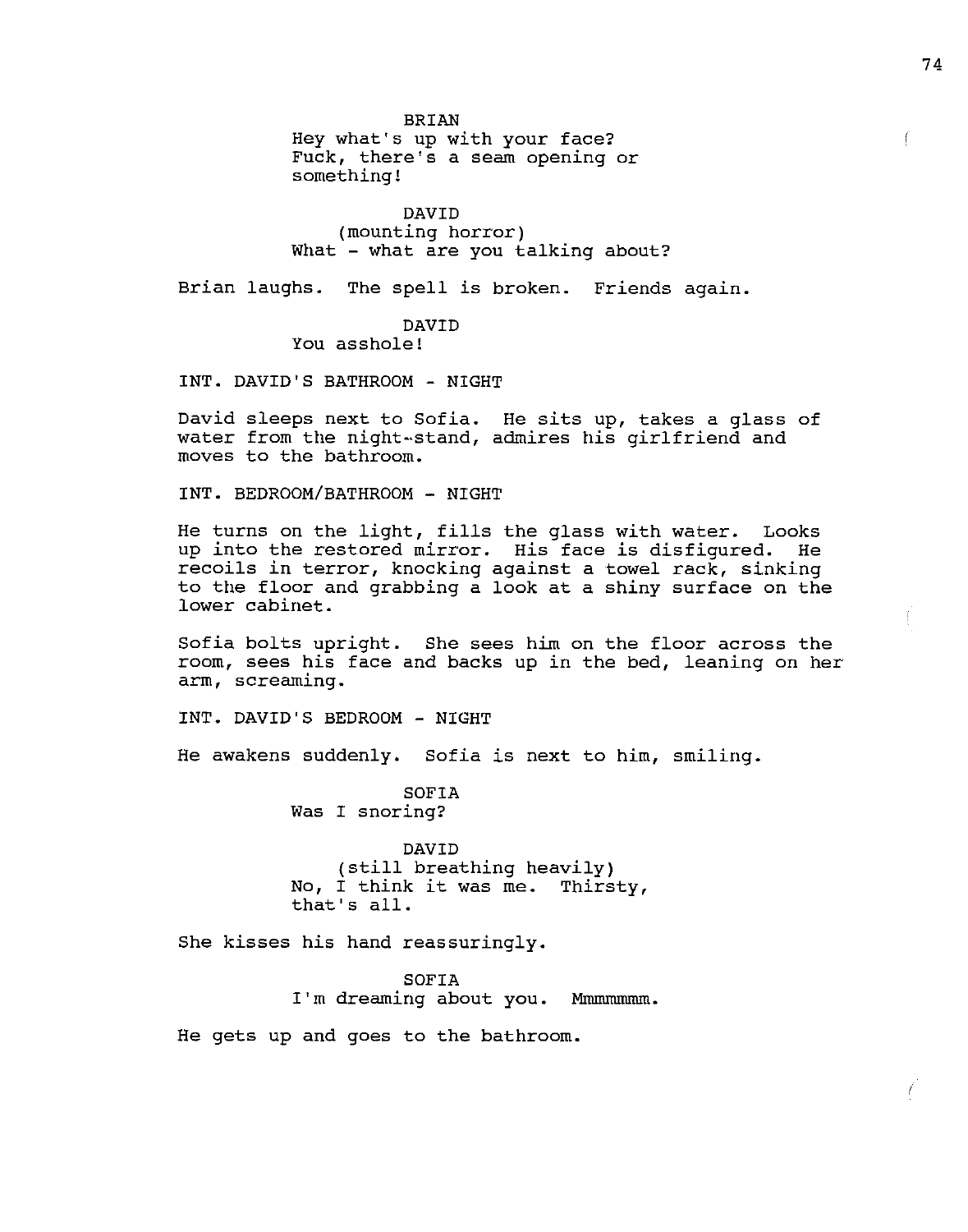BRIAN
Hey what's up with your face?
Fuck, there's a seam opening or
something!

DAVID
(mounting horror)
What - what are you talking about?

Brian laughs. The spell is broken. Friends again.

DAVID
You asshole!

INT. DAVID'S BATHROOM - NIGHT

David sleeps next to Sofia. He sits up, takes a glass of water from the night-stand, admires his girlfriend and moves to the bathroom.

INT. BEDROOM/BATHROOM - NIGHT

He turns on the light, fills the glass with water. Looks up into the restored mirror. His face is disfigured. He recoils in terror, knocking against a towel rack, sinking to the floor and grabbing a look at a shiny surface on the lower cabinet.

Sofia bolts upright. She sees him on the floor across the room, sees his face and backs up in the bed, leaning on her arm, screaming.

INT. DAVID'S BEDROOM - NIGHT

He awakens suddenly. Sofia is next to him, smiling.

SOFIA
Was I snoring?

DAVID
(still breathing heavily)
No, I think it was me. Thirsty,
that's all.

She kisses his hand reassuringly.

SOFIA
I'm dreaming about you. Mmmmmmm.

He gets up and goes to the bathroom.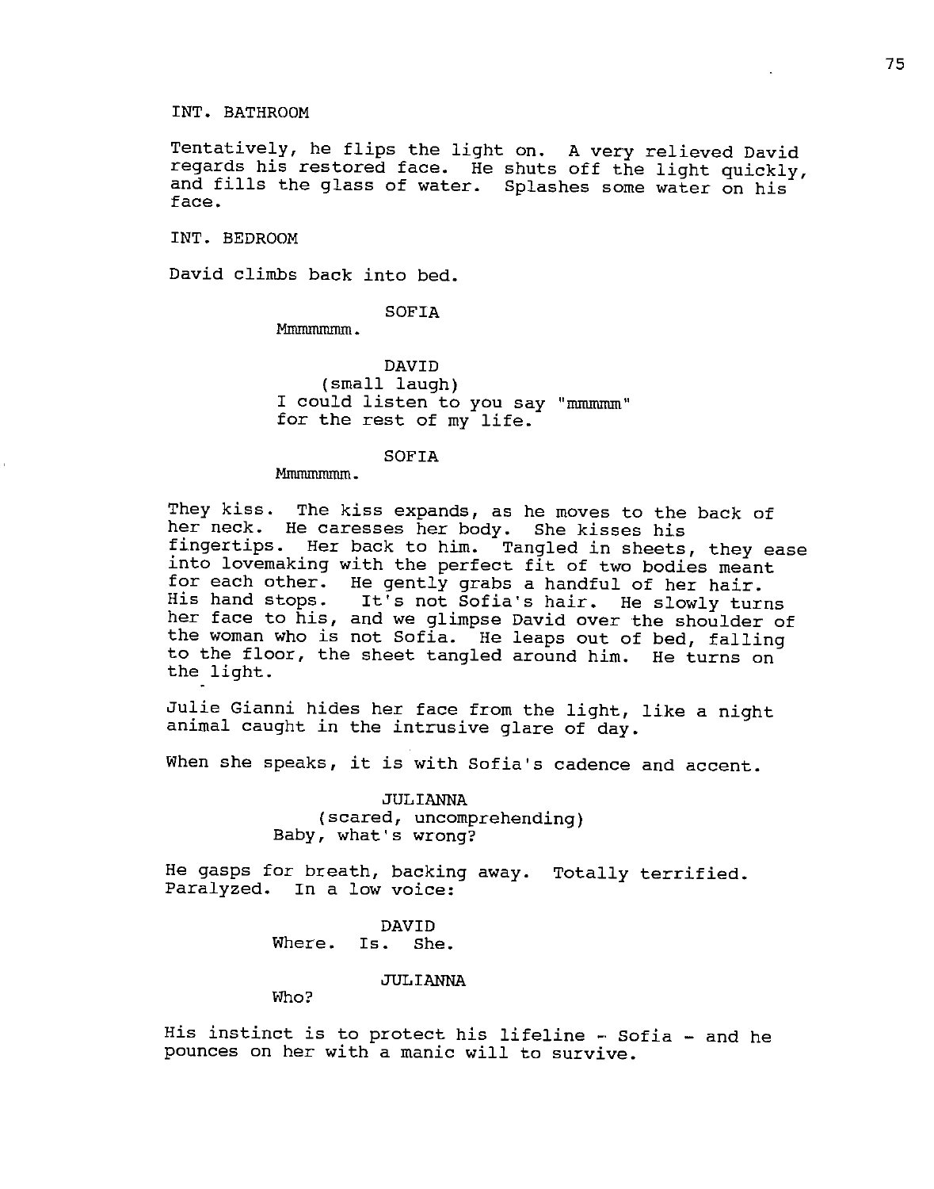INT. BATHROOM

Tentatively, he flips the light on. A very relieved David regards his restored face. He shuts off the light quickly, and fills the glass of water. Splashes some water on his face.

INT. BEDROOM

David climbs back into bed.

SOFIA
Mmmmmmm.

DAVID
(small laugh)
I could listen to you say "mmmmm" for the rest of my life.

SOFIA
Mmmmmmm.

They kiss. The kiss expands, as he moves to the back of her neck. He caresses her body. She kisses his fingertips. Her back to him. Tangled in sheets, they ease into lovemaking with the perfect fit of two bodies meant for each other. He gently grabs a handful of her hair. His hand stops. It's not Sofia's hair. He slowly turns her face to his, and we glimpse David over the shoulder of the woman who is not Sofia. He leaps out of bed, falling to the floor, the sheet tangled around him. He turns on the light.

Julie Gianni hides her face from the light, like a night animal caught in the intrusive glare of day.

When she speaks, it is with Sofia's cadence and accent.

JULIANNA
(scared, uncomprehending)
Baby, what's wrong?

He gasps for breath, backing away. Totally terrified. Paralyzed. In a low voice:

DAVID
Where. Is. She.

JULIANNA
Who?

His instinct is to protect his lifeline - Sofia - and he pounces on her with a manic will to survive.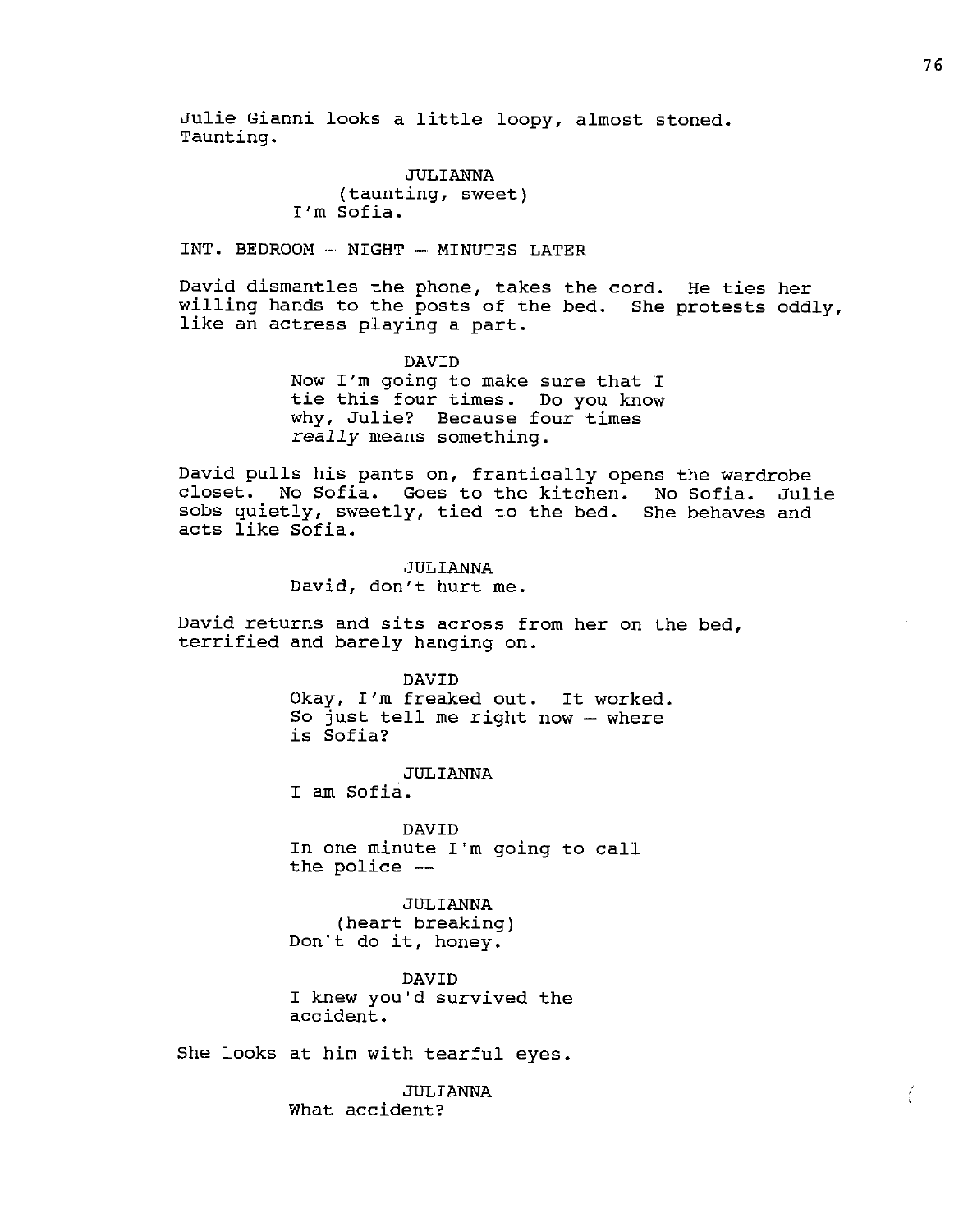Julie Gianni looks a little loopy, almost stoned. Taunting.

JULIANNA
(taunting, sweet)
I'm Sofia.

INT. BEDROOM - NIGHT - MINUTES LATER

David dismantles the phone, takes the cord. He ties her willing hands to the posts of the bed. She protests oddly, like an actress playing a part.

DAVID
Now I'm going to make sure that I tie this four times. Do you know why, Julie? Because four times *really* means something.

David pulls his pants on, frantically opens the wardrobe closet. No Sofia. Goes to the kitchen. No Sofia. Julie sobs quietly, sweetly, tied to the bed. She behaves and acts like Sofia.

JULIANNA
David, don't hurt me.

David returns and sits across from her on the bed, terrified and barely hanging on.

DAVID
Okay, I'm freaked out. It worked. So just tell me right now - where is Sofia?

JULIANNA
I am Sofia.

DAVID
In one minute I'm going to call the police --

JULIANNA
(heart breaking)
Don't do it, honey.

DAVID
I knew you'd survived the accident.

She looks at him with tearful eyes.

JULIANNA
What accident?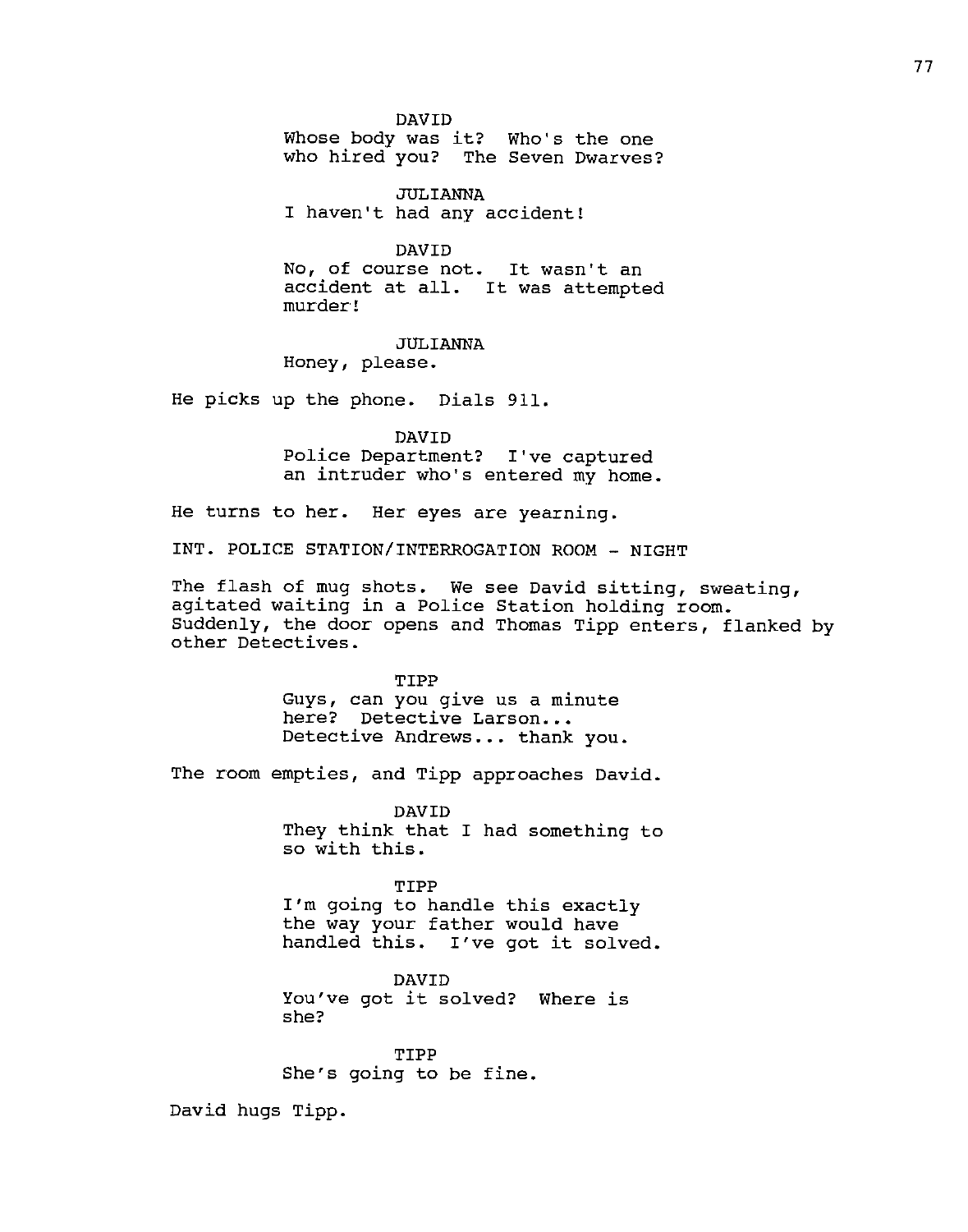DAVID
Whose body was it? Who's the one who hired you? The Seven Dwarves?

JULIANNA
I haven't had any accident!

DAVID
No, of course not. It wasn't an accident at all. It was attempted murder!

JULIANNA
Honey, please.

He picks up the phone. Dials 911.

DAVID
Police Department? I've captured an intruder who's entered my home.

He turns to her. Her eyes are yearning.

INT. POLICE STATION/INTERROGATION ROOM - NIGHT

The flash of mug shots. We see David sitting, sweating, agitated waiting in a Police Station holding room. Suddenly, the door opens and Thomas Tipp enters, flanked by other Detectives.

TIPP
Guys, can you give us a minute here? Detective Larson... Detective Andrews... thank you.

The room empties, and Tipp approaches David.

DAVID
They think that I had something to so with this.

TIPP
I'm going to handle this exactly the way your father would have handled this. I've got it solved.

DAVID
You've got it solved? Where is she?

TIPP
She's going to be fine.

David hugs Tipp.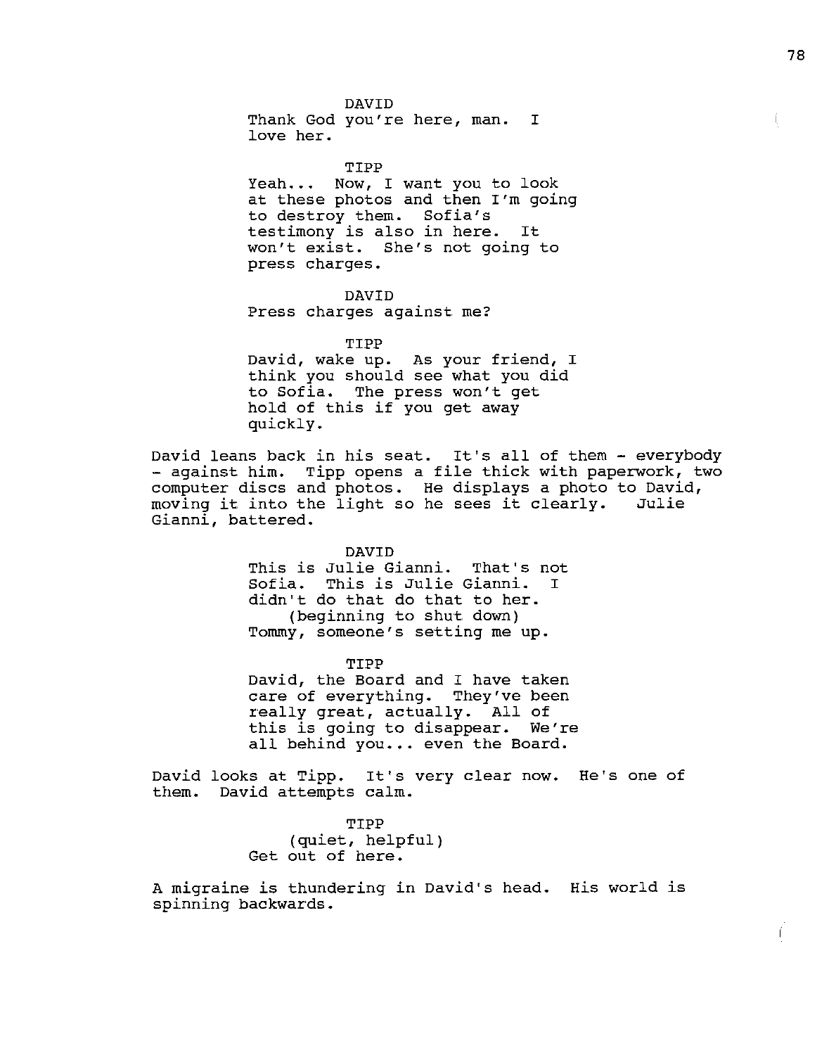DAVID
Thank God you're here, man. I love her.

TIPP
Yeah... Now, I want you to look at these photos and then I'm going to destroy them. Sofia's testimony is also in here. It won't exist. She's not going to press charges.

DAVID
Press charges against me?

TIPP
David, wake up. As your friend, I think you should see what you did to Sofia. The press won't get hold of this if you get away quickly.

David leans back in his seat. It's all of them - everybody - against him. Tipp opens a file thick with paperwork, two computer discs and photos. He displays a photo to David, moving it into the light so he sees it clearly. Julie Gianni, battered.

DAVID
This is Julie Gianni. That's not Sofia. This is Julie Gianni. I didn't do that do that to her.
(beginning to shut down)
Tommy, someone's setting me up.

TIPP
David, the Board and I have taken care of everything. They've been really great, actually. All of this is going to disappear. We're all behind you... even the Board.

David looks at Tipp. It's very clear now. He's one of them. David attempts calm.

TIPP
(quiet, helpful)
Get out of here.

A migraine is thundering in David's head. His world is spinning backwards.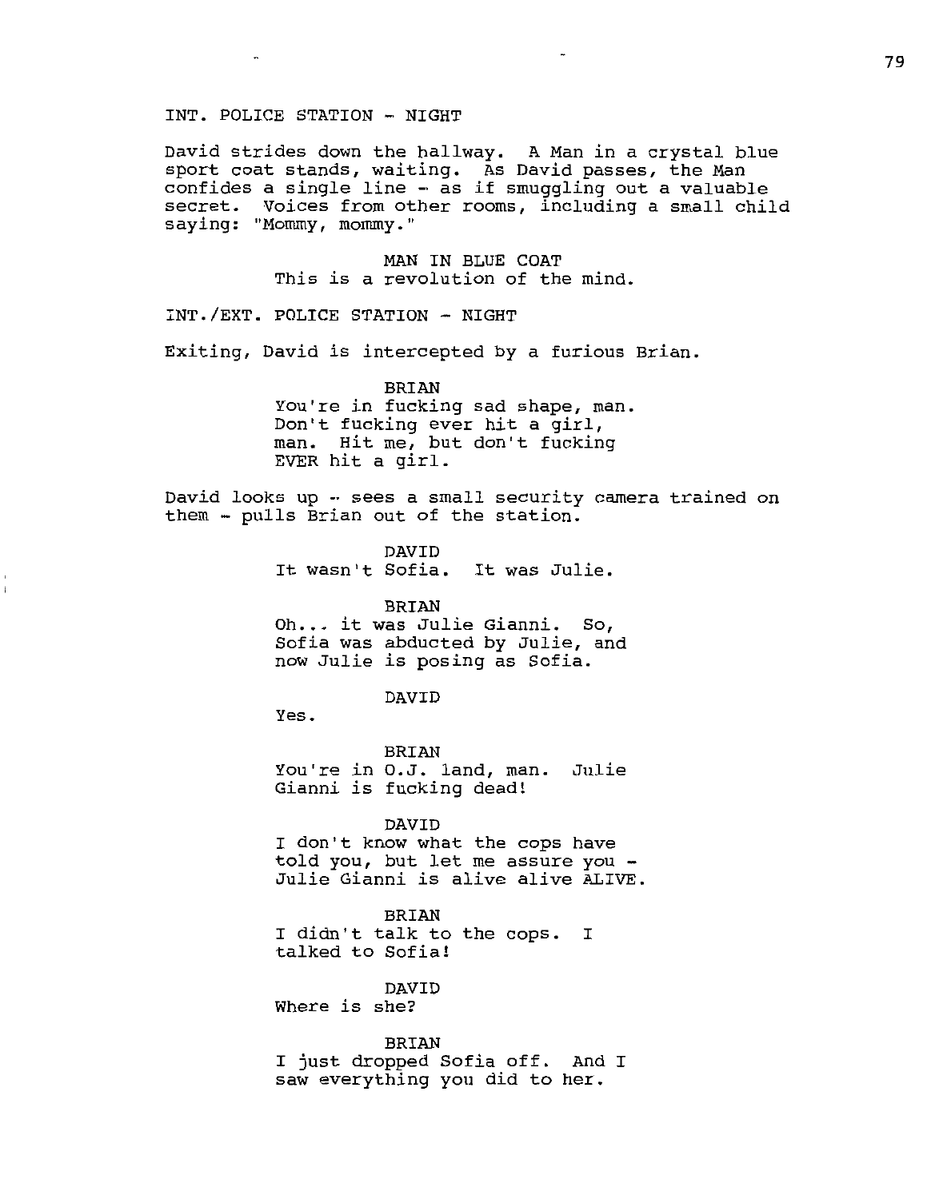INT. POLICE STATION - NIGHT

David strides down the hallway. A Man in a crystal blue sport coat stands, waiting. As David passes, the Man confides a single line - as if smuggling out a valuable secret. Voices from other rooms, including a small child saying: "Mommy, mommy."

MAN IN BLUE COAT
This is a revolution of the mind.

INT./EXT. POLICE STATION - NIGHT

Exiting, David is intercepted by a furious Brian.

BRIAN
You're in fucking sad shape, man. Don't fucking ever hit a girl, man. Hit me, but don't fucking EVER hit a girl.

David looks up -- sees a small security camera trained on them - pulls Brian out of the station.

DAVID
It wasn't Sofia. It was Julie.

BRIAN
Oh... it was Julie Gianni. So, Sofia was abducted by Julie, and now Julie is posing as Sofia.

DAVID
Yes.

BRIAN
You're in O.J. land, man. Julie Gianni is fucking dead!

DAVID
I don't know what the cops have told you, but let me assure you - Julie Gianni is alive alive ALIVE.

BRIAN
I didn't talk to the cops. I talked to Sofia!

DAVID
Where is she?

BRIAN
I just dropped Sofia off. And I saw everything you did to her.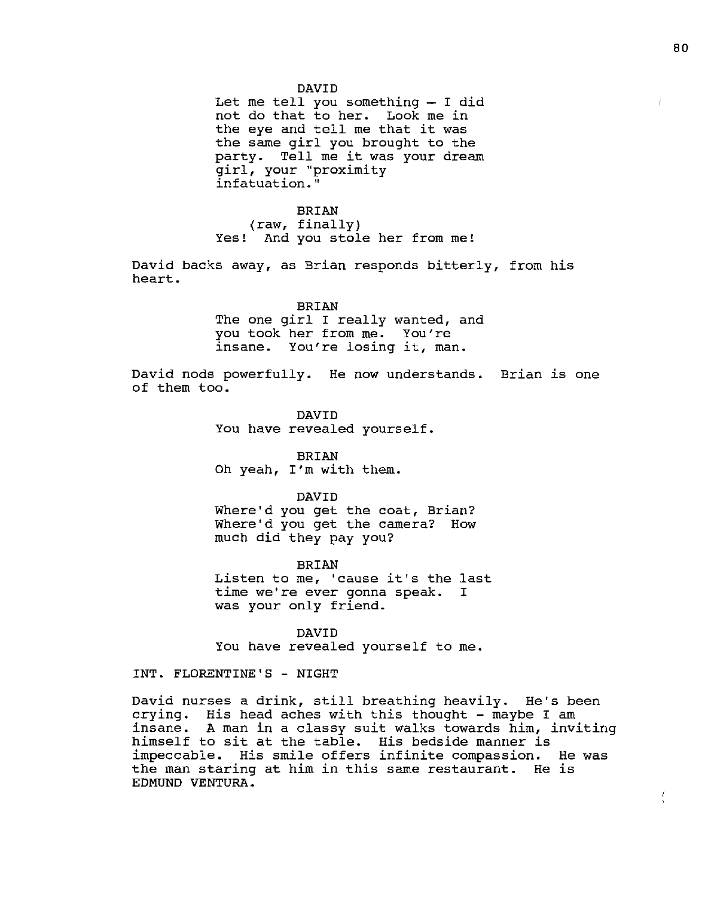DAVID
Let me tell you something – I did not do that to her. Look me in the eye and tell me that it was the same girl you brought to the party. Tell me it was your dream girl, your "proximity infatuation."

BRIAN
(raw, finally)
Yes! And you stole her from me!

David backs away, as Brian responds bitterly, from his heart.

BRIAN
The one girl I really wanted, and you took her from me. You're insane. You're losing it, man.

David nods powerfully. He now understands. Brian is one of them too.

DAVID
You have revealed yourself.

BRIAN
Oh yeah, I'm with them.

DAVID
Where'd you get the coat, Brian? Where'd you get the camera? How much did they pay you?

BRIAN
Listen to me, 'cause it's the last time we're ever gonna speak. I was your only friend.

DAVID
You have revealed yourself to me.

INT. FLORENTINE'S - NIGHT

David nurses a drink, still breathing heavily. He's been crying. His head aches with this thought - maybe I am insane. A man in a classy suit walks towards him, inviting himself to sit at the table. His bedside manner is impeccable. His smile offers infinite compassion. He was the man staring at him in this same restaurant. He is EDMUND VENTURA.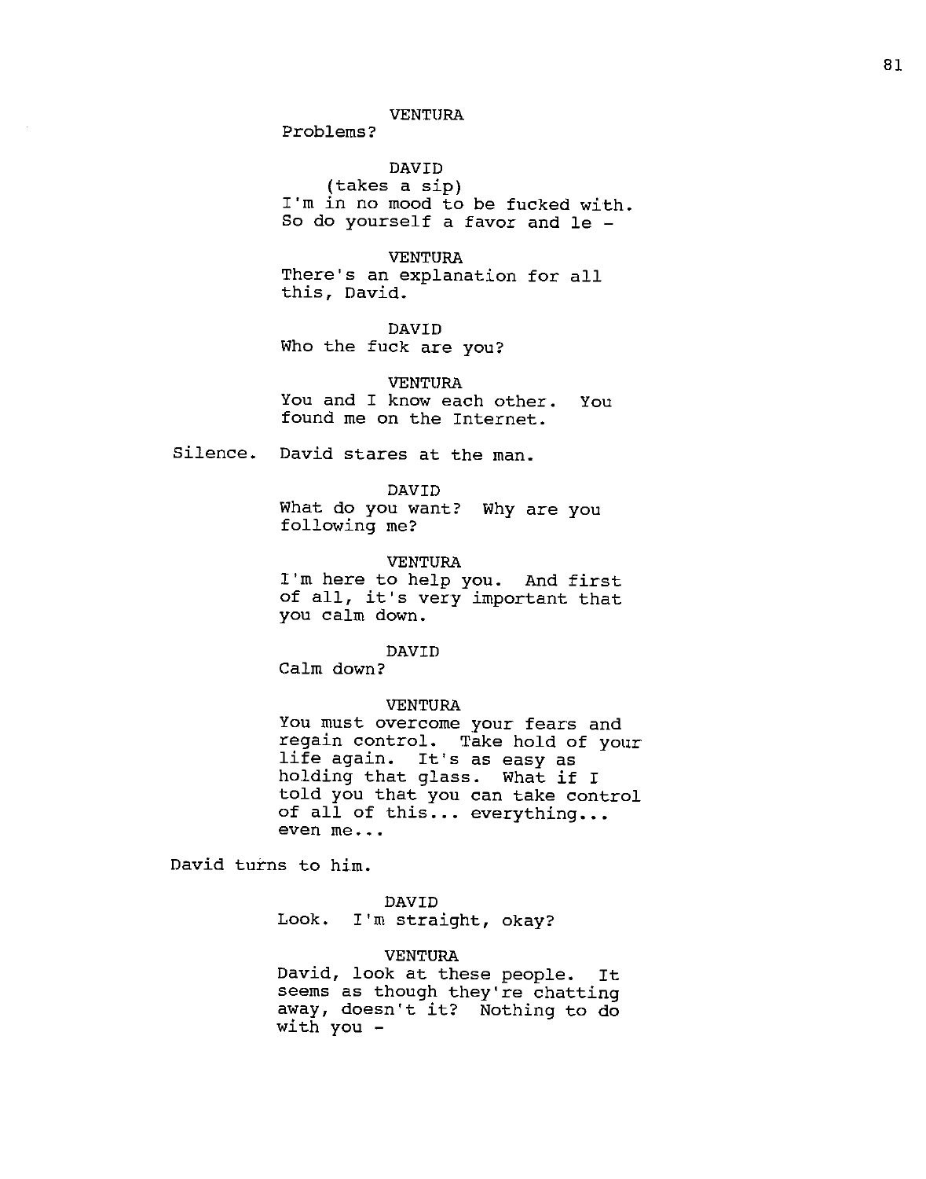VENTURA
Problems?

DAVID
(takes a sip)
I'm in no mood to be fucked with.
So do yourself a favor and le -

VENTURA
There's an explanation for all
this, David.

DAVID
Who the fuck are you?

VENTURA
You and I know each other. You
found me on the Internet.

Silence. David stares at the man.

DAVID
What do you want? Why are you
following me?

VENTURA
I'm here to help you. And first
of all, it's very important that
you calm down.

DAVID
Calm down?

VENTURA
You must overcome your fears and
regain control. Take hold of your
life again. It's as easy as
holding that glass. What if I
told you that you can take control
of all of this... everything...
even me...

David turns to him.

DAVID
Look. I'm straight, okay?

VENTURA
David, look at these people. It
seems as though they're chatting
away, doesn't it? Nothing to do
with you -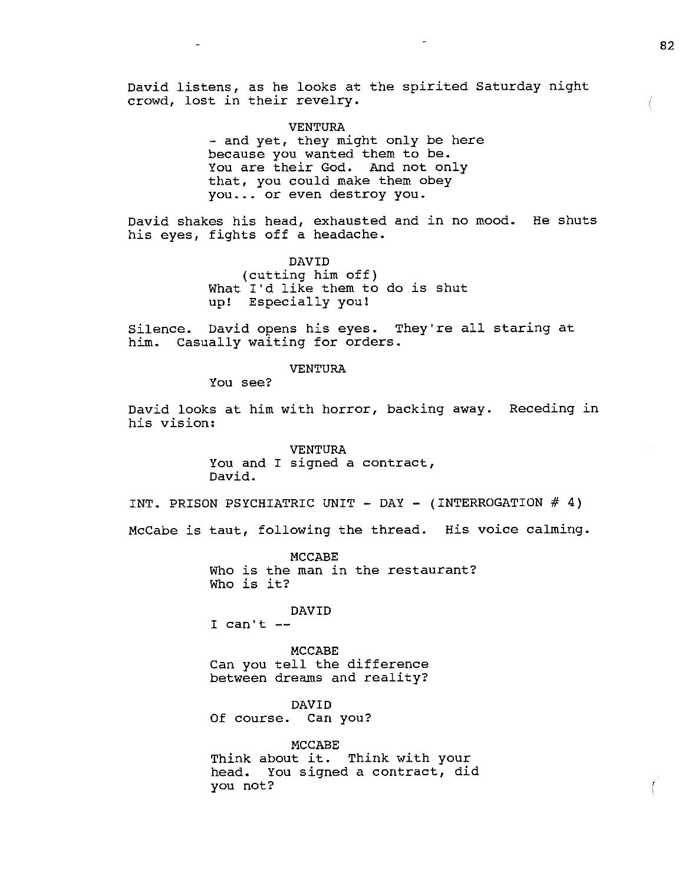David listens, as he looks at the spirited Saturday night crowd, lost in their revelry.

VENTURA
- and yet, they might only be here because you wanted them to be. You are their God. And not only that, you could make them obey you... or even destroy you.

David shakes his head, exhausted and in no mood. He shuts his eyes, fights off a headache.

DAVID
(cutting him off)
What I'd like them to do is shut up! Especially you!

Silence. David opens his eyes. They're all staring at him. Casually waiting for orders.

VENTURA
You see?

David looks at him with horror, backing away. Receding in his vision:

VENTURA
You and I signed a contract, David.

INT. PRISON PSYCHIATRIC UNIT - DAY - (INTERROGATION # 4)

McCabe is taut, following the thread. His voice calming.

MCCABE
Who is the man in the restaurant? Who is it?

DAVID
I can't --

MCCABE
Can you tell the difference between dreams and reality?

DAVID
Of course. Can you?

MCCABE
Think about it. Think with your head. You signed a contract, did you not?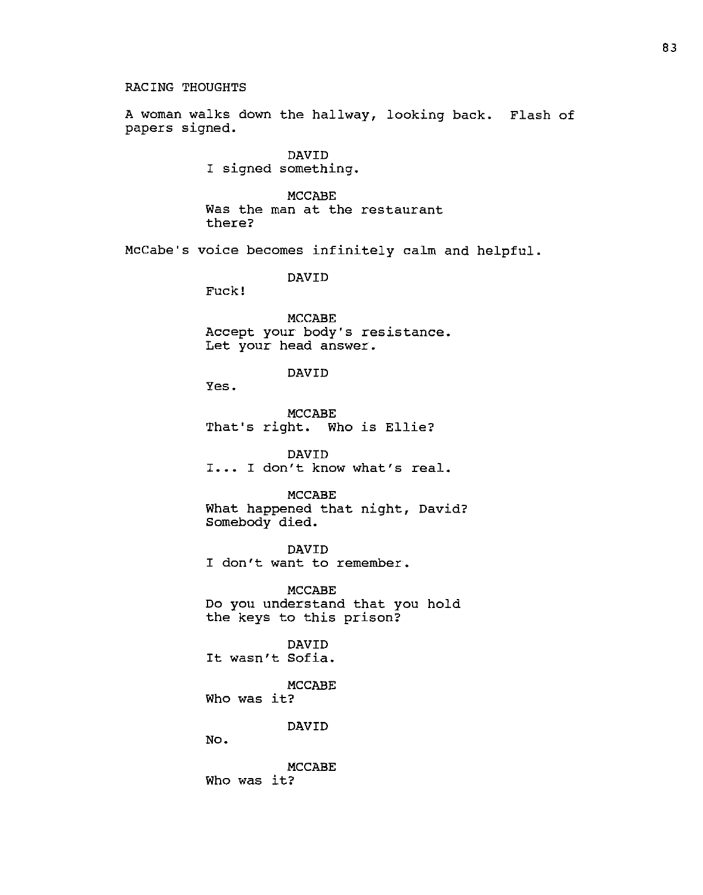RACING THOUGHTS

A woman walks down the hallway, looking back. Flash of papers signed.

DAVID
I signed something.

MCCABE
Was the man at the restaurant there?

McCabe's voice becomes infinitely calm and helpful.

DAVID
Fuck!

MCCABE
Accept your body's resistance. Let your head answer.

DAVID
Yes.

MCCABE
That's right. Who is Ellie?

DAVID
I... I don't know what's real.

MCCABE
What happened that night, David? Somebody died.

DAVID
I don't want to remember.

MCCABE
Do you understand that you hold the keys to this prison?

DAVID
It wasn't Sofia.

MCCABE
Who was it?

DAVID
No.

MCCABE
Who was it?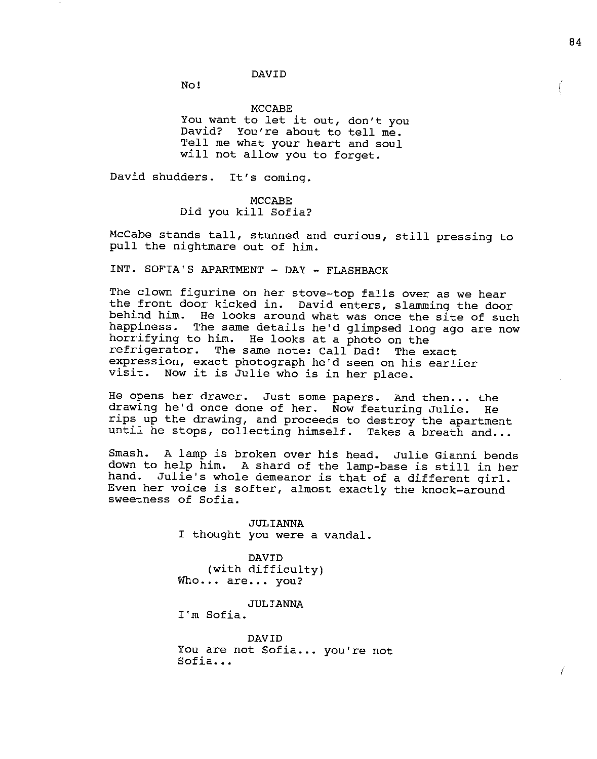DAVID

No!

MCCABE

You want to let it out, don't you David? You're about to tell me. Tell me what your heart and soul will not allow you to forget.

David shudders. It's coming.

MCCABE

Did you kill Sofia?

McCabe stands tall, stunned and curious, still pressing to pull the nightmare out of him.

INT. SOFIA'S APARTMENT - DAY - FLASHBACK

The clown figurine on her stove-top falls over as we hear the front door kicked in. David enters, slamming the door behind him. He looks around what was once the site of such happiness. The same details he'd glimpsed long ago are now horrifying to him. He looks at a photo on the refrigerator. The same note: Call Dad! The exact expression, exact photograph he'd seen on his earlier visit. Now it is Julie who is in her place.

He opens her drawer. Just some papers. And then... the drawing he'd once done of her. Now featuring Julie. He rips up the drawing, and proceeds to destroy the apartment until he stops, collecting himself. Takes a breath and...

Smash. A lamp is broken over his head. Julie Gianni bends down to help him. A shard of the lamp-base is still in her hand. Julie's whole demeanor is that of a different girl. Even her voice is softer, almost exactly the knock-around sweetness of Sofia.

JULIANNA

I thought you were a vandal.

DAVID

(with difficulty)

Who... are... you?

JULIANNA

I'm Sofia.

DAVID

You are not Sofia... you're not Sofia...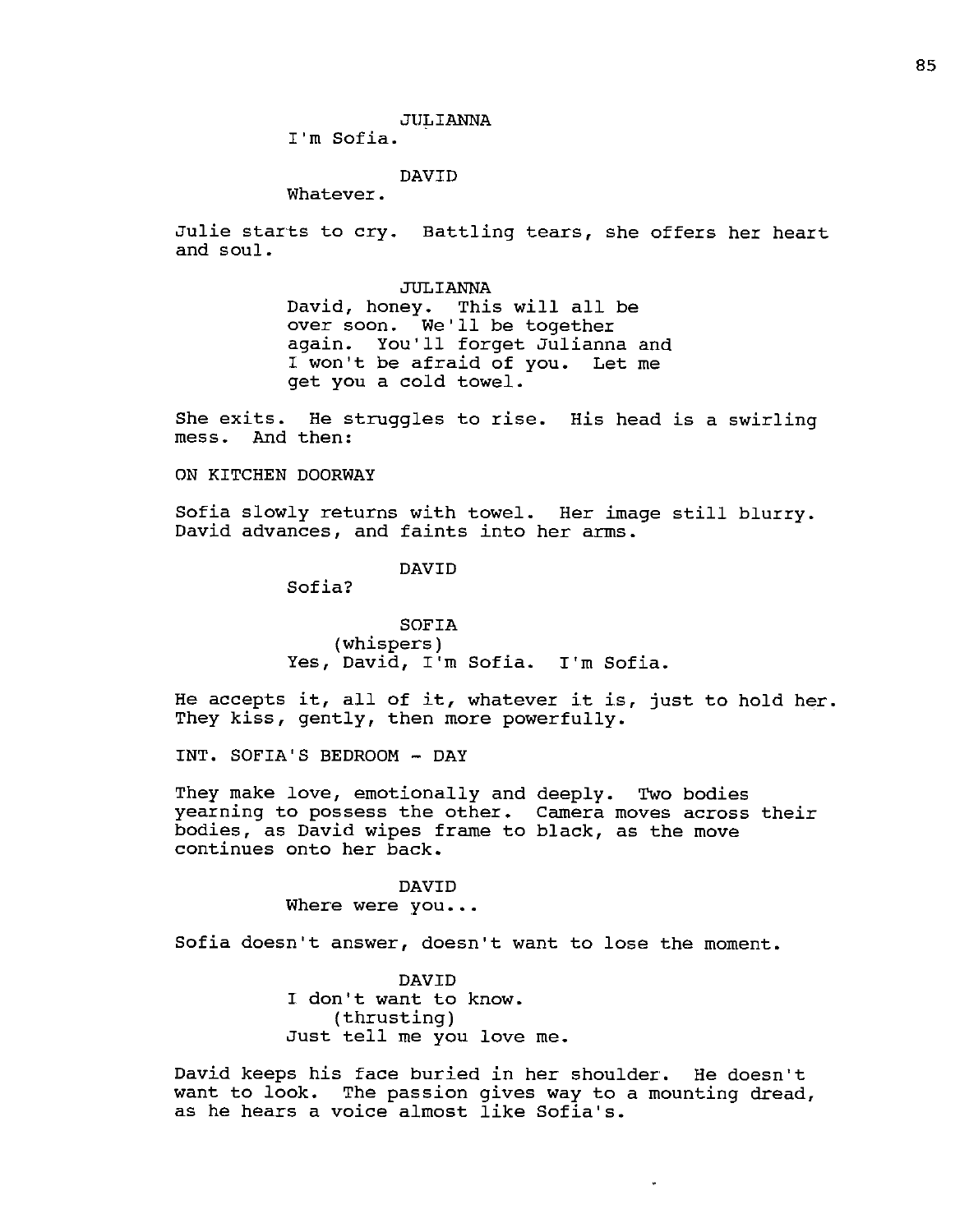JULIANNA
I'm Sofia.

DAVID
Whatever.

Julie starts to cry. Battling tears, she offers her heart and soul.

JULIANNA
David, honey. This will all be over soon. We'll be together again. You'll forget Julianna and I won't be afraid of you. Let me get you a cold towel.

She exits. He struggles to rise. His head is a swirling mess. And then:

ON KITCHEN DOORWAY

Sofia slowly returns with towel. Her image still blurry. David advances, and faints into her arms.

DAVID
Sofia?

SOFIA
(whispers)
Yes, David, I'm Sofia. I'm Sofia.

He accepts it, all of it, whatever it is, just to hold her. They kiss, gently, then more powerfully.

INT. SOFIA'S BEDROOM - DAY

They make love, emotionally and deeply. Two bodies yearning to possess the other. Camera moves across their bodies, as David wipes frame to black, as the move continues onto her back.

DAVID
Where were you...

Sofia doesn't answer, doesn't want to lose the moment.

DAVID
I don't want to know.
(thrusting)
Just tell me you love me.

David keeps his face buried in her shoulder. He doesn't want to look. The passion gives way to a mounting dread, as he hears a voice almost like Sofia's.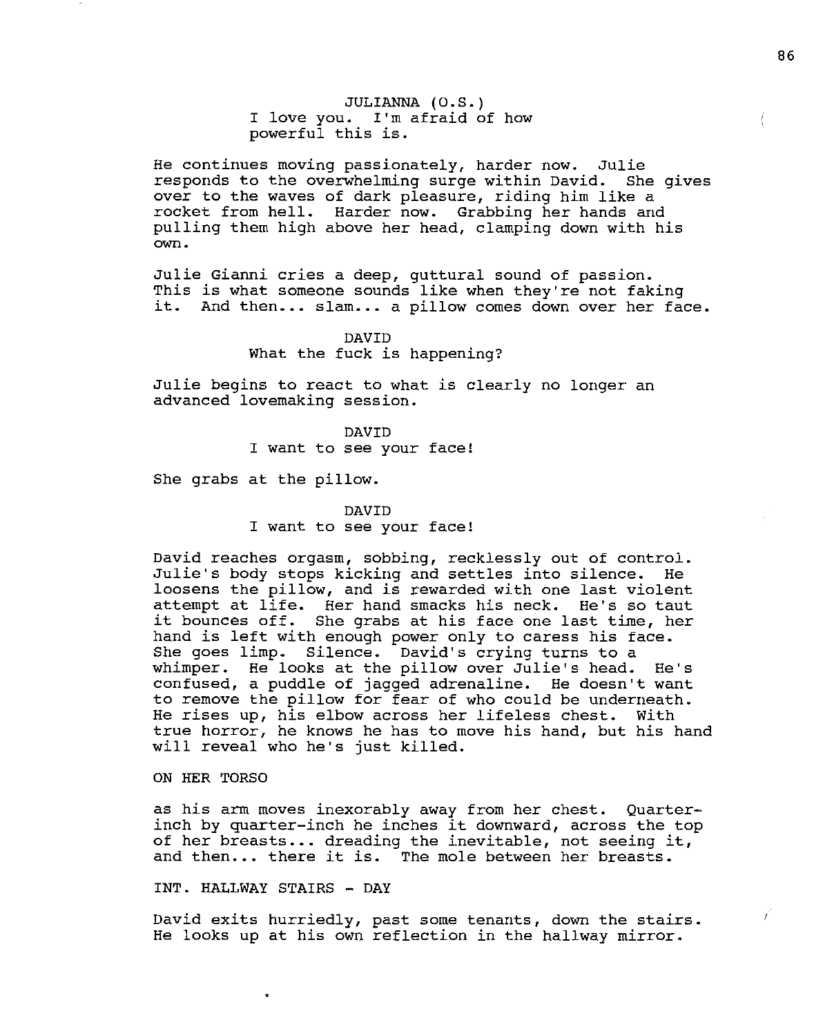JULIANNA (O.S.)
I love you. I'm afraid of how powerful this is.

He continues moving passionately, harder now. Julie responds to the overwhelming surge within David. She gives over to the waves of dark pleasure, riding him like a rocket from hell. Harder now. Grabbing her hands and pulling them high above her head, clamping down with his own.

Julie Gianni cries a deep, guttural sound of passion. This is what someone sounds like when they're not faking it. And then... slam... a pillow comes down over her face.

DAVID
What the fuck is happening?

Julie begins to react to what is clearly no longer an advanced lovemaking session.

DAVID
I want to see your face!

She grabs at the pillow.

DAVID
I want to see your face!

David reaches orgasm, sobbing, recklessly out of control. Julie's body stops kicking and settles into silence. He loosens the pillow, and is rewarded with one last violent attempt at life. Her hand smacks his neck. He's so taut it bounces off. She grabs at his face one last time, her hand is left with enough power only to caress his face. She goes limp. Silence. David's crying turns to a whimper. He looks at the pillow over Julie's head. He's confused, a puddle of jagged adrenaline. He doesn't want to remove the pillow for fear of who could be underneath. He rises up, his elbow across her lifeless chest. With true horror, he knows he has to move his hand, but his hand will reveal who he's just killed.

ON HER TORSO

as his arm moves inexorably away from her chest. Quarter-inch by quarter-inch he inches it downward, across the top of her breasts... dreading the inevitable, not seeing it, and then... there it is. The mole between her breasts.

INT. HALLWAY STAIRS - DAY

David exits hurriedly, past some tenants, down the stairs. He looks up at his own reflection in the hallway mirror.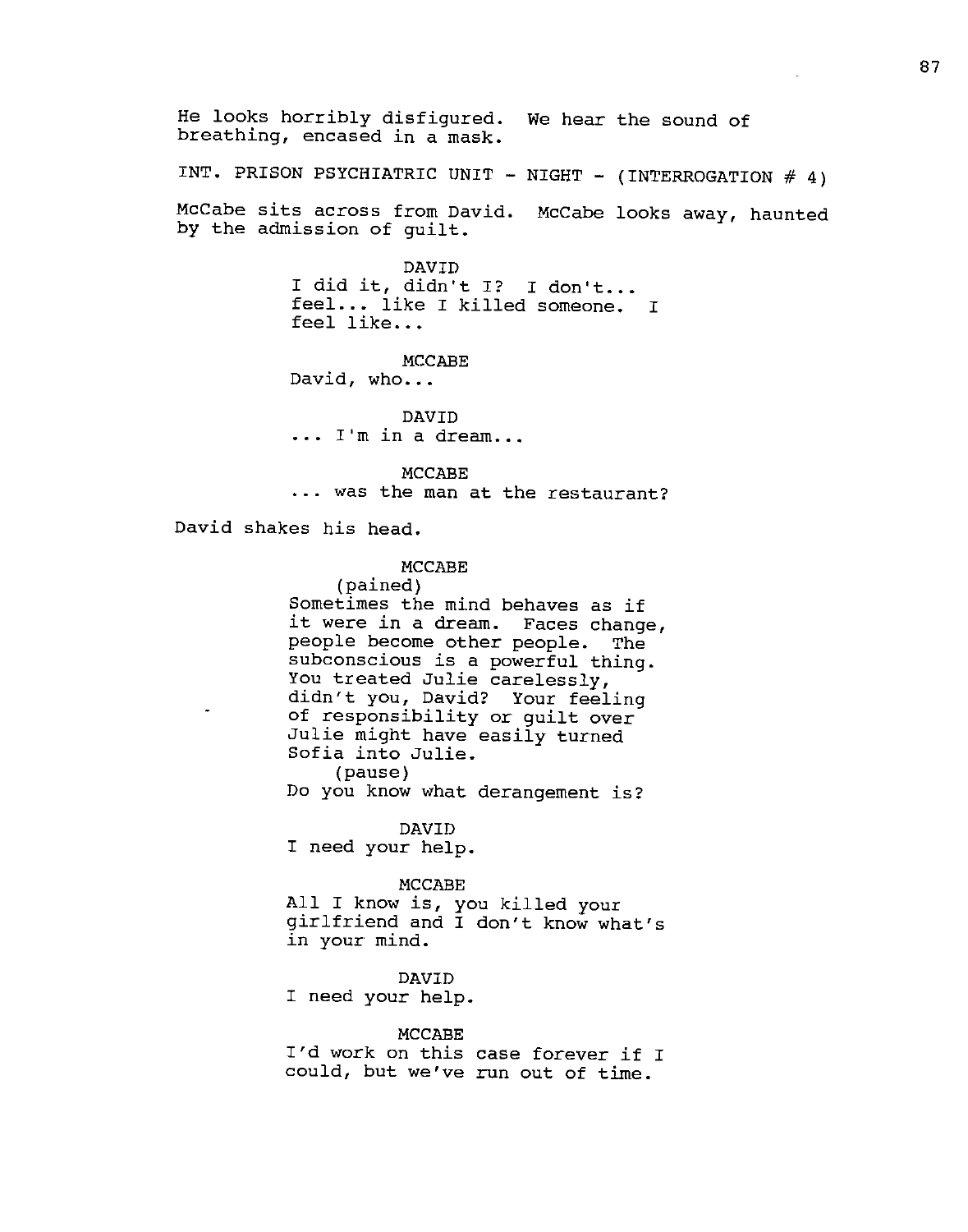He looks horribly disfigured. We hear the sound of breathing, encased in a mask.

INT. PRISON PSYCHIATRIC UNIT - NIGHT - (INTERROGATION # 4)

McCabe sits across from David. McCabe looks away, haunted by the admission of guilt.

DAVID
I did it, didn't I? I don't... feel... like I killed someone. I feel like...

MCCABE
David, who...

DAVID
... I'm in a dream...

MCCABE
... was the man at the restaurant?

David shakes his head.

MCCABE
(pained)
Sometimes the mind behaves as if it were in a dream. Faces change, people become other people. The subconscious is a powerful thing. You treated Julie carelessly, didn't you, David? Your feeling of responsibility or guilt over Julie might have easily turned Sofia into Julie.
(pause)
Do you know what derangement is?

DAVID
I need your help.

MCCABE
All I know is, you killed your girlfriend and I don't know what's in your mind.

DAVID
I need your help.

MCCABE
I'd work on this case forever if I could, but we've run out of time.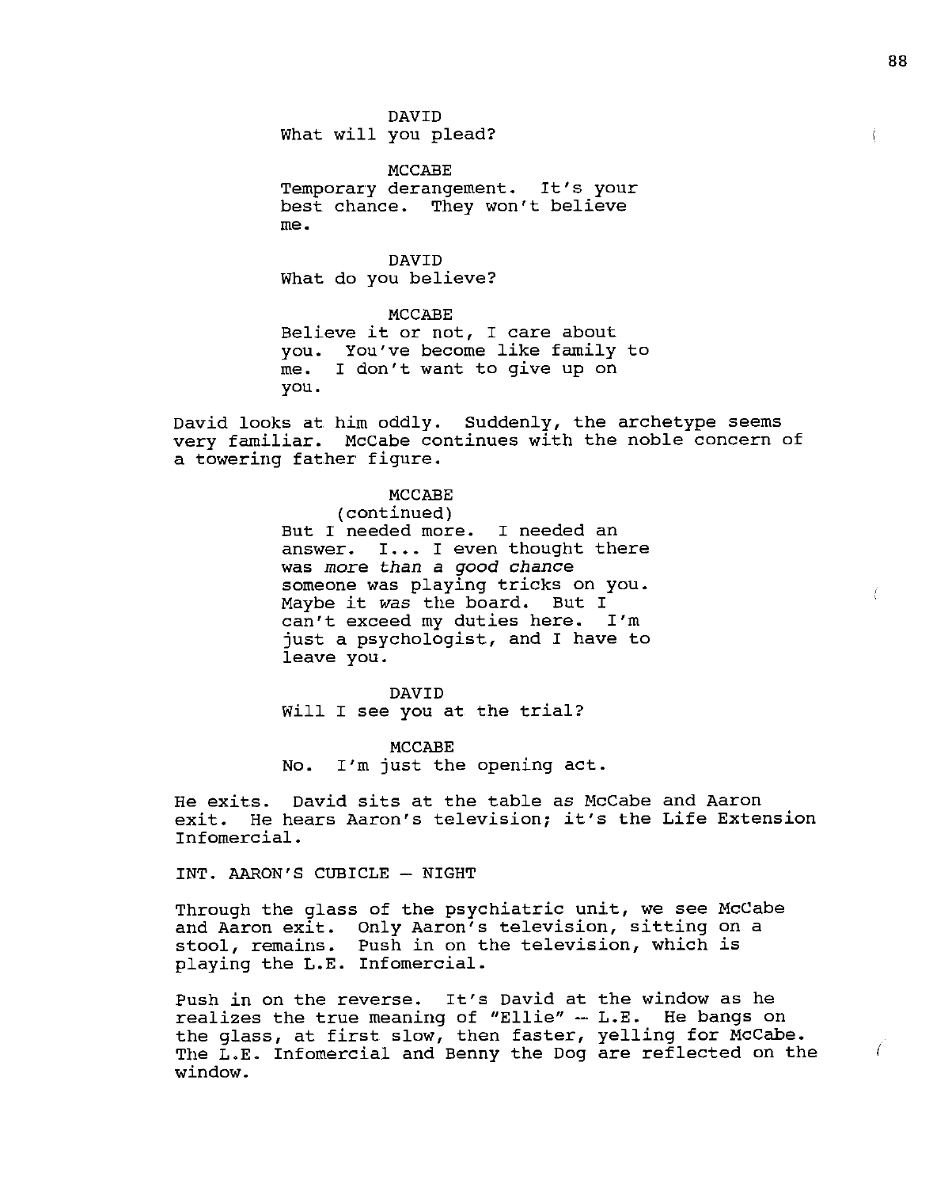DAVID
What will you plead?

MCCABE
Temporary derangement. It's your best chance. They won't believe me.

DAVID
What do you believe?

MCCABE
Believe it or not, I care about you. You've become like family to me. I don't want to give up on you.

David looks at him oddly. Suddenly, the archetype seems very familiar. McCabe continues with the noble concern of a towering father figure.

MCCABE
(continued)
But I needed more. I needed an answer. I... I even thought there was *more than a good chance* someone was playing tricks on you. Maybe it *was* the board. But I can't exceed my duties here. I'm just a psychologist, and I have to leave you.

DAVID
Will I see you at the trial?

MCCABE
No. I'm just the opening act.

He exits. David sits at the table as McCabe and Aaron exit. He hears Aaron's television; it's the Life Extension Infomercial.

INT. AARON'S CUBICLE – NIGHT

Through the glass of the psychiatric unit, we see McCabe and Aaron exit. Only Aaron's television, sitting on a stool, remains. Push in on the television, which is playing the L.E. Infomercial.

Push in on the reverse. It's David at the window as he realizes the true meaning of "Ellie" -- L.E. He bangs on the glass, at first slow, then faster, yelling for McCabe. The L.E. Infomercial and Benny the Dog are reflected on the window.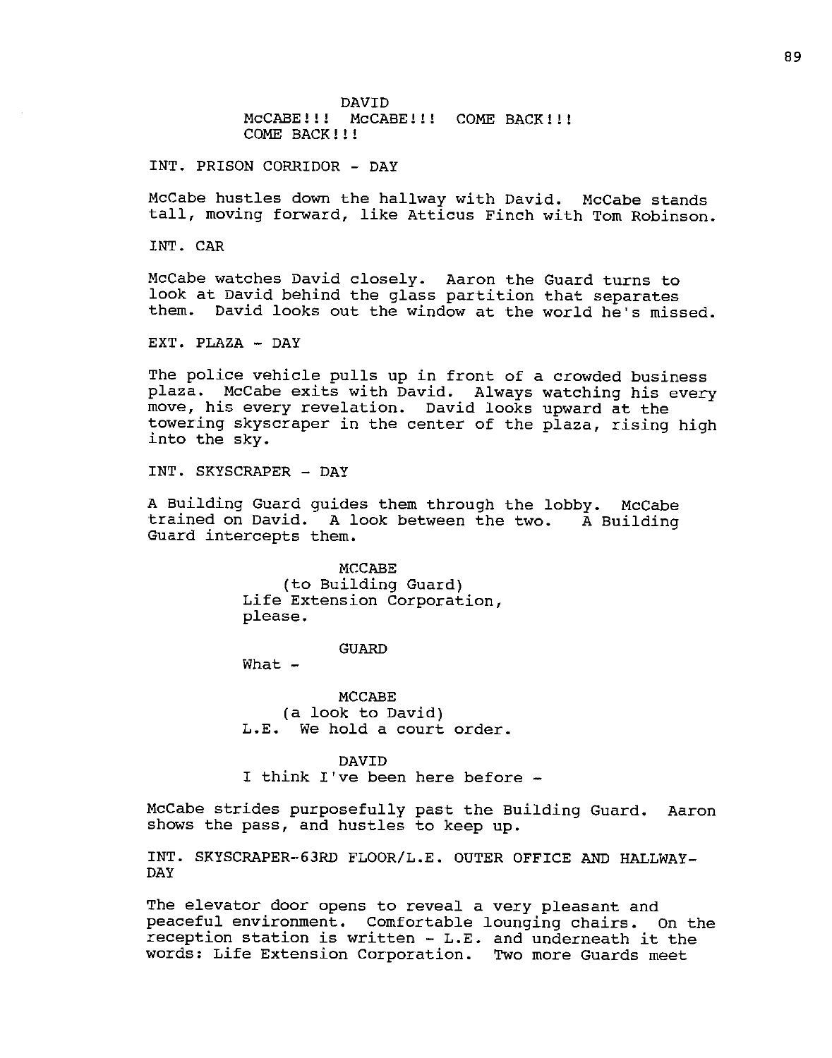DAVID
McCABE!!! McCABE!!! COME BACK!!!
COME BACK!!!

INT. PRISON CORRIDOR - DAY

McCabe hustles down the hallway with David. McCabe stands tall, moving forward, like Atticus Finch with Tom Robinson.

INT. CAR

McCabe watches David closely. Aaron the Guard turns to look at David behind the glass partition that separates them. David looks out the window at the world he's missed.

EXT. PLAZA - DAY

The police vehicle pulls up in front of a crowded business plaza. McCabe exits with David. Always watching his every move, his every revelation. David looks upward at the towering skyscraper in the center of the plaza, rising high into the sky.

INT. SKYSCRAPER - DAY

A Building Guard guides them through the lobby. McCabe trained on David. A look between the two. A Building Guard intercepts them.

MCCABE
(to Building Guard)
Life Extension Corporation,
please.

GUARD
What -

MCCABE
(a look to David)
L.E. We hold a court order.

DAVID
I think I've been here before -

McCabe strides purposefully past the Building Guard. Aaron shows the pass, and hustles to keep up.

INT. SKYSCRAPER-63RD FLOOR/L.E. OUTER OFFICE AND HALLWAY-DAY

The elevator door opens to reveal a very pleasant and peaceful environment. Comfortable lounging chairs. On the reception station is written - L.E. and underneath it the words: Life Extension Corporation. Two more Guards meet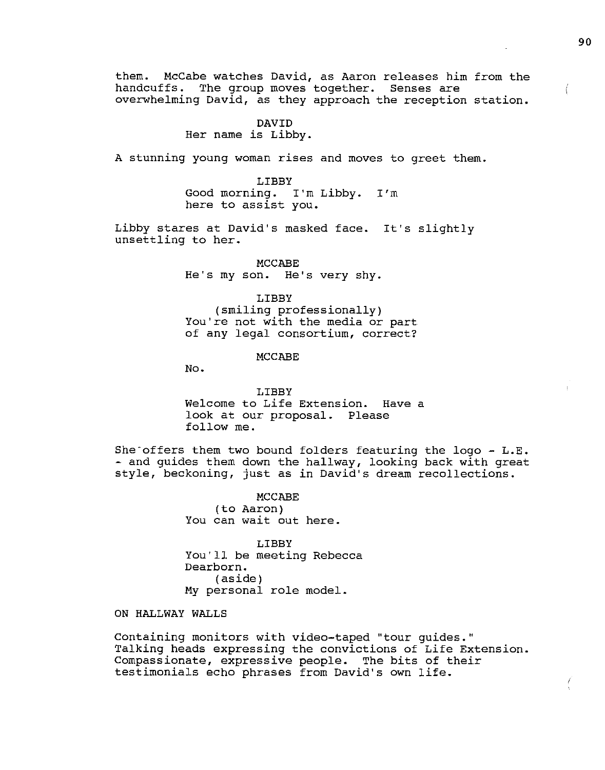them. McCabe watches David, as Aaron releases him from the handcuffs. The group moves together. Senses are overwhelming David, as they approach the reception station.

DAVID
Her name is Libby.

A stunning young woman rises and moves to greet them.

LIBBY
Good morning. I'm Libby. I'm here to assist you.

Libby stares at David's masked face. It's slightly unsettling to her.

MCCABE
He's my son. He's very shy.

LIBBY
(smiling professionally)
You're not with the media or part of any legal consortium, correct?

MCCABE
No.

LIBBY
Welcome to Life Extension. Have a look at our proposal. Please follow me.

She offers them two bound folders featuring the logo - L.E. - and guides them down the hallway, looking back with great style, beckoning, just as in David's dream recollections.

MCCABE
(to Aaron)
You can wait out here.

LIBBY
You'll be meeting Rebecca Dearborn.
(aside)
My personal role model.

ON HALLWAY WALLS

Containing monitors with video-taped "tour guides." Talking heads expressing the convictions of Life Extension. Compassionate, expressive people. The bits of their testimonials echo phrases from David's own life.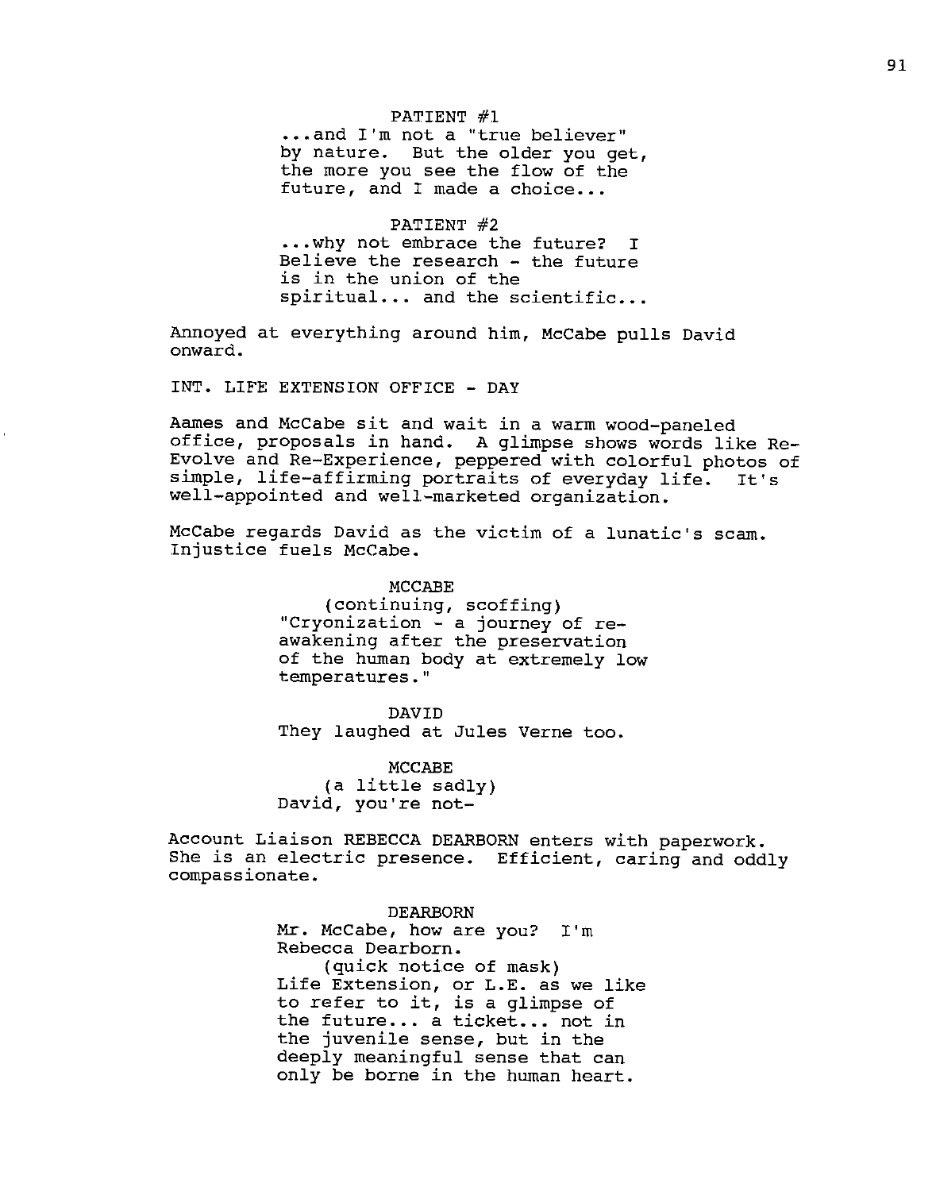PATIENT #1
...and I'm not a "true believer" by nature. But the older you get, the more you see the flow of the future, and I made a choice...

PATIENT #2
...why not embrace the future? I Believe the research - the future is in the union of the spiritual... and the scientific...

Annoyed at everything around him, McCabe pulls David onward.

INT. LIFE EXTENSION OFFICE - DAY

Aames and McCabe sit and wait in a warm wood-paneled office, proposals in hand. A glimpse shows words like Re-Evolve and Re-Experience, peppered with colorful photos of simple, life-affirming portraits of everyday life. It's well-appointed and well-marketed organization.

McCabe regards David as the victim of a lunatic's scam. Injustice fuels McCabe.

MCCABE
(continuing, scoffing)
"Cryonization - a journey of re-awakening after the preservation of the human body at extremely low temperatures."

DAVID
They laughed at Jules Verne too.

MCCABE
(a little sadly)
David, you're not-

Account Liaison REBECCA DEARBORN enters with paperwork. She is an electric presence. Efficient, caring and oddly compassionate.

DEARBORN
Mr. McCabe, how are you? I'm Rebecca Dearborn.
(quick notice of mask)
Life Extension, or L.E. as we like to refer to it, is a glimpse of the future... a ticket... not in the juvenile sense, but in the deeply meaningful sense that can only be borne in the human heart.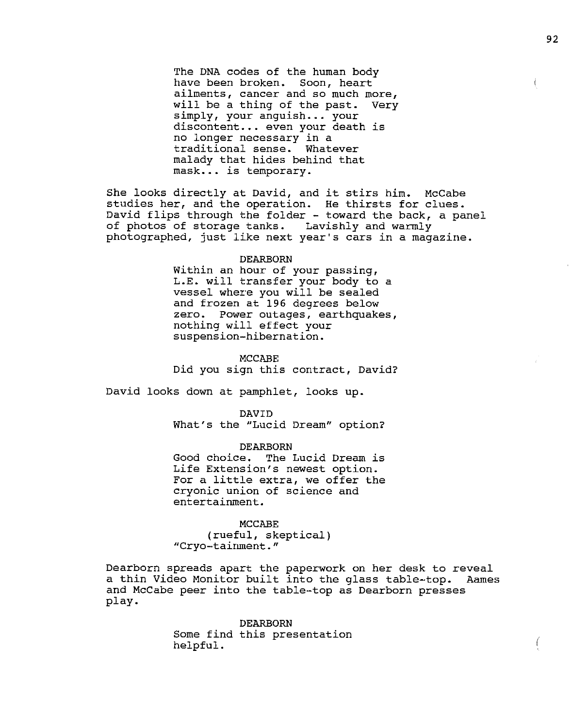The DNA codes of the human body have been broken. Soon, heart ailments, cancer and so much more, will be a thing of the past. Very simply, your anguish... your discontent... even your death is no longer necessary in a traditional sense. Whatever malady that hides behind that mask... is temporary.

She looks directly at David, and it stirs him. McCabe studies her, and the operation. He thirsts for clues. David flips through the folder - toward the back, a panel of photos of storage tanks. Lavishly and warmly photographed, just like next year's cars in a magazine.

DEARBORN
Within an hour of your passing, L.E. will transfer your body to a vessel where you will be sealed and frozen at 196 degrees below zero. Power outages, earthquakes, nothing will effect your suspension-hibernation.

MCCABE
Did you sign this contract, David?

David looks down at pamphlet, looks up.

DAVID
What's the "Lucid Dream" option?

DEARBORN
Good choice. The Lucid Dream is Life Extension's newest option. For a little extra, we offer the cryonic union of science and entertainment.

MCCABE
(rueful, skeptical)
"Cryo-tainment."

Dearborn spreads apart the paperwork on her desk to reveal a thin Video Monitor built into the glass table-top. Aames and McCabe peer into the table-top as Dearborn presses play.

DEARBORN
Some find this presentation helpful.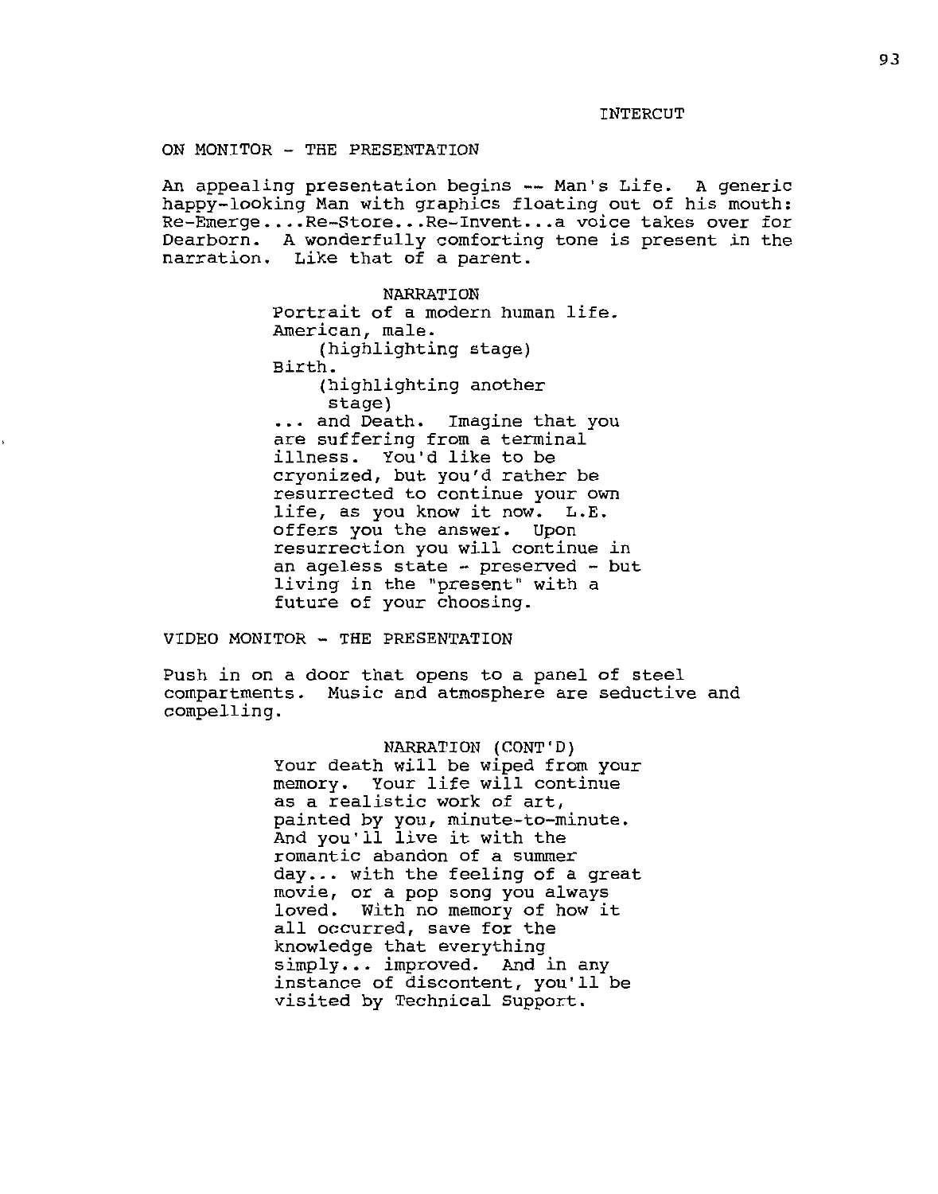INTERCUT

ON MONITOR - THE PRESENTATION

An appealing presentation begins -- Man's Life. A generic happy-looking Man with graphics floating out of his mouth: Re-Emerge....Re-Store...Re-Invent...a voice takes over for Dearborn. A wonderfully comforting tone is present in the narration. Like that of a parent.

NARRATION

Portrait of a modern human life. American, male.

(highlighting stage)

Birth.

(highlighting another stage)

... and Death. Imagine that you are suffering from a terminal illness. You'd like to be cryonized, but you'd rather be resurrected to continue your own life, as you know it now. L.E. offers you the answer. Upon resurrection you will continue in an ageless state - preserved - but living in the "present" with a future of your choosing.

VIDEO MONITOR - THE PRESENTATION

Push in on a door that opens to a panel of steel compartments. Music and atmosphere are seductive and compelling.

NARRATION (CONT'D)

Your death will be wiped from your memory. Your life will continue as a realistic work of art, painted by you, minute-to-minute. And you'll live it with the romantic abandon of a summer day... with the feeling of a great movie, or a pop song you always loved. With no memory of how it all occurred, save for the knowledge that everything simply... improved. And in any instance of discontent, you'll be visited by Technical Support.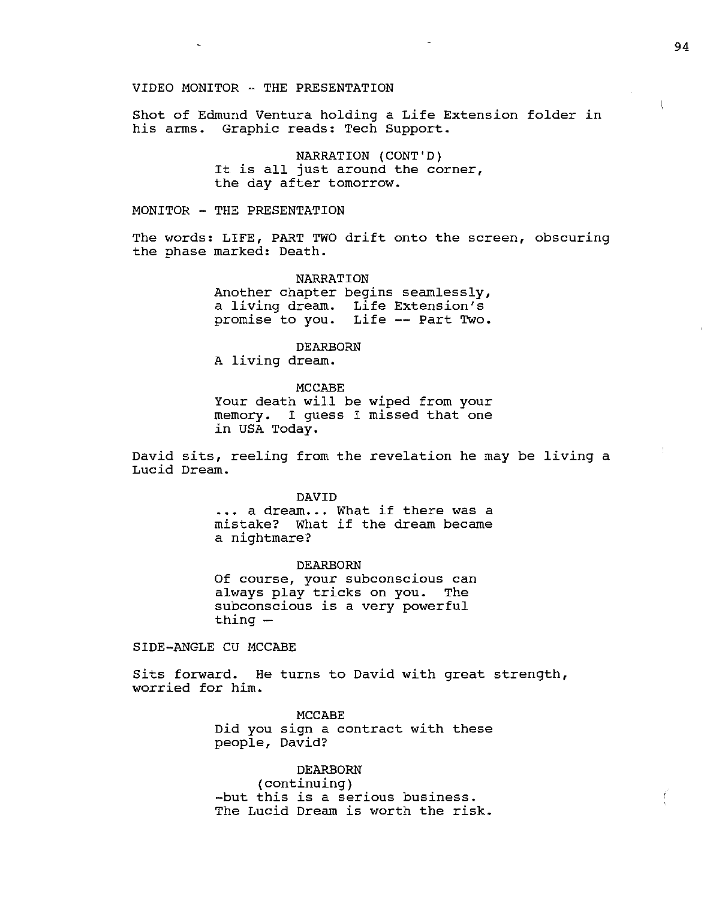VIDEO MONITOR - THE PRESENTATION

Shot of Edmund Ventura holding a Life Extension folder in his arms. Graphic reads: Tech Support.

NARRATION (CONT'D)
It is all just around the corner, the day after tomorrow.

MONITOR - THE PRESENTATION

The words: LIFE, PART TWO drift onto the screen, obscuring the phase marked: Death.

NARRATION
Another chapter begins seamlessly, a living dream. Life Extension's promise to you. Life -- Part Two.

DEARBORN
A living dream.

MCCABE
Your death will be wiped from your memory. I guess I missed that one in USA Today.

David sits, reeling from the revelation he may be living a Lucid Dream.

DAVID
... a dream... What if there was a mistake? What if the dream became a nightmare?

DEARBORN
Of course, your subconscious can always play tricks on you. The subconscious is a very powerful thing --

SIDE-ANGLE CU MCCABE

Sits forward. He turns to David with great strength, worried for him.

MCCABE
Did you sign a contract with these people, David?

DEARBORN
(continuing)
-but this is a serious business. The Lucid Dream is worth the risk.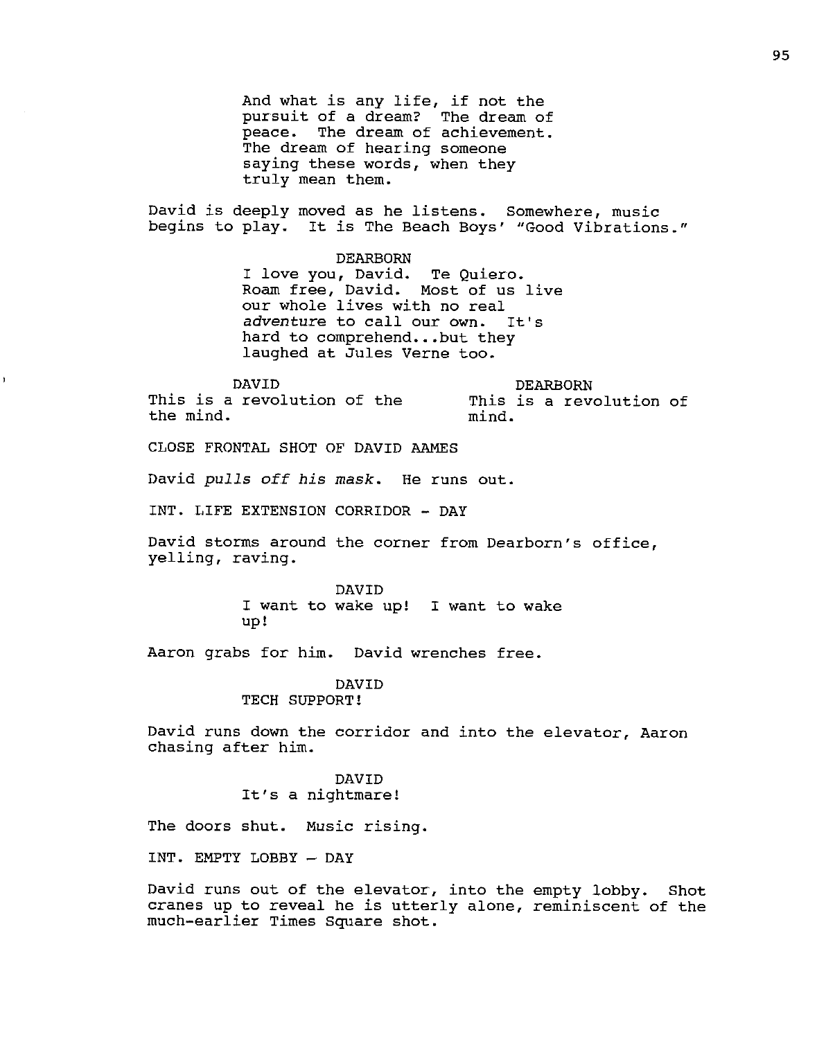And what is any life, if not the pursuit of a dream? The dream of peace. The dream of achievement. The dream of hearing someone saying these words, when they truly mean them.

David is deeply moved as he listens. Somewhere, music begins to play. It is The Beach Boys' "Good Vibrations."

DEARBORN
I love you, David. Te Quiero. Roam free, David. Most of us live our whole lives with no real *adventure* to call our own. It's hard to comprehend...but they laughed at Jules Verne too.

DAVID
This is a revolution of the the mind.

DEARBORN
This is a revolution of mind.

CLOSE FRONTAL SHOT OF DAVID AAMES

David *pulls off his mask*. He runs out.

INT. LIFE EXTENSION CORRIDOR - DAY

David storms around the corner from Dearborn's office, yelling, raving.

DAVID
I want to wake up! I want to wake up!

Aaron grabs for him. David wrenches free.

DAVID
TECH SUPPORT!

David runs down the corridor and into the elevator, Aaron chasing after him.

DAVID
It's a nightmare!

The doors shut. Music rising.

INT. EMPTY LOBBY – DAY

David runs out of the elevator, into the empty lobby. Shot cranes up to reveal he is utterly alone, reminiscent of the much-earlier Times Square shot.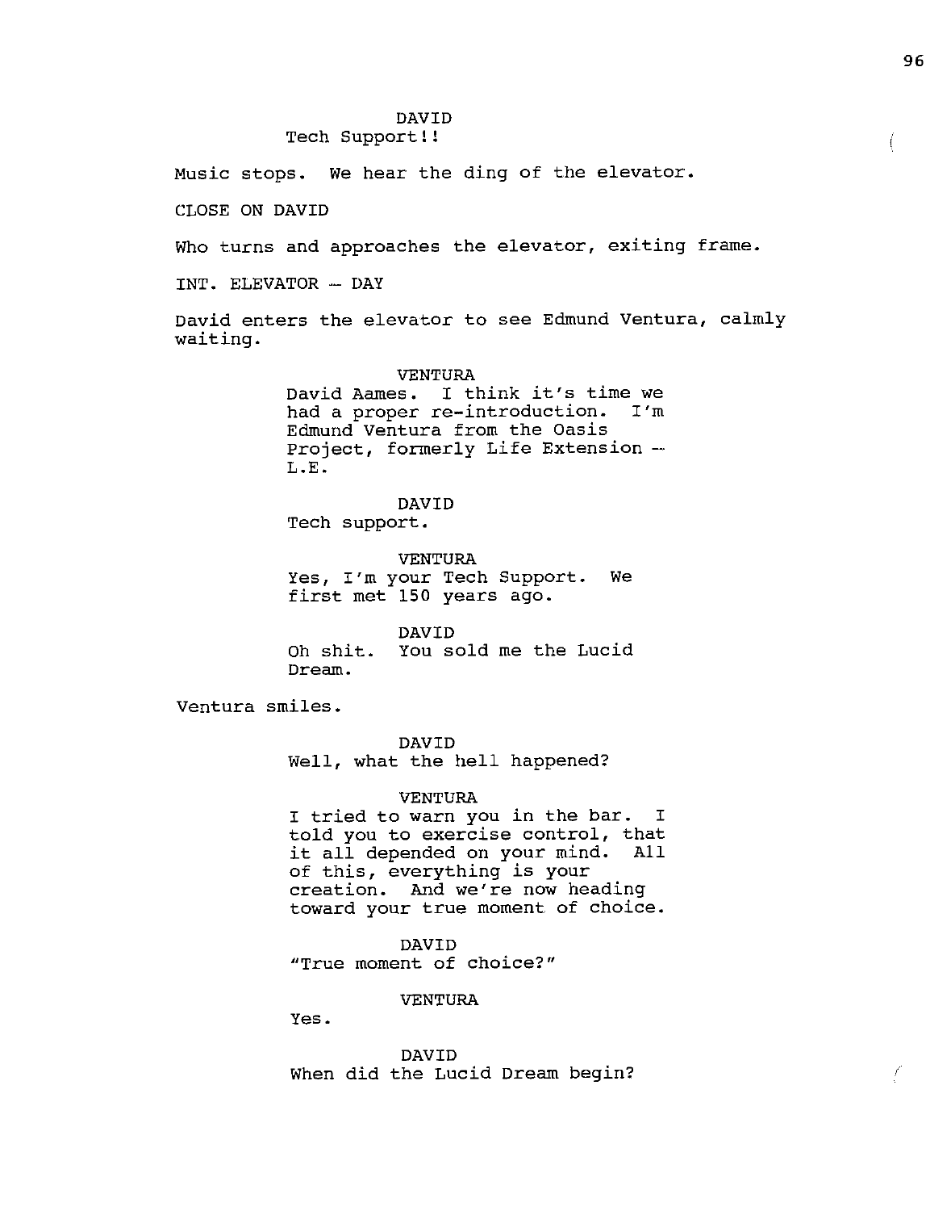DAVID
Tech Support!!

Music stops. We hear the ding of the elevator.

CLOSE ON DAVID

Who turns and approaches the elevator, exiting frame.

INT. ELEVATOR -- DAY

David enters the elevator to see Edmund Ventura, calmly waiting.

VENTURA
David Aames. I think it's time we had a proper re-introduction. I'm Edmund Ventura from the Oasis Project, formerly Life Extension -- L.E.

DAVID
Tech support.

VENTURA
Yes, I'm your Tech Support. We first met 150 years ago.

DAVID
Oh shit. You sold me the Lucid Dream.

Ventura smiles.

DAVID
Well, what the hell happened?

VENTURA
I tried to warn you in the bar. I told you to exercise control, that it all depended on your mind. All of this, everything is your creation. And we're now heading toward your true moment of choice.

DAVID
"True moment of choice?"

VENTURA
Yes.

DAVID
When did the Lucid Dream begin?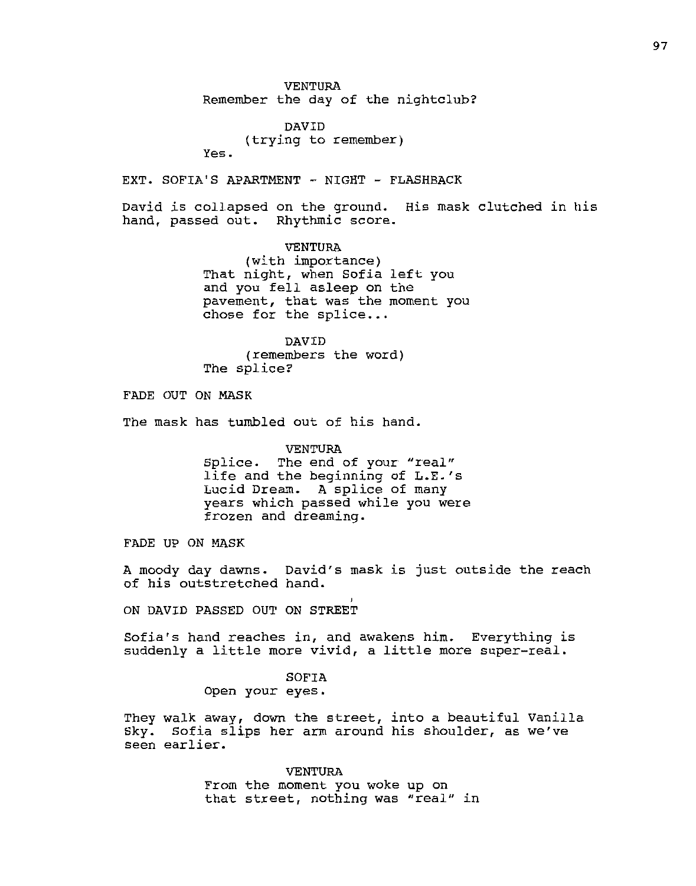VENTURA
Remember the day of the nightclub?

DAVID
(trying to remember)
Yes.

EXT. SOFIA'S APARTMENT - NIGHT - FLASHBACK

David is collapsed on the ground. His mask clutched in his hand, passed out. Rhythmic score.

VENTURA
(with importance)
That night, when Sofia left you and you fell asleep on the pavement, that was the moment you chose for the splice...

DAVID
(remembers the word)
The splice?

FADE OUT ON MASK

The mask has tumbled out of his hand.

VENTURA
Splice. The end of your "real" life and the beginning of L.E.'s Lucid Dream. A splice of many years which passed while you were frozen and dreaming.

FADE UP ON MASK

A moody day dawns. David's mask is just outside the reach of his outstretched hand.

ON DAVID PASSED OUT ON STREET

Sofia's hand reaches in, and awakens him. Everything is suddenly a little more vivid, a little more super-real.

SOFIA
Open your eyes.

They walk away, down the street, into a beautiful Vanilla Sky. Sofia slips her arm around his shoulder, as we've seen earlier.

VENTURA
From the moment you woke up on that street, nothing was "real" in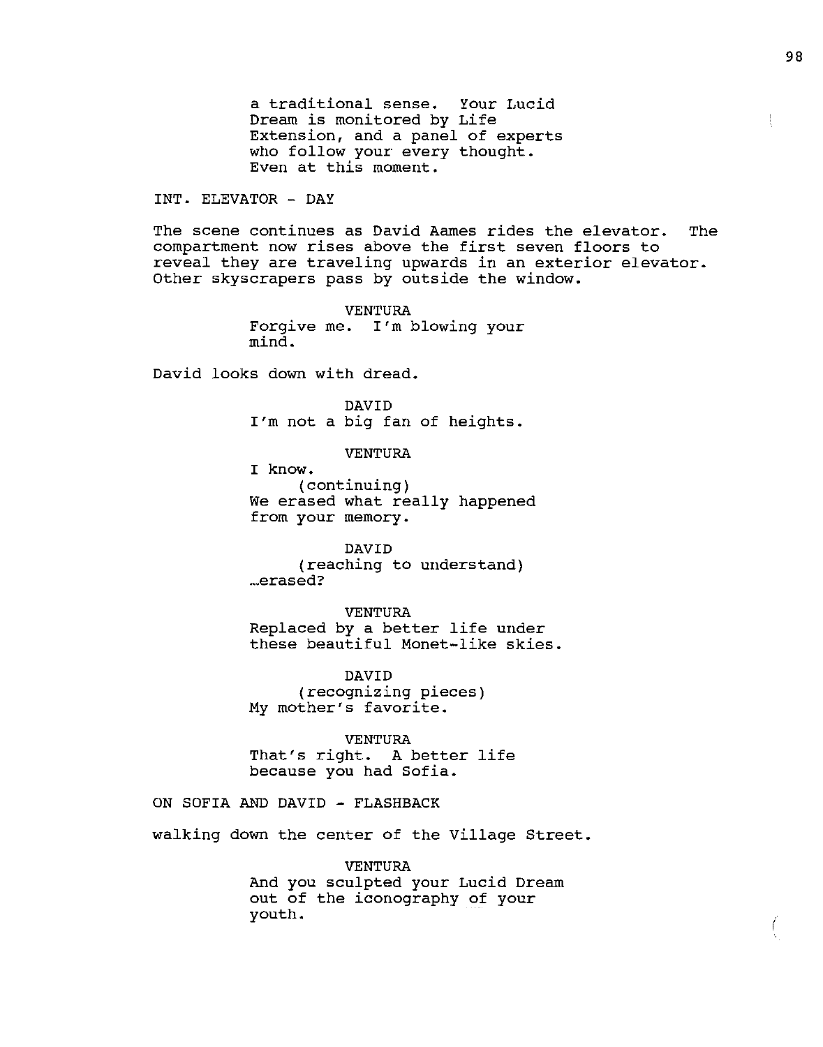a traditional sense. Your Lucid Dream is monitored by Life Extension, and a panel of experts who follow your every thought. Even at this moment.

INT. ELEVATOR - DAY

The scene continues as David Aames rides the elevator. The compartment now rises above the first seven floors to reveal they are traveling upwards in an exterior elevator. Other skyscrapers pass by outside the window.

VENTURA
Forgive me. I'm blowing your mind.

David looks down with dread.

DAVID
I'm not a big fan of heights.

VENTURA
I know.
(continuing)
We erased what really happened from your memory.

DAVID
(reaching to understand)
…erased?

VENTURA
Replaced by a better life under these beautiful Monet-like skies.

DAVID
(recognizing pieces)
My mother's favorite.

VENTURA
That's right. A better life because you had Sofia.

ON SOFIA AND DAVID - FLASHBACK

walking down the center of the Village Street.

VENTURA
And you sculpted your Lucid Dream out of the iconography of your youth.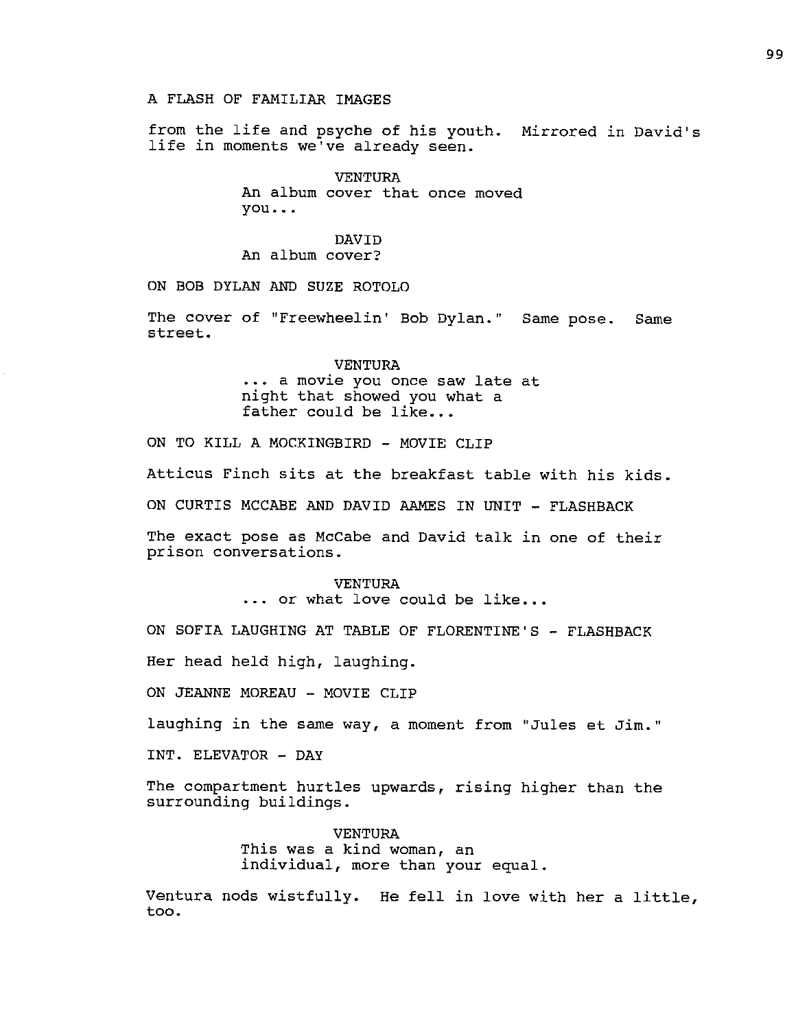A FLASH OF FAMILIAR IMAGES

from the life and psyche of his youth. Mirrored in David's life in moments we've already seen.

VENTURA
An album cover that once moved you...

DAVID
An album cover?

ON BOB DYLAN AND SUZE ROTOLO

The cover of "Freewheelin' Bob Dylan." Same pose. Same street.

VENTURA
... a movie you once saw late at night that showed you what a father could be like...

ON TO KILL A MOCKINGBIRD - MOVIE CLIP

Atticus Finch sits at the breakfast table with his kids.

ON CURTIS MCCABE AND DAVID AAMES IN UNIT - FLASHBACK

The exact pose as McCabe and David talk in one of their prison conversations.

VENTURA
... or what love could be like...

ON SOFIA LAUGHING AT TABLE OF FLORENTINE'S - FLASHBACK

Her head held high, laughing.

ON JEANNE MOREAU - MOVIE CLIP

laughing in the same way, a moment from "Jules et Jim."

INT. ELEVATOR - DAY

The compartment hurtles upwards, rising higher than the surrounding buildings.

VENTURA
This was a kind woman, an individual, more than your equal.

Ventura nods wistfully. He fell in love with her a little, too.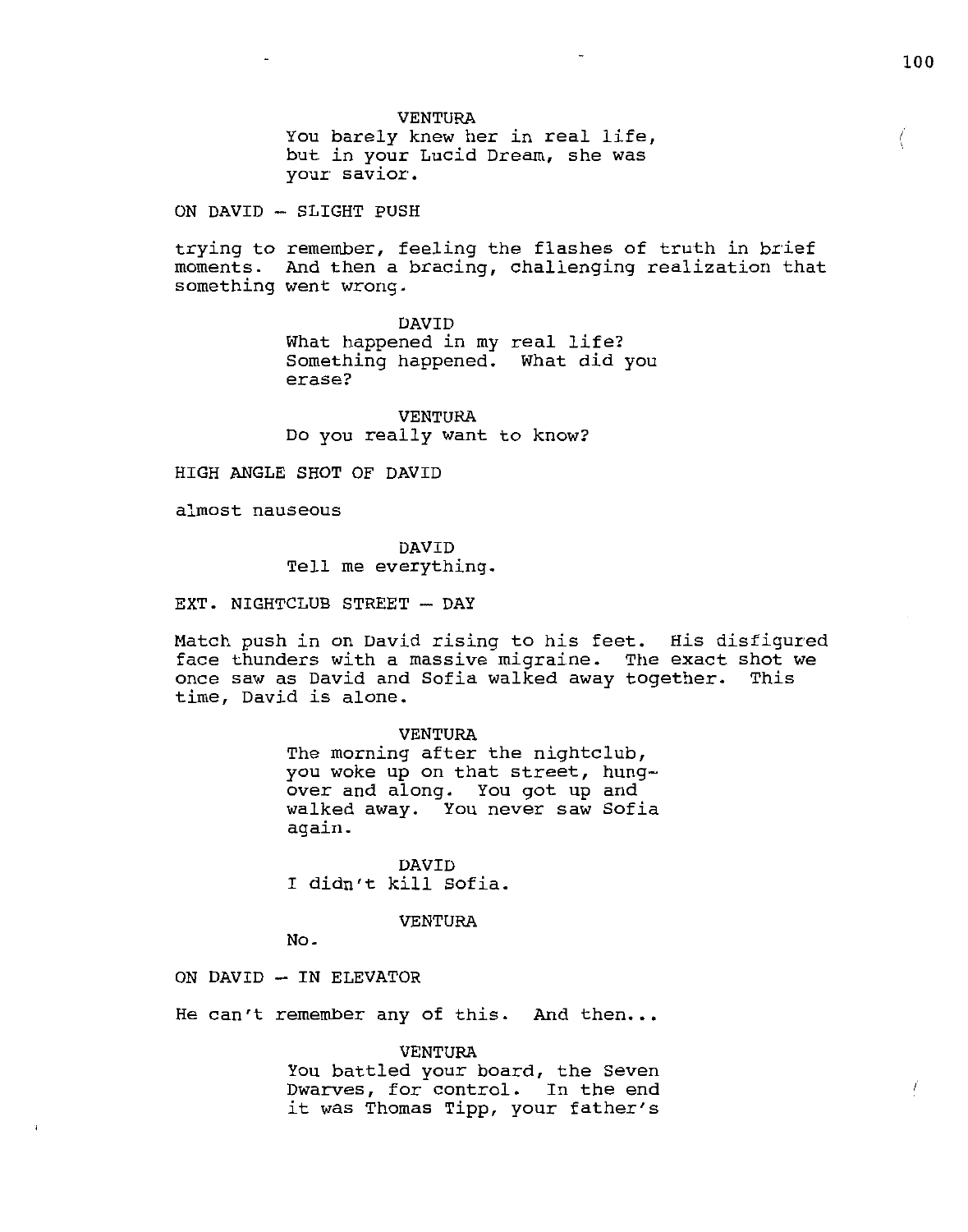VENTURA
You barely knew her in real life, but in your Lucid Dream, she was your savior.

ON DAVID - SLIGHT PUSH

trying to remember, feeling the flashes of truth in brief moments. And then a bracing, challenging realization that something went wrong.

DAVID
What happened in my real life? Something happened. What did you erase?

VENTURA
Do you really want to know?

HIGH ANGLE SHOT OF DAVID

almost nauseous

DAVID
Tell me everything.

EXT. NIGHTCLUB STREET - DAY

Match push in on David rising to his feet. His disfigured face thunders with a massive migraine. The exact shot we once saw as David and Sofia walked away together. This time, David is alone.

VENTURA
The morning after the nightclub, you woke up on that street, hung-over and along. You got up and walked away. You never saw Sofia again.

DAVID
I didn't kill Sofia.

VENTURA
No.

ON DAVID - IN ELEVATOR

He can't remember any of this. And then...

VENTURA
You battled your board, the Seven Dwarves, for control. In the end it was Thomas Tipp, your father's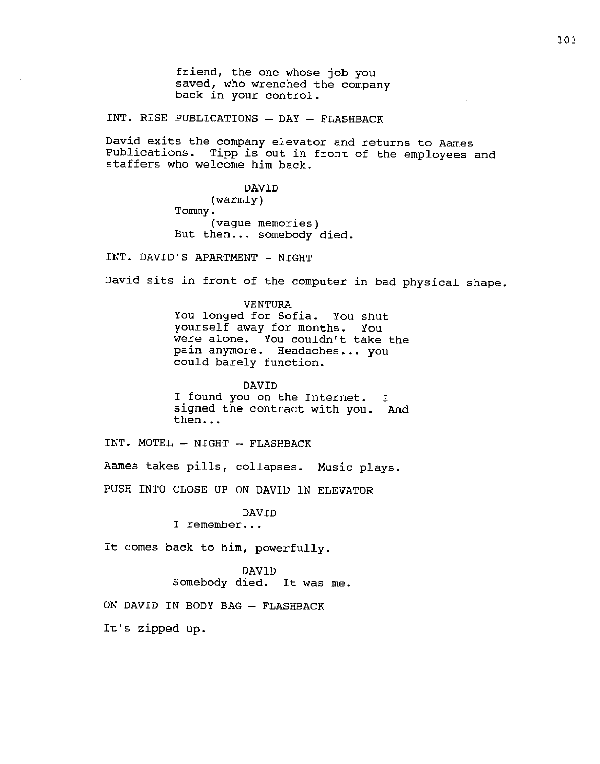friend, the one whose job you saved, who wrenched the company back in your control.

INT. RISE PUBLICATIONS - DAY - FLASHBACK

David exits the company elevator and returns to Aames Publications. Tipp is out in front of the employees and staffers who welcome him back.

DAVID
(warmly)
Tommy.
(vague memories)
But then... somebody died.

INT. DAVID'S APARTMENT - NIGHT

David sits in front of the computer in bad physical shape.

VENTURA
You longed for Sofia. You shut yourself away for months. You were alone. You couldn't take the pain anymore. Headaches... you could barely function.

DAVID
I found you on the Internet. I signed the contract with you. And then...

INT. MOTEL - NIGHT - FLASHBACK

Aames takes pills, collapses. Music plays.

PUSH INTO CLOSE UP ON DAVID IN ELEVATOR

DAVID
I remember...

It comes back to him, powerfully.

DAVID
Somebody died. It was me.

ON DAVID IN BODY BAG - FLASHBACK

It's zipped up.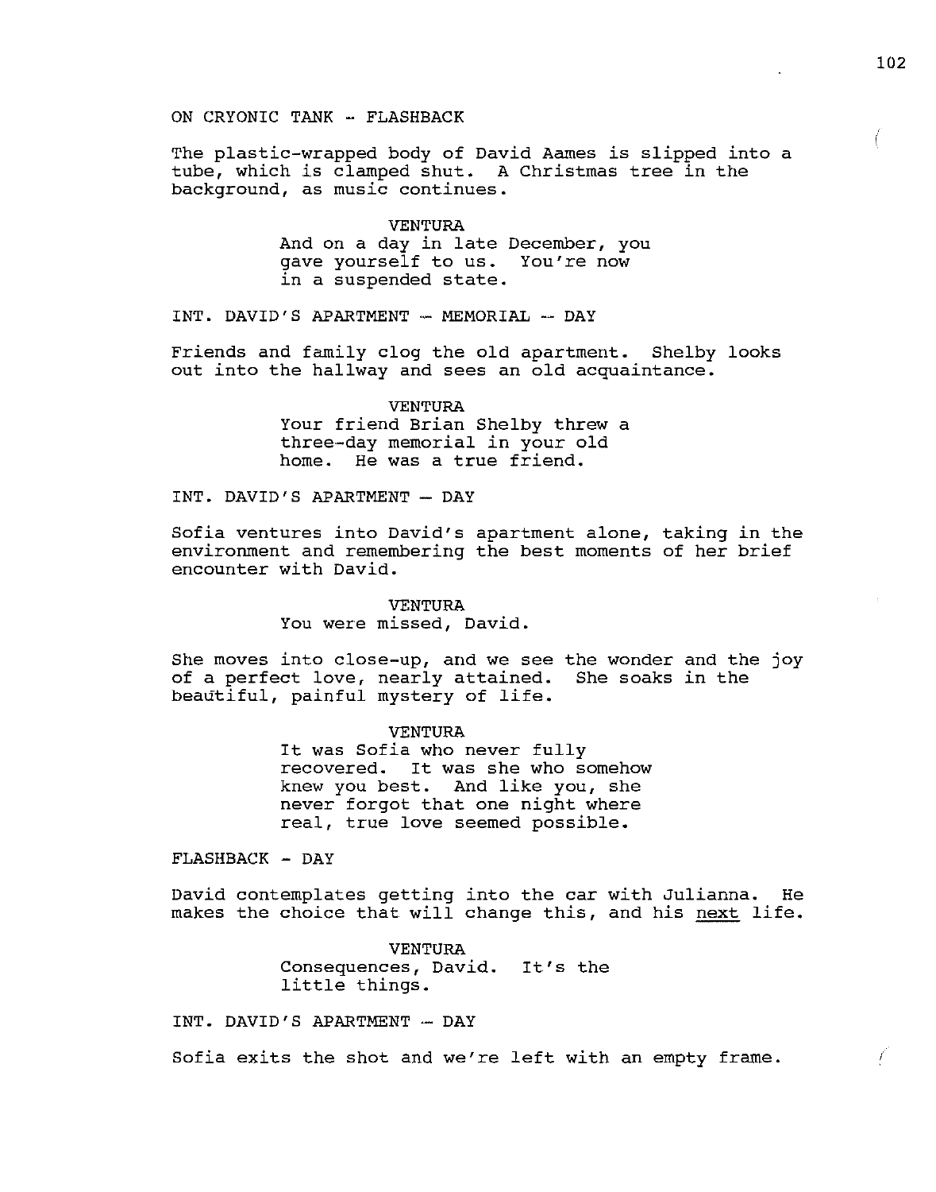ON CRYONIC TANK - FLASHBACK

The plastic-wrapped body of David Aames is slipped into a tube, which is clamped shut. A Christmas tree in the background, as music continues.

VENTURA
And on a day in late December, you gave yourself to us. You're now in a suspended state.

INT. DAVID'S APARTMENT -- MEMORIAL -- DAY

Friends and family clog the old apartment. Shelby looks out into the hallway and sees an old acquaintance.

VENTURA
Your friend Brian Shelby threw a three-day memorial in your old home. He was a true friend.

INT. DAVID'S APARTMENT -- DAY

Sofia ventures into David's apartment alone, taking in the environment and remembering the best moments of her brief encounter with David.

VENTURA
You were missed, David.

She moves into close-up, and we see the wonder and the joy of a perfect love, nearly attained. She soaks in the beautiful, painful mystery of life.

VENTURA
It was Sofia who never fully recovered. It was she who somehow knew you best. And like you, she never forgot that one night where real, true love seemed possible.

FLASHBACK - DAY

David contemplates getting into the car with Julianna. He makes the choice that will change this, and his <u>next</u> life.

VENTURA
Consequences, David. It's the little things.

INT. DAVID'S APARTMENT -- DAY

Sofia exits the shot and we're left with an empty frame.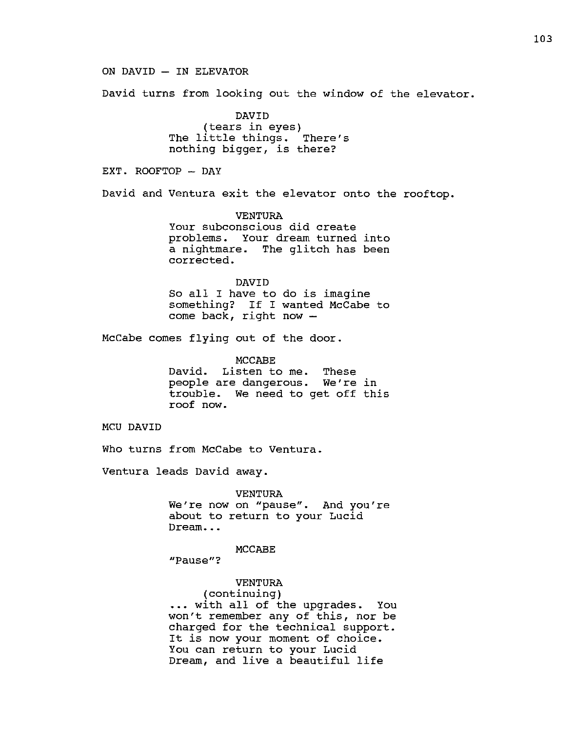ON DAVID — IN ELEVATOR

David turns from looking out the window of the elevator.

DAVID
(tears in eyes)
The little things. There's nothing bigger, is there?

EXT. ROOFTOP — DAY

David and Ventura exit the elevator onto the rooftop.

VENTURA
Your subconscious did create problems. Your dream turned into a nightmare. The glitch has been corrected.

DAVID
So all I have to do is imagine something? If I wanted McCabe to come back, right now —

McCabe comes flying out of the door.

MCCABE
David. Listen to me. These people are dangerous. We're in trouble. We need to get off this roof now.

MCU DAVID

Who turns from McCabe to Ventura.

Ventura leads David away.

VENTURA
We're now on "pause". And you're about to return to your Lucid Dream...

MCCABE
"Pause"?

VENTURA
(continuing)
... with all of the upgrades. You won't remember any of this, nor be charged for the technical support. It is now your moment of choice. You can return to your Lucid Dream, and live a beautiful life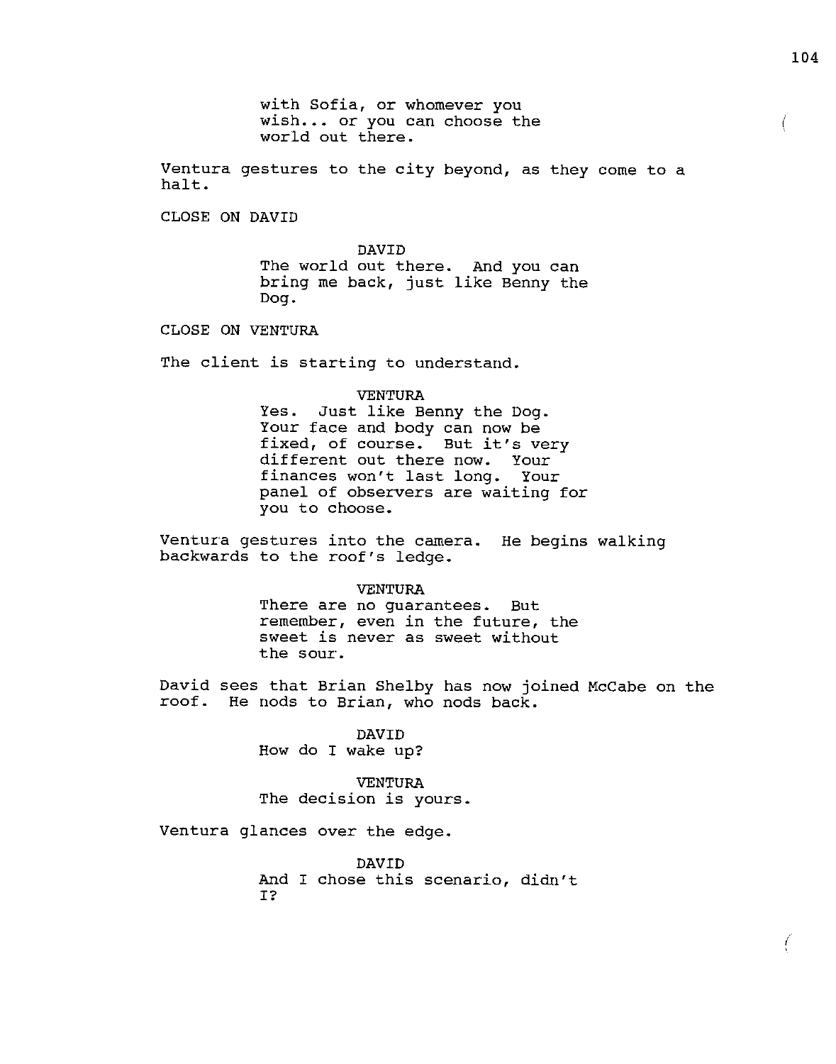with Sofia, or whomever you wish... or you can choose the world out there.

Ventura gestures to the city beyond, as they come to a halt.

CLOSE ON DAVID

DAVID
The world out there. And you can bring me back, just like Benny the Dog.

CLOSE ON VENTURA

The client is starting to understand.

VENTURA
Yes. Just like Benny the Dog. Your face and body can now be fixed, of course. But it's very different out there now. Your finances won't last long. Your panel of observers are waiting for you to choose.

Ventura gestures into the camera. He begins walking backwards to the roof's ledge.

VENTURA
There are no guarantees. But remember, even in the future, the sweet is never as sweet without the sour.

David sees that Brian Shelby has now joined McCabe on the roof. He nods to Brian, who nods back.

DAVID
How do I wake up?

VENTURA
The decision is yours.

Ventura glances over the edge.

DAVID
And I chose this scenario, didn't I?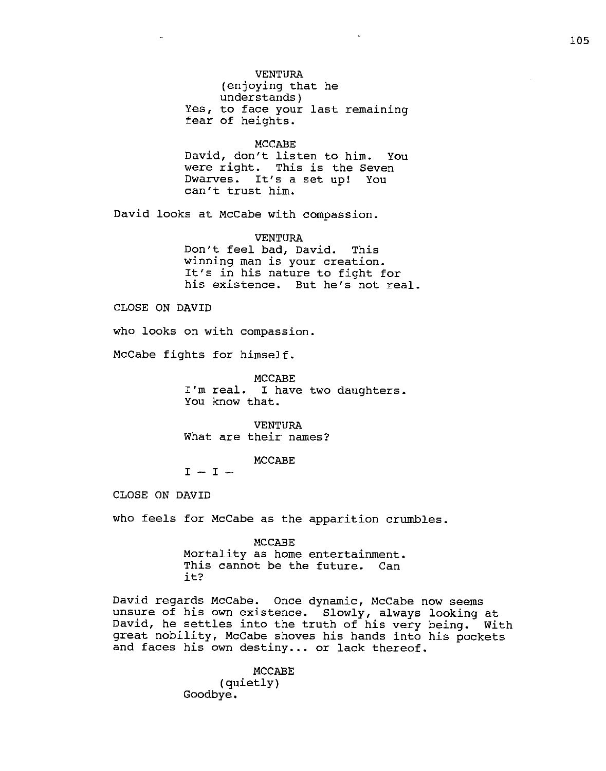VENTURA
(enjoying that he understands)
Yes, to face your last remaining fear of heights.

MCCABE
David, don't listen to him. You were right. This is the Seven Dwarves. It's a set up! You can't trust him.

David looks at McCabe with compassion.

VENTURA
Don't feel bad, David. This winning man is your creation. It's in his nature to fight for his existence. But he's not real.

CLOSE ON DAVID

who looks on with compassion.

McCabe fights for himself.

MCCABE
I'm real. I have two daughters. You know that.

VENTURA
What are their names?

MCCABE
I -- I --

CLOSE ON DAVID

who feels for McCabe as the apparition crumbles.

MCCABE
Mortality as home entertainment. This cannot be the future. Can it?

David regards McCabe. Once dynamic, McCabe now seems unsure of his own existence. Slowly, always looking at David, he settles into the truth of his very being. With great nobility, McCabe shoves his hands into his pockets and faces his own destiny... or lack thereof.

MCCABE
(quietly)
Goodbye.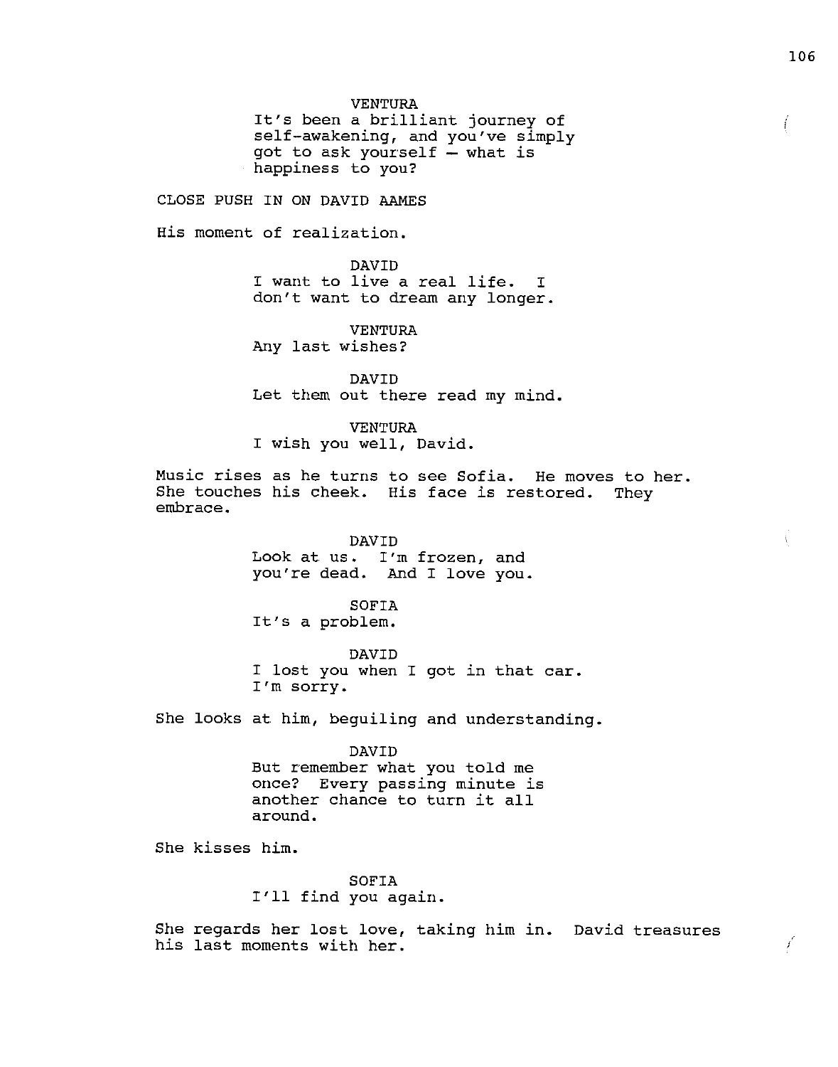VENTURA
It's been a brilliant journey of self-awakening, and you've simply got to ask yourself – what is happiness to you?

CLOSE PUSH IN ON DAVID AAMES

His moment of realization.

DAVID
I want to live a real life. I don't want to dream any longer.

VENTURA
Any last wishes?

DAVID
Let them out there read my mind.

VENTURA
I wish you well, David.

Music rises as he turns to see Sofia. He moves to her. She touches his cheek. His face is restored. They embrace.

DAVID
Look at us. I'm frozen, and you're dead. And I love you.

SOFIA
It's a problem.

DAVID
I lost you when I got in that car. I'm sorry.

She looks at him, beguiling and understanding.

DAVID
But remember what you told me once? Every passing minute is another chance to turn it all around.

She kisses him.

SOFIA
I'll find you again.

She regards her lost love, taking him in. David treasures his last moments with her.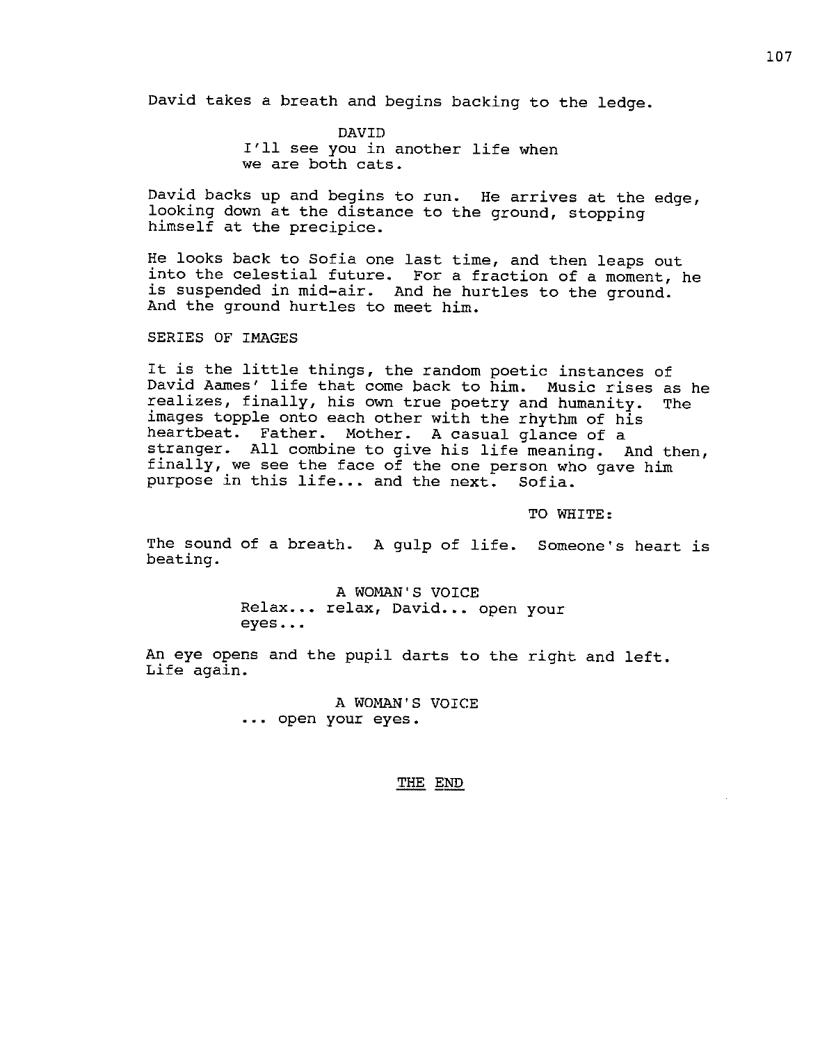David takes a breath and begins backing to the ledge.

DAVID
I'll see you in another life when we are both cats.

David backs up and begins to run. He arrives at the edge, looking down at the distance to the ground, stopping himself at the precipice.

He looks back to Sofia one last time, and then leaps out into the celestial future. For a fraction of a moment, he is suspended in mid-air. And he hurtles to the ground. And the ground hurtles to meet him.

SERIES OF IMAGES

It is the little things, the random poetic instances of David Aames' life that come back to him. Music rises as he realizes, finally, his own true poetry and humanity. The images topple onto each other with the rhythm of his heartbeat. Father. Mother. A casual glance of a stranger. All combine to give his life meaning. And then, finally, we see the face of the one person who gave him purpose in this life... and the next. Sofia.

TO WHITE:

The sound of a breath. A gulp of life. Someone's heart is beating.

A WOMAN'S VOICE
Relax... relax, David... open your eyes...

An eye opens and the pupil darts to the right and left. Life again.

A WOMAN'S VOICE
... open your eyes.

THE END